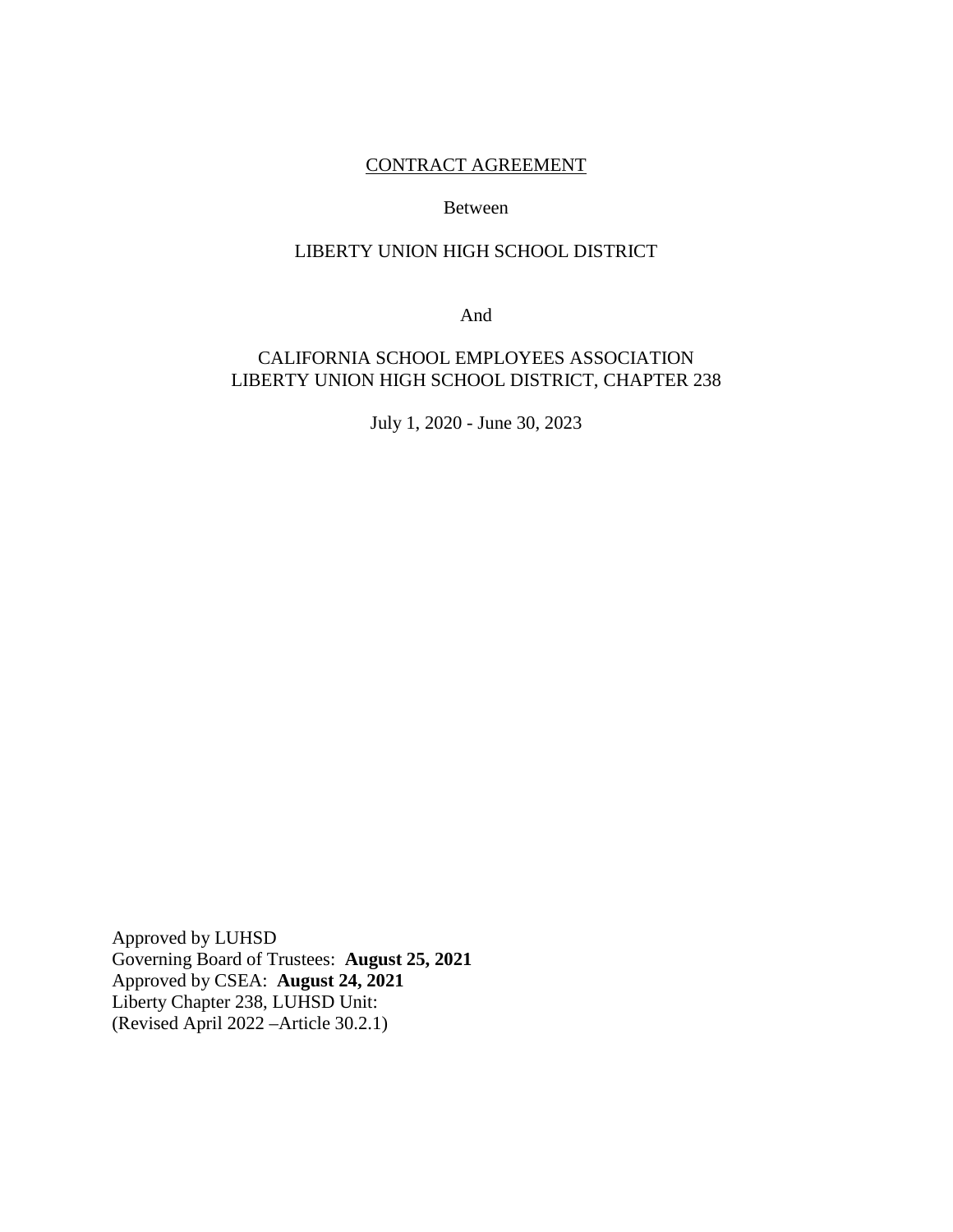<u>CONTRACT AGREEMENT</u>

Between

LIBERTY UNION HIGH SCHOOL DISTRICT

And

CALIFORNIA SCHOOL EMPLOYEES ASSOCIATION
LIBERTY UNION HIGH SCHOOL DISTRICT, CHAPTER 238

July 1, 2020 - June 30, 2023

Approved by LUHSD
Governing Board of Trustees: **August 25, 2021**
Approved by CSEA: **August 24, 2021**
Liberty Chapter 238, LUHSD Unit:
(Revised April 2022 –Article 30.2.1)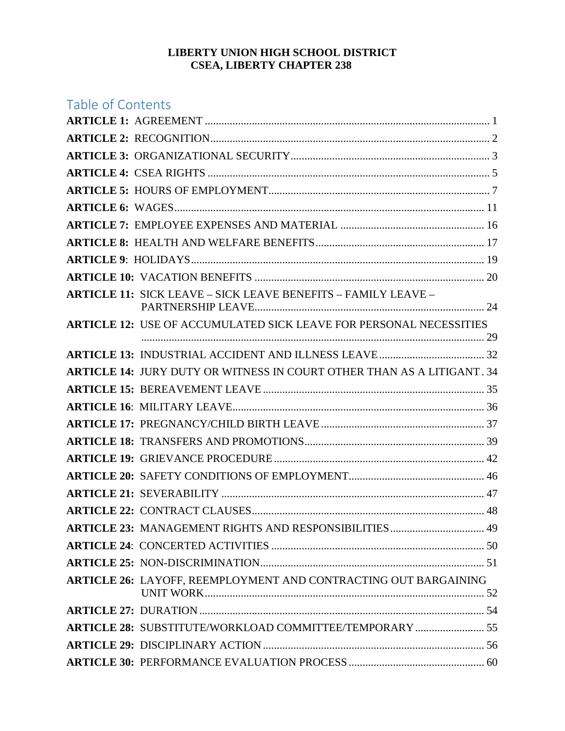**LIBERTY UNION HIGH SCHOOL DISTRICT**
**CSEA, LIBERTY CHAPTER 238**

## Table of Contents

**ARTICLE 1:** AGREEMENT ...... 1
**ARTICLE 2:** RECOGNITION ...... 2
**ARTICLE 3:** ORGANIZATIONAL SECURITY ...... 3
**ARTICLE 4:** CSEA RIGHTS ...... 5
**ARTICLE 5:** HOURS OF EMPLOYMENT ...... 7
**ARTICLE 6:** WAGES ...... 11
**ARTICLE 7:** EMPLOYEE EXPENSES AND MATERIAL ...... 16
**ARTICLE 8:** HEALTH AND WELFARE BENEFITS ...... 17
**ARTICLE 9**: HOLIDAYS ...... 19
**ARTICLE 10:** VACATION BENEFITS ...... 20
**ARTICLE 11:** SICK LEAVE – SICK LEAVE BENEFITS – FAMILY LEAVE – PARTNERSHIP LEAVE ...... 24
**ARTICLE 12:** USE OF ACCUMULATED SICK LEAVE FOR PERSONAL NECESSITIES ...... 29
**ARTICLE 13:** INDUSTRIAL ACCIDENT AND ILLNESS LEAVE ...... 32
**ARTICLE 14:** JURY DUTY OR WITNESS IN COURT OTHER THAN AS A LITIGANT . 34
**ARTICLE 15:** BEREAVEMENT LEAVE ...... 35
**ARTICLE 16**: MILITARY LEAVE ...... 36
**ARTICLE 17:** PREGNANCY/CHILD BIRTH LEAVE ...... 37
**ARTICLE 18:** TRANSFERS AND PROMOTIONS ...... 39
**ARTICLE 19:** GRIEVANCE PROCEDURE ...... 42
**ARTICLE 20:** SAFETY CONDITIONS OF EMPLOYMENT ...... 46
**ARTICLE 21:** SEVERABILITY ...... 47
**ARTICLE 22:** CONTRACT CLAUSES ...... 48
**ARTICLE 23:** MANAGEMENT RIGHTS AND RESPONSIBILITIES ...... 49
**ARTICLE 24**: CONCERTED ACTIVITIES ...... 50
**ARTICLE 25:** NON-DISCRIMINATION ...... 51
**ARTICLE 26:** LAYOFF, REEMPLOYMENT AND CONTRACTING OUT BARGAINING UNIT WORK ...... 52
**ARTICLE 27:** DURATION ...... 54
**ARTICLE 28:** SUBSTITUTE/WORKLOAD COMMITTEE/TEMPORARY ...... 55
**ARTICLE 29:** DISCIPLINARY ACTION ...... 56
**ARTICLE 30:** PERFORMANCE EVALUATION PROCESS ...... 60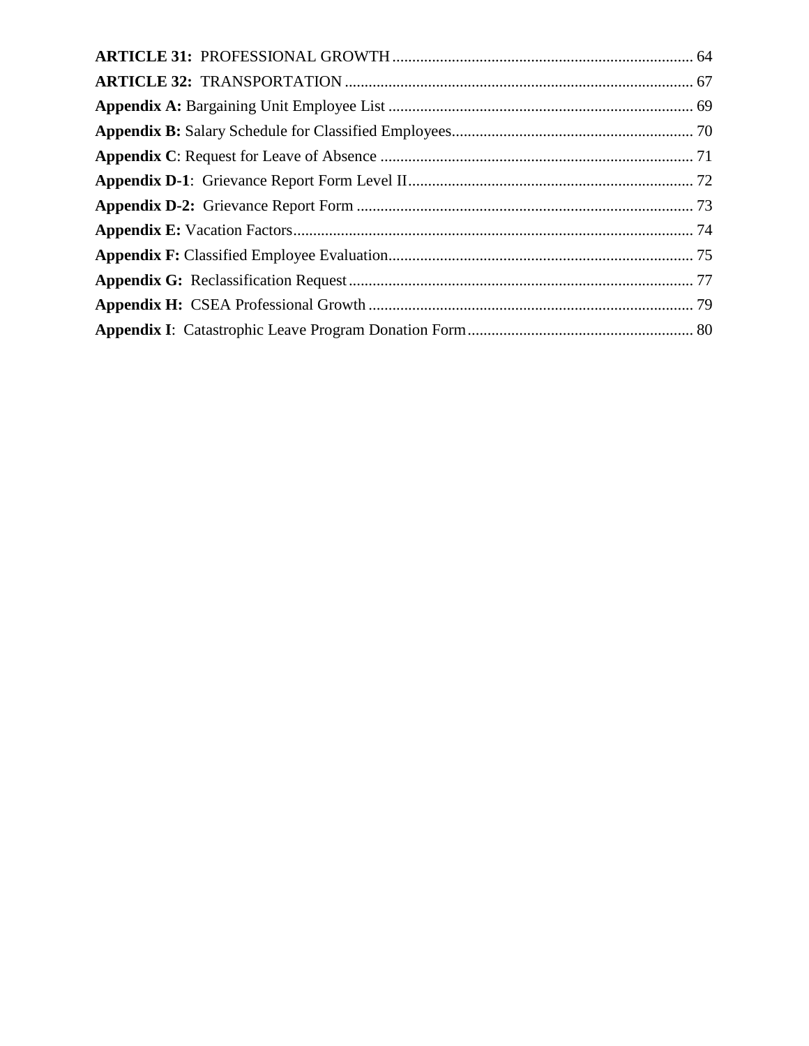**ARTICLE 31:** PROFESSIONAL GROWTH ........................................................................... 64
**ARTICLE 32:** TRANSPORTATION ........................................................................................ 67
**Appendix A:** Bargaining Unit Employee List ............................................................................ 69
**Appendix B:** Salary Schedule for Classified Employees............................................................ 70
**Appendix C**: Request for Leave of Absence .............................................................................. 71
**Appendix D-1**: Grievance Report Form Level II....................................................................... 72
**Appendix D-2:** Grievance Report Form .................................................................................... 73
**Appendix E:** Vacation Factors.................................................................................................... 74
**Appendix F:** Classified Employee Evaluation............................................................................ 75
**Appendix G:** Reclassification Request...................................................................................... 77
**Appendix H:** CSEA Professional Growth ................................................................................. 79
**Appendix I**: Catastrophic Leave Program Donation Form........................................................ 80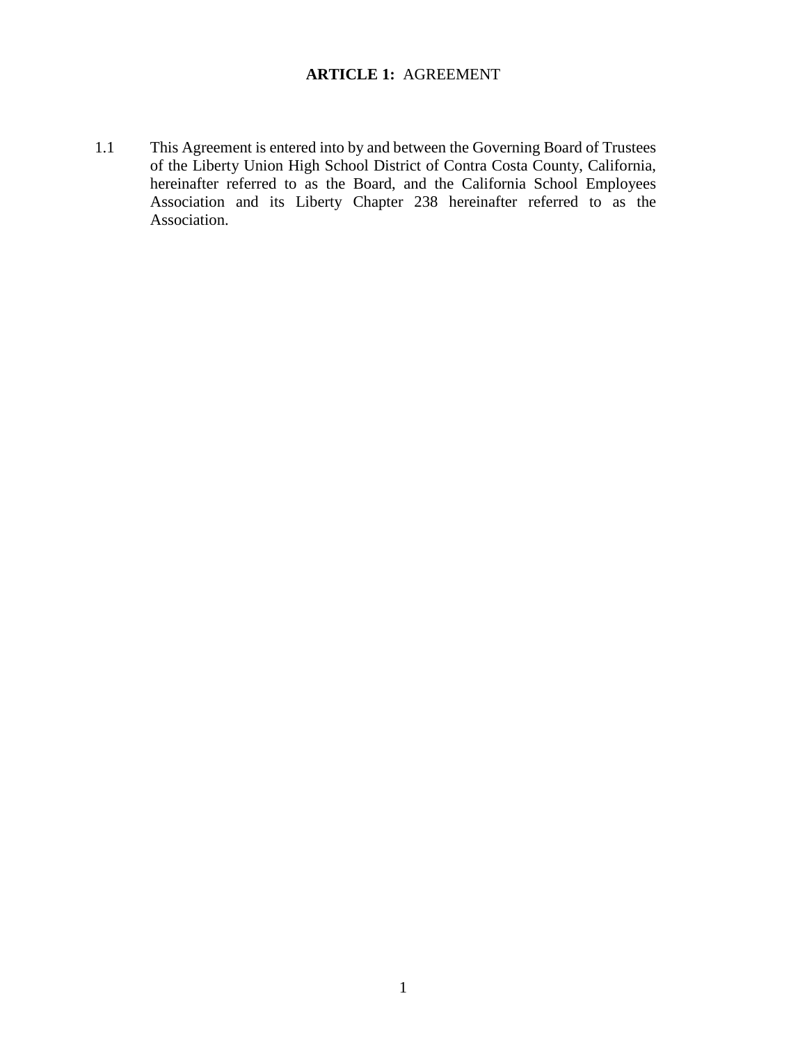## **ARTICLE 1:** AGREEMENT

1.1 This Agreement is entered into by and between the Governing Board of Trustees of the Liberty Union High School District of Contra Costa County, California, hereinafter referred to as the Board, and the California School Employees Association and its Liberty Chapter 238 hereinafter referred to as the Association.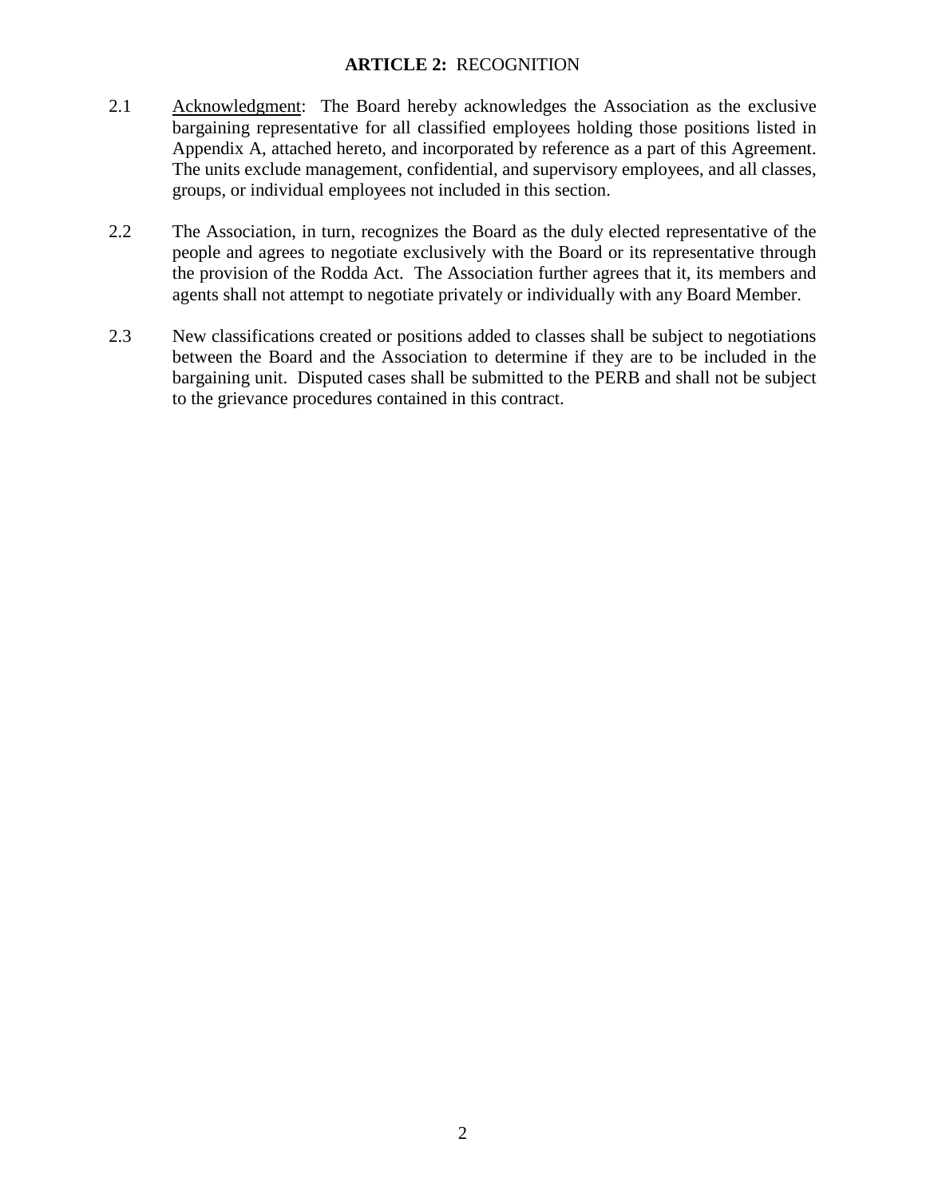## **ARTICLE 2:** RECOGNITION

2.1 Acknowledgment: The Board hereby acknowledges the Association as the exclusive bargaining representative for all classified employees holding those positions listed in Appendix A, attached hereto, and incorporated by reference as a part of this Agreement. The units exclude management, confidential, and supervisory employees, and all classes, groups, or individual employees not included in this section.

2.2 The Association, in turn, recognizes the Board as the duly elected representative of the people and agrees to negotiate exclusively with the Board or its representative through the provision of the Rodda Act. The Association further agrees that it, its members and agents shall not attempt to negotiate privately or individually with any Board Member.

2.3 New classifications created or positions added to classes shall be subject to negotiations between the Board and the Association to determine if they are to be included in the bargaining unit. Disputed cases shall be submitted to the PERB and shall not be subject to the grievance procedures contained in this contract.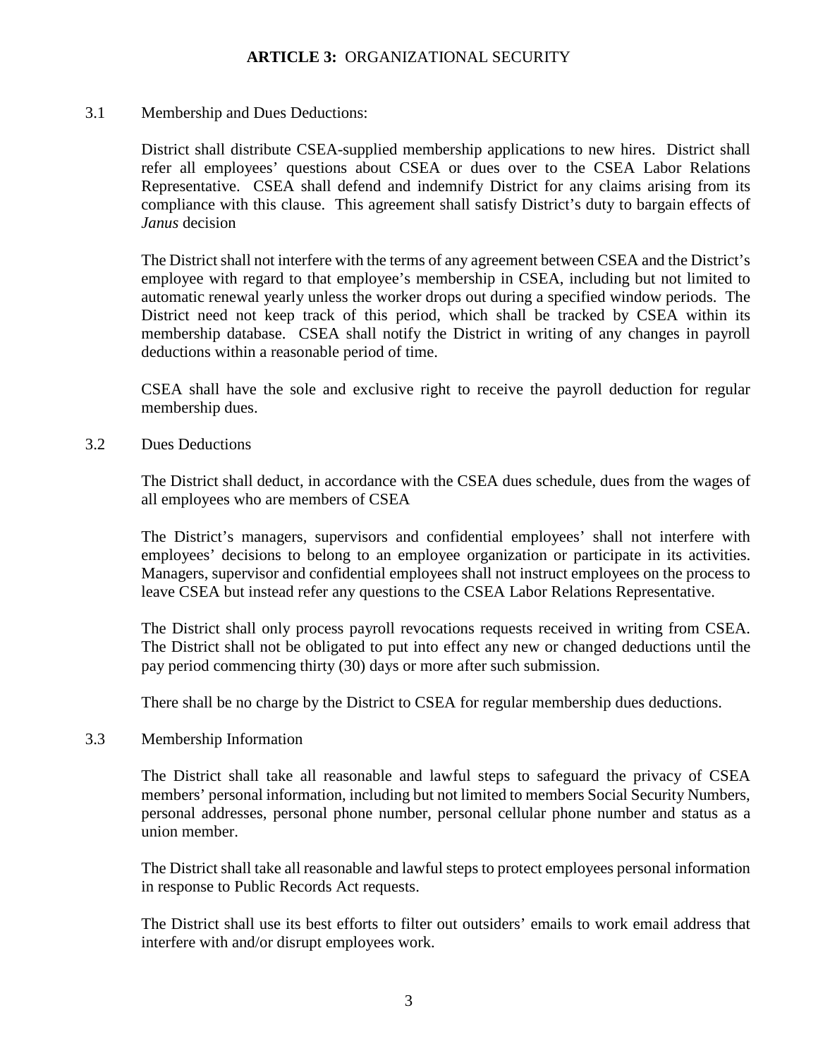## **ARTICLE 3:** ORGANIZATIONAL SECURITY

3.1 Membership and Dues Deductions:

District shall distribute CSEA-supplied membership applications to new hires. District shall refer all employees' questions about CSEA or dues over to the CSEA Labor Relations Representative. CSEA shall defend and indemnify District for any claims arising from its compliance with this clause. This agreement shall satisfy District's duty to bargain effects of *Janus* decision

The District shall not interfere with the terms of any agreement between CSEA and the District's employee with regard to that employee's membership in CSEA, including but not limited to automatic renewal yearly unless the worker drops out during a specified window periods. The District need not keep track of this period, which shall be tracked by CSEA within its membership database. CSEA shall notify the District in writing of any changes in payroll deductions within a reasonable period of time.

CSEA shall have the sole and exclusive right to receive the payroll deduction for regular membership dues.

3.2 Dues Deductions

The District shall deduct, in accordance with the CSEA dues schedule, dues from the wages of all employees who are members of CSEA

The District's managers, supervisors and confidential employees' shall not interfere with employees' decisions to belong to an employee organization or participate in its activities. Managers, supervisor and confidential employees shall not instruct employees on the process to leave CSEA but instead refer any questions to the CSEA Labor Relations Representative.

The District shall only process payroll revocations requests received in writing from CSEA. The District shall not be obligated to put into effect any new or changed deductions until the pay period commencing thirty (30) days or more after such submission.

There shall be no charge by the District to CSEA for regular membership dues deductions.

3.3 Membership Information

The District shall take all reasonable and lawful steps to safeguard the privacy of CSEA members' personal information, including but not limited to members Social Security Numbers, personal addresses, personal phone number, personal cellular phone number and status as a union member.

The District shall take all reasonable and lawful steps to protect employees personal information in response to Public Records Act requests.

The District shall use its best efforts to filter out outsiders' emails to work email address that interfere with and/or disrupt employees work.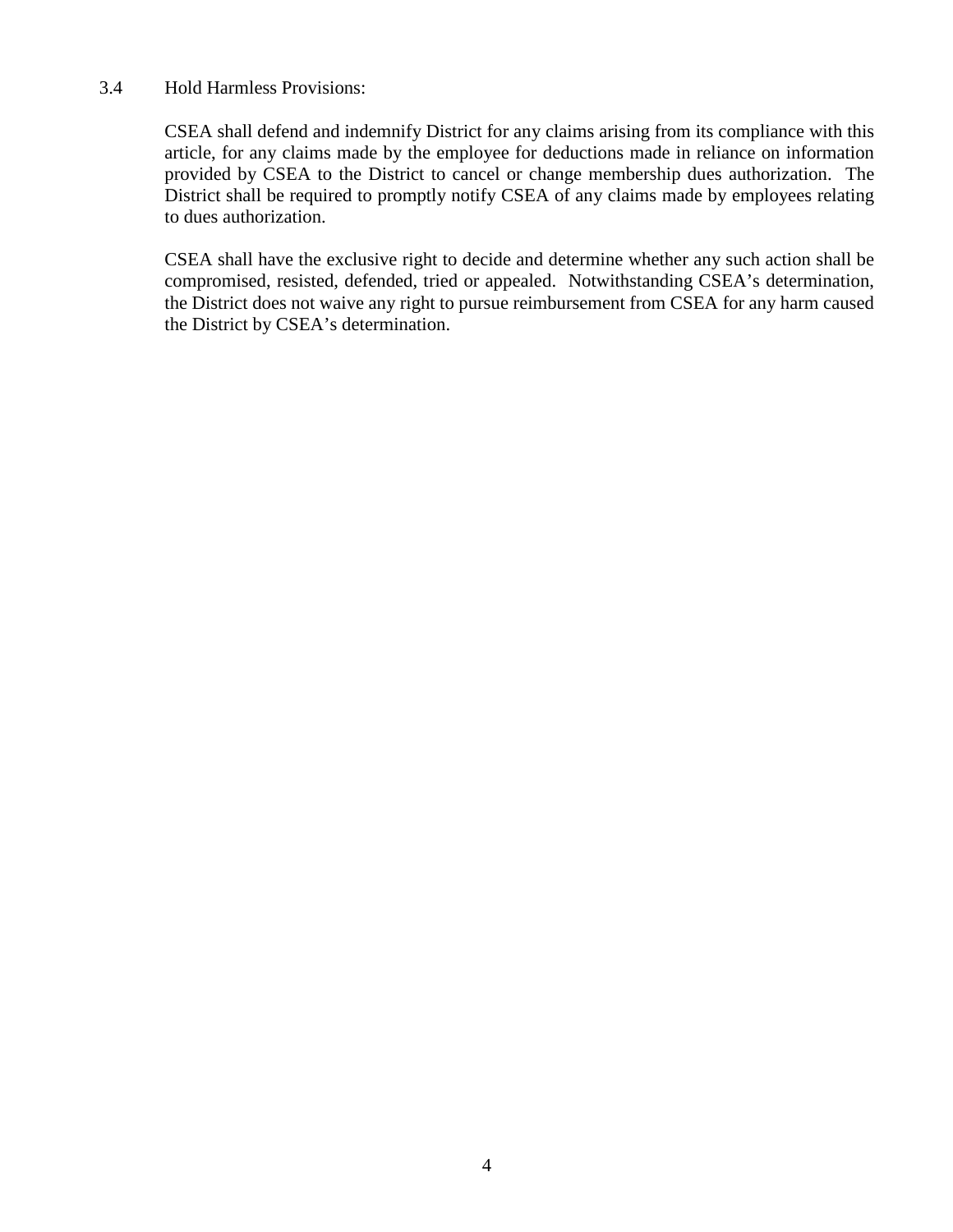### 3.4 Hold Harmless Provisions:

CSEA shall defend and indemnify District for any claims arising from its compliance with this article, for any claims made by the employee for deductions made in reliance on information provided by CSEA to the District to cancel or change membership dues authorization. The District shall be required to promptly notify CSEA of any claims made by employees relating to dues authorization.

CSEA shall have the exclusive right to decide and determine whether any such action shall be compromised, resisted, defended, tried or appealed. Notwithstanding CSEA's determination, the District does not waive any right to pursue reimbursement from CSEA for any harm caused the District by CSEA's determination.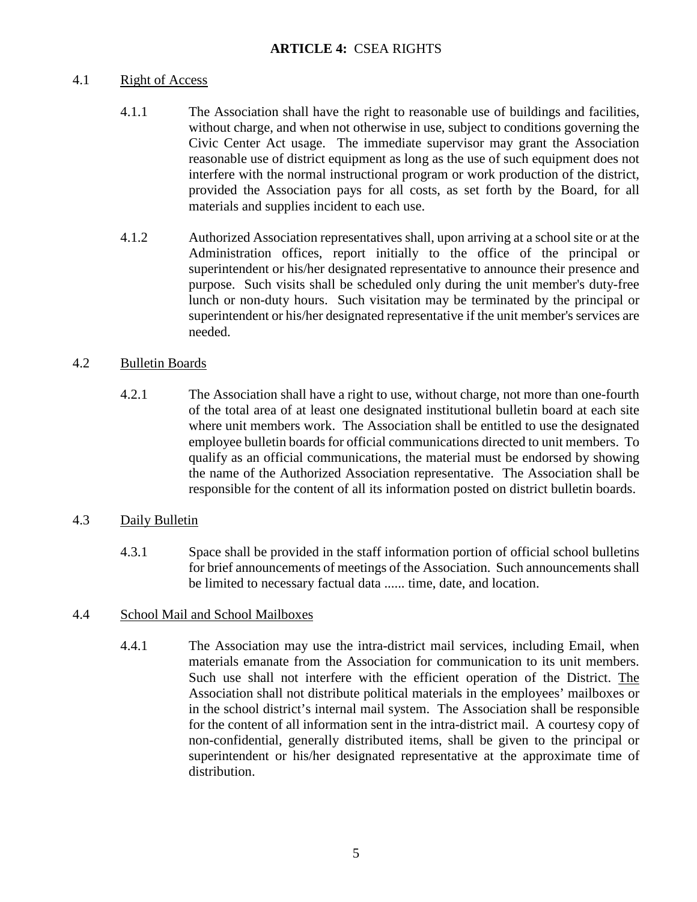# ARTICLE 4: CSEA RIGHTS

## 4.1 Right of Access

4.1.1 The Association shall have the right to reasonable use of buildings and facilities, without charge, and when not otherwise in use, subject to conditions governing the Civic Center Act usage. The immediate supervisor may grant the Association reasonable use of district equipment as long as the use of such equipment does not interfere with the normal instructional program or work production of the district, provided the Association pays for all costs, as set forth by the Board, for all materials and supplies incident to each use.

4.1.2 Authorized Association representatives shall, upon arriving at a school site or at the Administration offices, report initially to the office of the principal or superintendent or his/her designated representative to announce their presence and purpose. Such visits shall be scheduled only during the unit member's duty-free lunch or non-duty hours. Such visitation may be terminated by the principal or superintendent or his/her designated representative if the unit member's services are needed.

## 4.2 Bulletin Boards

4.2.1 The Association shall have a right to use, without charge, not more than one-fourth of the total area of at least one designated institutional bulletin board at each site where unit members work. The Association shall be entitled to use the designated employee bulletin boards for official communications directed to unit members. To qualify as an official communications, the material must be endorsed by showing the name of the Authorized Association representative. The Association shall be responsible for the content of all its information posted on district bulletin boards.

## 4.3 Daily Bulletin

4.3.1 Space shall be provided in the staff information portion of official school bulletins for brief announcements of meetings of the Association. Such announcements shall be limited to necessary factual data ...... time, date, and location.

## 4.4 School Mail and School Mailboxes

4.4.1 The Association may use the intra-district mail services, including Email, when materials emanate from the Association for communication to its unit members. Such use shall not interfere with the efficient operation of the District. The Association shall not distribute political materials in the employees' mailboxes or in the school district's internal mail system. The Association shall be responsible for the content of all information sent in the intra-district mail. A courtesy copy of non-confidential, generally distributed items, shall be given to the principal or superintendent or his/her designated representative at the approximate time of distribution.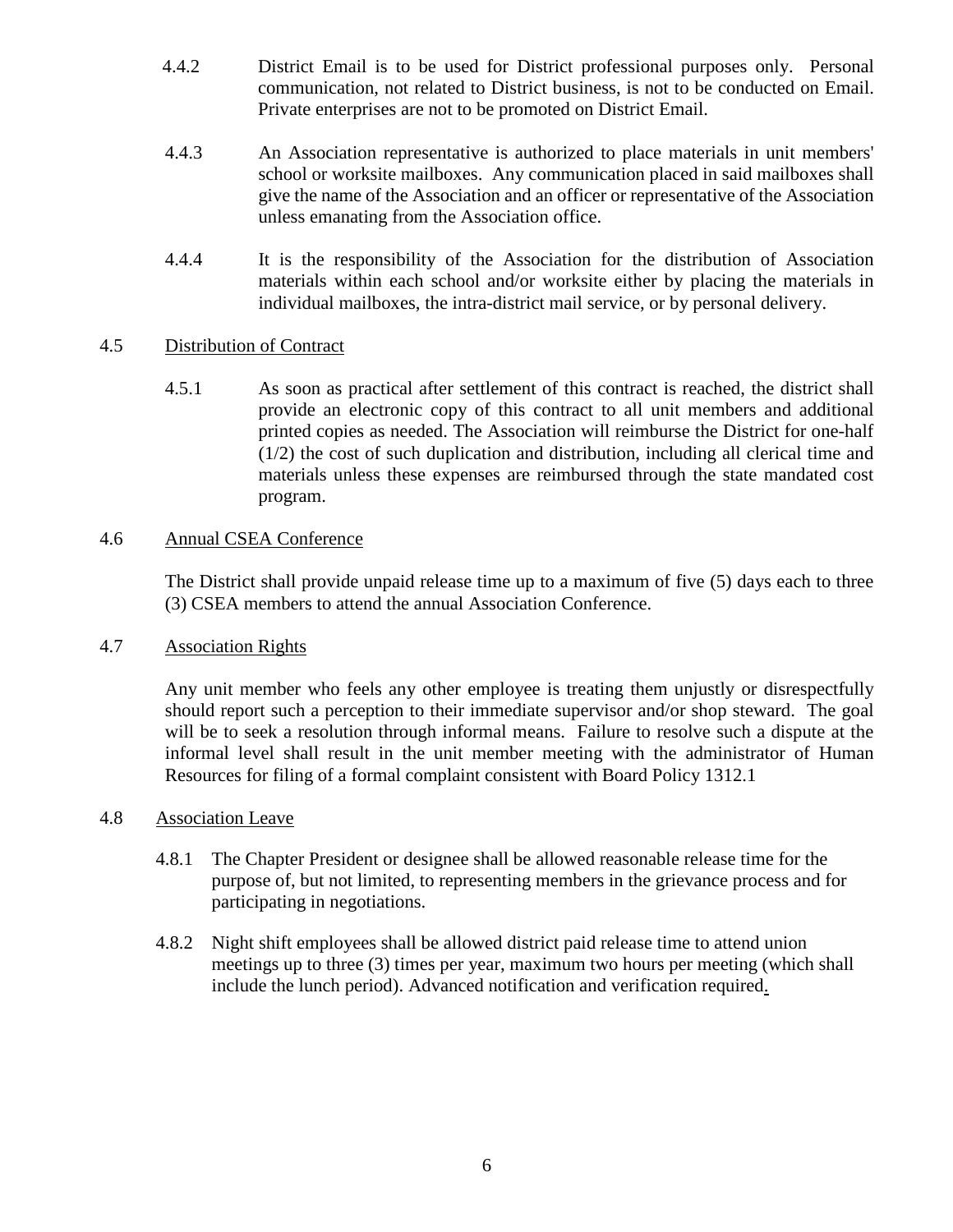4.4.2 District Email is to be used for District professional purposes only. Personal communication, not related to District business, is not to be conducted on Email. Private enterprises are not to be promoted on District Email.

4.4.3 An Association representative is authorized to place materials in unit members' school or worksite mailboxes. Any communication placed in said mailboxes shall give the name of the Association and an officer or representative of the Association unless emanating from the Association office.

4.4.4 It is the responsibility of the Association for the distribution of Association materials within each school and/or worksite either by placing the materials in individual mailboxes, the intra-district mail service, or by personal delivery.

4.5 Distribution of Contract

4.5.1 As soon as practical after settlement of this contract is reached, the district shall provide an electronic copy of this contract to all unit members and additional printed copies as needed. The Association will reimburse the District for one-half (1/2) the cost of such duplication and distribution, including all clerical time and materials unless these expenses are reimbursed through the state mandated cost program.

4.6 Annual CSEA Conference

The District shall provide unpaid release time up to a maximum of five (5) days each to three (3) CSEA members to attend the annual Association Conference.

4.7 Association Rights

Any unit member who feels any other employee is treating them unjustly or disrespectfully should report such a perception to their immediate supervisor and/or shop steward. The goal will be to seek a resolution through informal means. Failure to resolve such a dispute at the informal level shall result in the unit member meeting with the administrator of Human Resources for filing of a formal complaint consistent with Board Policy 1312.1

4.8 Association Leave

4.8.1 The Chapter President or designee shall be allowed reasonable release time for the purpose of, but not limited, to representing members in the grievance process and for participating in negotiations.

4.8.2 Night shift employees shall be allowed district paid release time to attend union meetings up to three (3) times per year, maximum two hours per meeting (which shall include the lunch period). Advanced notification and verification required.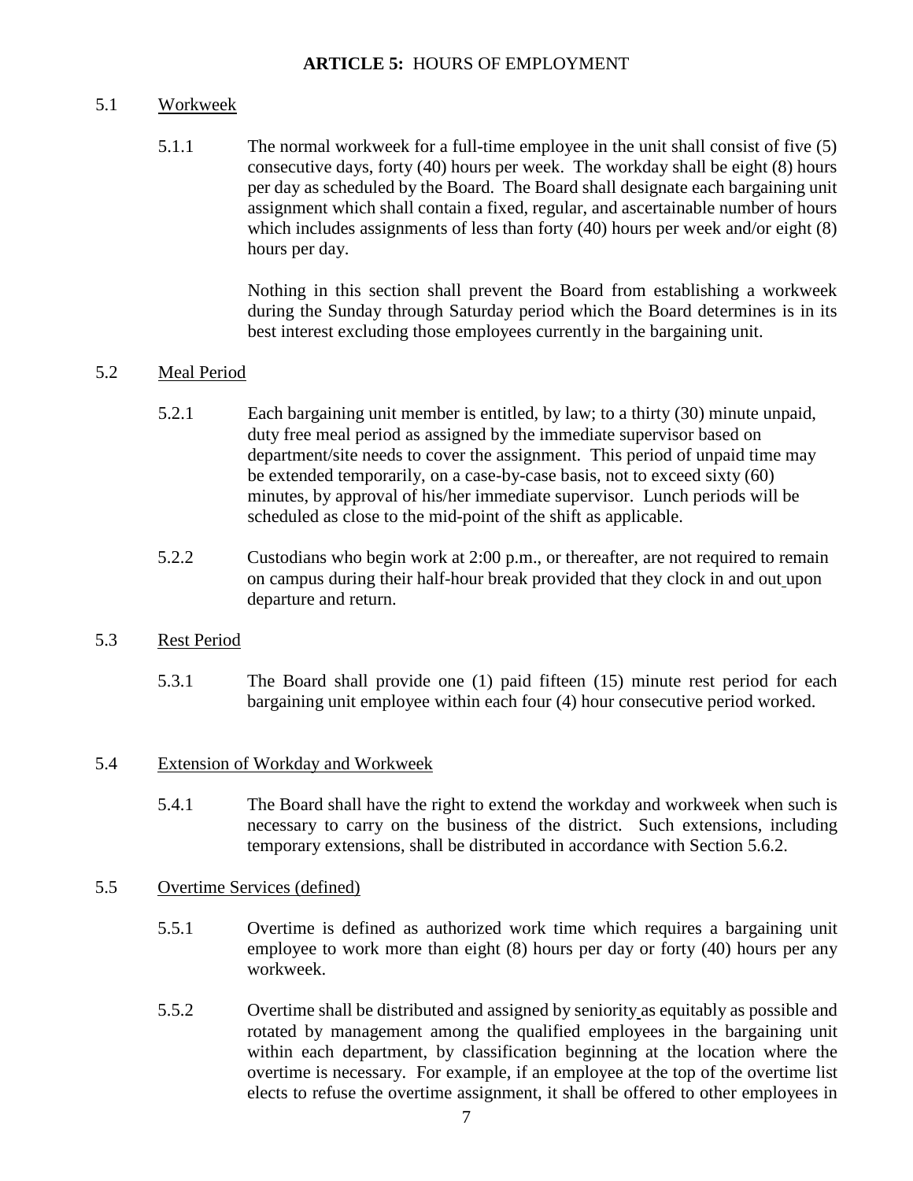## ARTICLE 5: HOURS OF EMPLOYMENT

### 5.1 Workweek

5.1.1 The normal workweek for a full-time employee in the unit shall consist of five (5) consecutive days, forty (40) hours per week. The workday shall be eight (8) hours per day as scheduled by the Board. The Board shall designate each bargaining unit assignment which shall contain a fixed, regular, and ascertainable number of hours which includes assignments of less than forty (40) hours per week and/or eight (8) hours per day.

Nothing in this section shall prevent the Board from establishing a workweek during the Sunday through Saturday period which the Board determines is in its best interest excluding those employees currently in the bargaining unit.

### 5.2 Meal Period

5.2.1 Each bargaining unit member is entitled, by law; to a thirty (30) minute unpaid, duty free meal period as assigned by the immediate supervisor based on department/site needs to cover the assignment. This period of unpaid time may be extended temporarily, on a case-by-case basis, not to exceed sixty (60) minutes, by approval of his/her immediate supervisor. Lunch periods will be scheduled as close to the mid-point of the shift as applicable.

5.2.2 Custodians who begin work at 2:00 p.m., or thereafter, are not required to remain on campus during their half-hour break provided that they clock in and out upon departure and return.

### 5.3 Rest Period

5.3.1 The Board shall provide one (1) paid fifteen (15) minute rest period for each bargaining unit employee within each four (4) hour consecutive period worked.

### 5.4 Extension of Workday and Workweek

5.4.1 The Board shall have the right to extend the workday and workweek when such is necessary to carry on the business of the district. Such extensions, including temporary extensions, shall be distributed in accordance with Section 5.6.2.

### 5.5 Overtime Services (defined)

5.5.1 Overtime is defined as authorized work time which requires a bargaining unit employee to work more than eight (8) hours per day or forty (40) hours per any workweek.

5.5.2 Overtime shall be distributed and assigned by seniority as equitably as possible and rotated by management among the qualified employees in the bargaining unit within each department, by classification beginning at the location where the overtime is necessary. For example, if an employee at the top of the overtime list elects to refuse the overtime assignment, it shall be offered to other employees in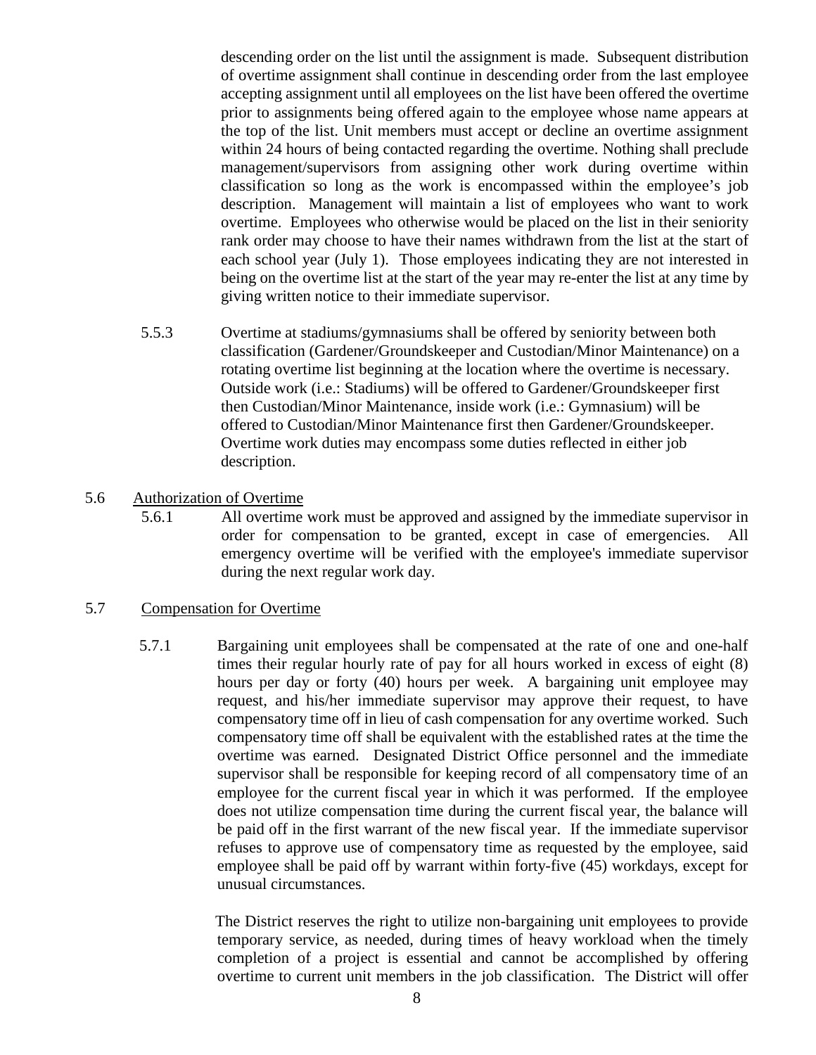descending order on the list until the assignment is made. Subsequent distribution of overtime assignment shall continue in descending order from the last employee accepting assignment until all employees on the list have been offered the overtime prior to assignments being offered again to the employee whose name appears at the top of the list. Unit members must accept or decline an overtime assignment within 24 hours of being contacted regarding the overtime. Nothing shall preclude management/supervisors from assigning other work during overtime within classification so long as the work is encompassed within the employee's job description. Management will maintain a list of employees who want to work overtime. Employees who otherwise would be placed on the list in their seniority rank order may choose to have their names withdrawn from the list at the start of each school year (July 1). Those employees indicating they are not interested in being on the overtime list at the start of the year may re-enter the list at any time by giving written notice to their immediate supervisor.

5.5.3 Overtime at stadiums/gymnasiums shall be offered by seniority between both classification (Gardener/Groundskeeper and Custodian/Minor Maintenance) on a rotating overtime list beginning at the location where the overtime is necessary. Outside work (i.e.: Stadiums) will be offered to Gardener/Groundskeeper first then Custodian/Minor Maintenance, inside work (i.e.: Gymnasium) will be offered to Custodian/Minor Maintenance first then Gardener/Groundskeeper. Overtime work duties may encompass some duties reflected in either job description.

5.6 <u>Authorization of Overtime</u>

5.6.1 All overtime work must be approved and assigned by the immediate supervisor in order for compensation to be granted, except in case of emergencies. All emergency overtime will be verified with the employee's immediate supervisor during the next regular work day.

5.7 <u>Compensation for Overtime</u>

5.7.1 Bargaining unit employees shall be compensated at the rate of one and one-half times their regular hourly rate of pay for all hours worked in excess of eight (8) hours per day or forty (40) hours per week. A bargaining unit employee may request, and his/her immediate supervisor may approve their request, to have compensatory time off in lieu of cash compensation for any overtime worked. Such compensatory time off shall be equivalent with the established rates at the time the overtime was earned. Designated District Office personnel and the immediate supervisor shall be responsible for keeping record of all compensatory time of an employee for the current fiscal year in which it was performed. If the employee does not utilize compensation time during the current fiscal year, the balance will be paid off in the first warrant of the new fiscal year. If the immediate supervisor refuses to approve use of compensatory time as requested by the employee, said employee shall be paid off by warrant within forty-five (45) workdays, except for unusual circumstances.

The District reserves the right to utilize non-bargaining unit employees to provide temporary service, as needed, during times of heavy workload when the timely completion of a project is essential and cannot be accomplished by offering overtime to current unit members in the job classification. The District will offer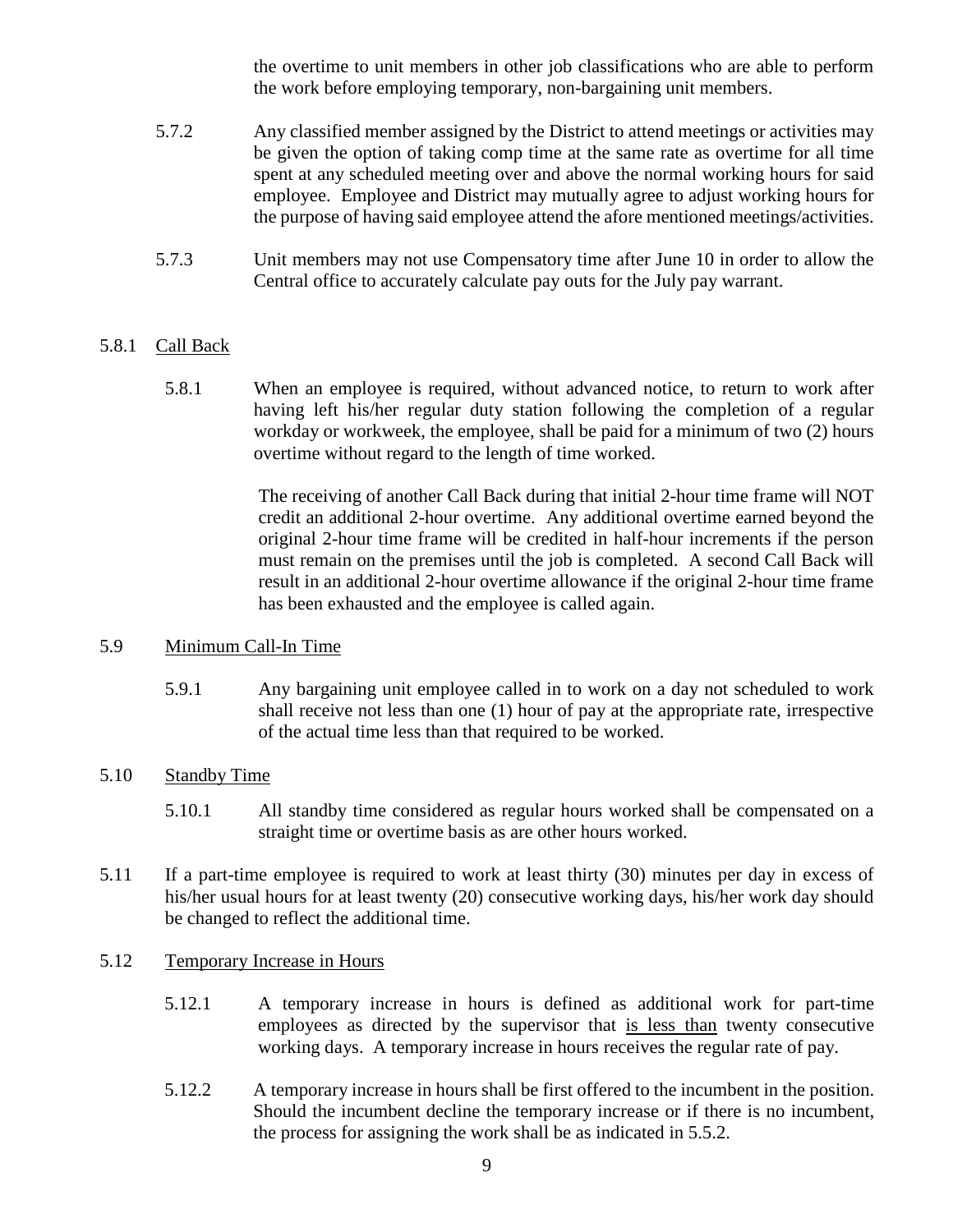the overtime to unit members in other job classifications who are able to perform the work before employing temporary, non-bargaining unit members.

5.7.2 Any classified member assigned by the District to attend meetings or activities may be given the option of taking comp time at the same rate as overtime for all time spent at any scheduled meeting over and above the normal working hours for said employee. Employee and District may mutually agree to adjust working hours for the purpose of having said employee attend the afore mentioned meetings/activities.

5.7.3 Unit members may not use Compensatory time after June 10 in order to allow the Central office to accurately calculate pay outs for the July pay warrant.

5.8.1 <u>Call Back</u>

5.8.1 When an employee is required, without advanced notice, to return to work after having left his/her regular duty station following the completion of a regular workday or workweek, the employee, shall be paid for a minimum of two (2) hours overtime without regard to the length of time worked.

The receiving of another Call Back during that initial 2-hour time frame will NOT credit an additional 2-hour overtime. Any additional overtime earned beyond the original 2-hour time frame will be credited in half-hour increments if the person must remain on the premises until the job is completed. A second Call Back will result in an additional 2-hour overtime allowance if the original 2-hour time frame has been exhausted and the employee is called again.

5.9 <u>Minimum Call-In Time</u>

5.9.1 Any bargaining unit employee called in to work on a day not scheduled to work shall receive not less than one (1) hour of pay at the appropriate rate, irrespective of the actual time less than that required to be worked.

5.10 <u>Standby Time</u>

5.10.1 All standby time considered as regular hours worked shall be compensated on a straight time or overtime basis as are other hours worked.

5.11 If a part-time employee is required to work at least thirty (30) minutes per day in excess of his/her usual hours for at least twenty (20) consecutive working days, his/her work day should be changed to reflect the additional time.

5.12 <u>Temporary Increase in Hours</u>

5.12.1 A temporary increase in hours is defined as additional work for part-time employees as directed by the supervisor that <u>is less than</u> twenty consecutive working days. A temporary increase in hours receives the regular rate of pay.

5.12.2 A temporary increase in hours shall be first offered to the incumbent in the position. Should the incumbent decline the temporary increase or if there is no incumbent, the process for assigning the work shall be as indicated in 5.5.2.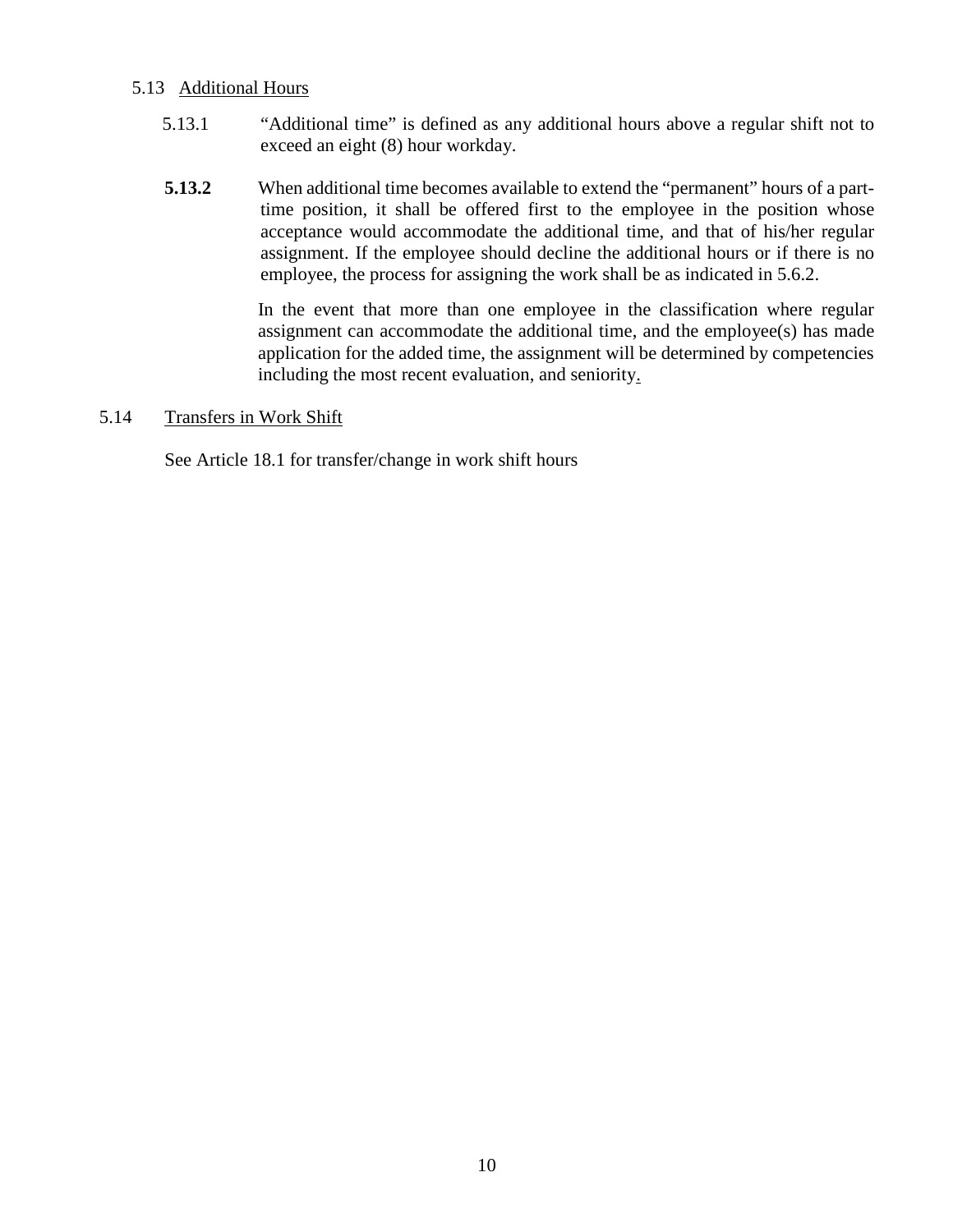5.13 Additional Hours

5.13.1 "Additional time" is defined as any additional hours above a regular shift not to exceed an eight (8) hour workday.

**5.13.2** When additional time becomes available to extend the "permanent" hours of a part-time position, it shall be offered first to the employee in the position whose acceptance would accommodate the additional time, and that of his/her regular assignment. If the employee should decline the additional hours or if there is no employee, the process for assigning the work shall be as indicated in 5.6.2.

In the event that more than one employee in the classification where regular assignment can accommodate the additional time, and the employee(s) has made application for the added time, the assignment will be determined by competencies including the most recent evaluation, and seniority.

5.14 Transfers in Work Shift

See Article 18.1 for transfer/change in work shift hours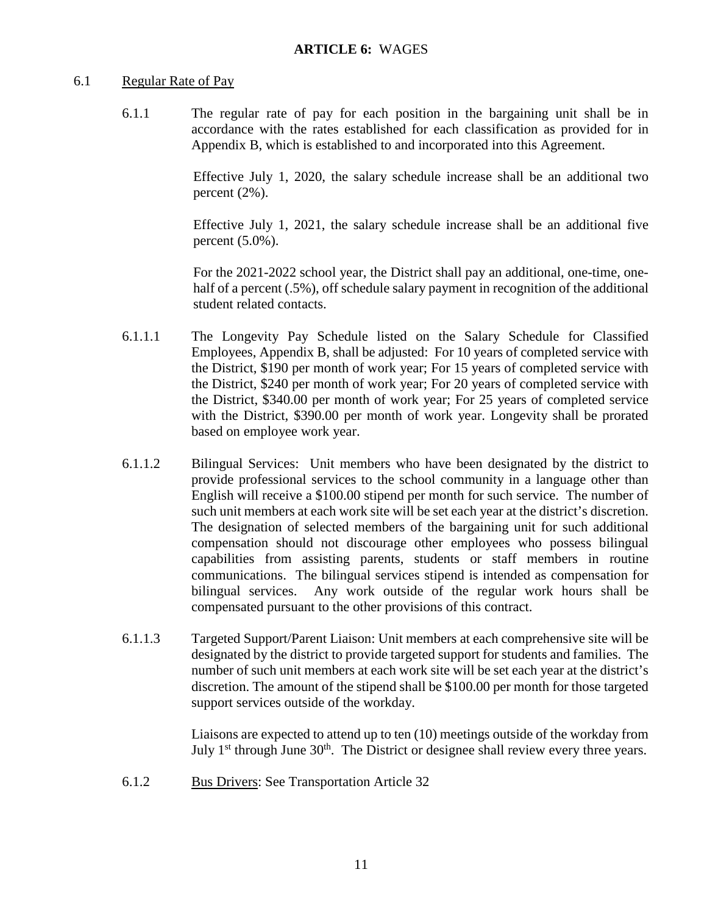# ARTICLE 6: WAGES

## 6.1 Regular Rate of Pay

6.1.1 The regular rate of pay for each position in the bargaining unit shall be in accordance with the rates established for each classification as provided for in Appendix B, which is established to and incorporated into this Agreement.

Effective July 1, 2020, the salary schedule increase shall be an additional two percent (2%).

Effective July 1, 2021, the salary schedule increase shall be an additional five percent (5.0%).

For the 2021-2022 school year, the District shall pay an additional, one-time, one-half of a percent (.5%), off schedule salary payment in recognition of the additional student related contacts.

6.1.1.1 The Longevity Pay Schedule listed on the Salary Schedule for Classified Employees, Appendix B, shall be adjusted: For 10 years of completed service with the District, $190 per month of work year; For 15 years of completed service with the District, $240 per month of work year; For 20 years of completed service with the District, $340.00 per month of work year; For 25 years of completed service with the District, $390.00 per month of work year. Longevity shall be prorated based on employee work year.

6.1.1.2 Bilingual Services: Unit members who have been designated by the district to provide professional services to the school community in a language other than English will receive a $100.00 stipend per month for such service. The number of such unit members at each work site will be set each year at the district's discretion. The designation of selected members of the bargaining unit for such additional compensation should not discourage other employees who possess bilingual capabilities from assisting parents, students or staff members in routine communications. The bilingual services stipend is intended as compensation for bilingual services. Any work outside of the regular work hours shall be compensated pursuant to the other provisions of this contract.

6.1.1.3 Targeted Support/Parent Liaison: Unit members at each comprehensive site will be designated by the district to provide targeted support for students and families. The number of such unit members at each work site will be set each year at the district's discretion. The amount of the stipend shall be $100.00 per month for those targeted support services outside of the workday.

Liaisons are expected to attend up to ten (10) meetings outside of the workday from July 1st through June 30th. The District or designee shall review every three years.

6.1.2 Bus Drivers: See Transportation Article 32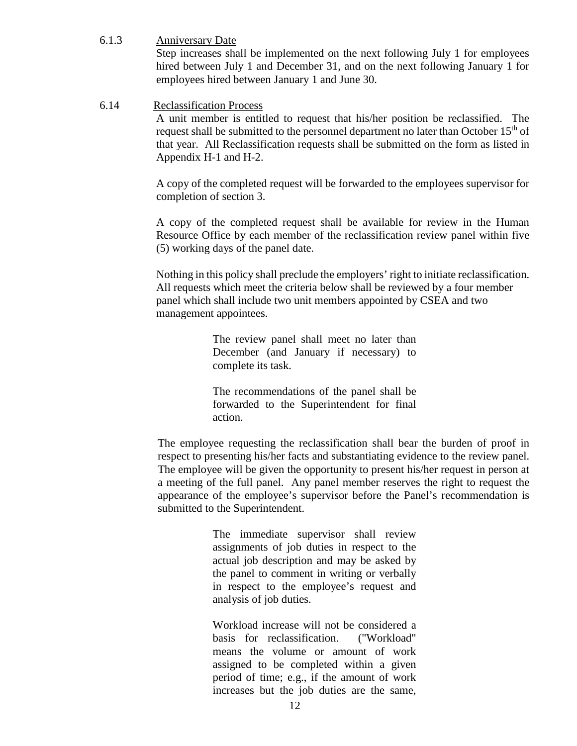6.1.3 Anniversary Date

Step increases shall be implemented on the next following July 1 for employees hired between July 1 and December 31, and on the next following January 1 for employees hired between January 1 and June 30.

6.14 Reclassification Process

A unit member is entitled to request that his/her position be reclassified. The request shall be submitted to the personnel department no later than October 15th of that year. All Reclassification requests shall be submitted on the form as listed in Appendix H-1 and H-2.

A copy of the completed request will be forwarded to the employees supervisor for completion of section 3.

A copy of the completed request shall be available for review in the Human Resource Office by each member of the reclassification review panel within five (5) working days of the panel date.

Nothing in this policy shall preclude the employers' right to initiate reclassification. All requests which meet the criteria below shall be reviewed by a four member panel which shall include two unit members appointed by CSEA and two management appointees.

> The review panel shall meet no later than December (and January if necessary) to complete its task.
>
> The recommendations of the panel shall be forwarded to the Superintendent for final action.

The employee requesting the reclassification shall bear the burden of proof in respect to presenting his/her facts and substantiating evidence to the review panel. The employee will be given the opportunity to present his/her request in person at a meeting of the full panel. Any panel member reserves the right to request the appearance of the employee's supervisor before the Panel's recommendation is submitted to the Superintendent.

> The immediate supervisor shall review assignments of job duties in respect to the actual job description and may be asked by the panel to comment in writing or verbally in respect to the employee's request and analysis of job duties.
>
> Workload increase will not be considered a basis for reclassification. ("Workload" means the volume or amount of work assigned to be completed within a given period of time; e.g., if the amount of work increases but the job duties are the same,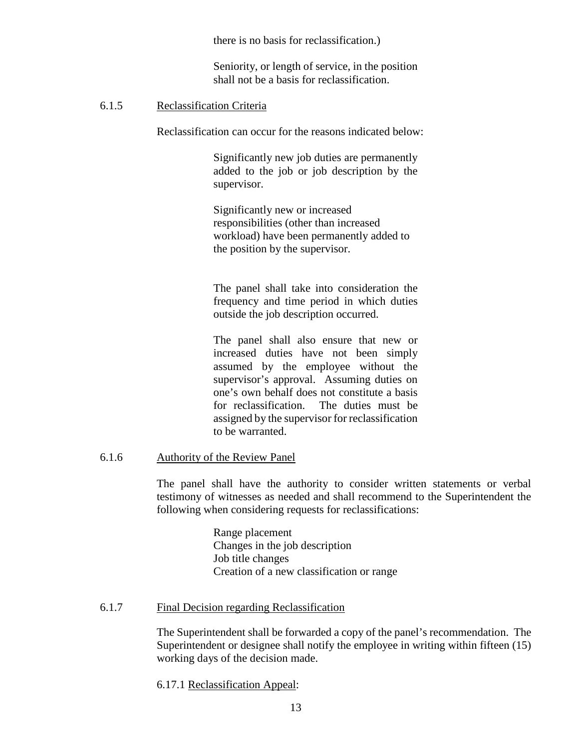there is no basis for reclassification.)

Seniority, or length of service, in the position shall not be a basis for reclassification.

6.1.5 Reclassification Criteria

Reclassification can occur for the reasons indicated below:

Significantly new job duties are permanently added to the job or job description by the supervisor.

Significantly new or increased responsibilities (other than increased workload) have been permanently added to the position by the supervisor.

The panel shall take into consideration the frequency and time period in which duties outside the job description occurred.

The panel shall also ensure that new or increased duties have not been simply assumed by the employee without the supervisor's approval. Assuming duties on one's own behalf does not constitute a basis for reclassification. The duties must be assigned by the supervisor for reclassification to be warranted.

6.1.6 Authority of the Review Panel

The panel shall have the authority to consider written statements or verbal testimony of witnesses as needed and shall recommend to the Superintendent the following when considering requests for reclassifications:

Range placement
Changes in the job description
Job title changes
Creation of a new classification or range

6.1.7 Final Decision regarding Reclassification

The Superintendent shall be forwarded a copy of the panel's recommendation. The Superintendent or designee shall notify the employee in writing within fifteen (15) working days of the decision made.

6.17.1 Reclassification Appeal: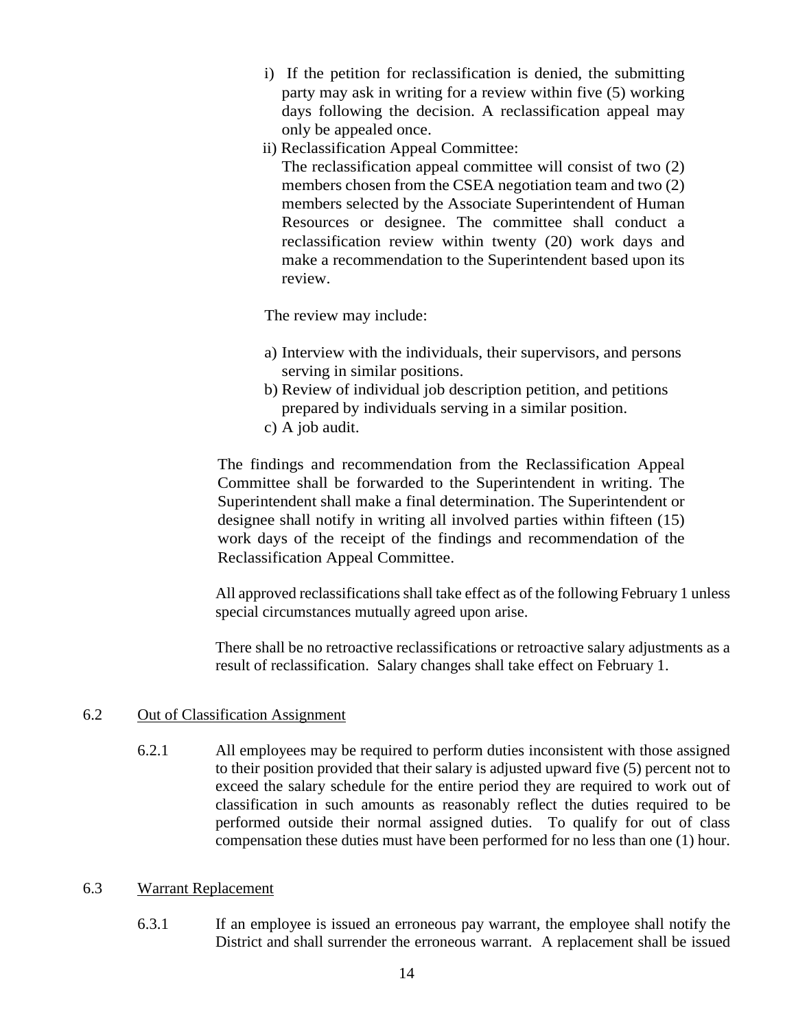i) If the petition for reclassification is denied, the submitting party may ask in writing for a review within five (5) working days following the decision. A reclassification appeal may only be appealed once.

ii) Reclassification Appeal Committee:
The reclassification appeal committee will consist of two (2) members chosen from the CSEA negotiation team and two (2) members selected by the Associate Superintendent of Human Resources or designee. The committee shall conduct a reclassification review within twenty (20) work days and make a recommendation to the Superintendent based upon its review.

The review may include:

a) Interview with the individuals, their supervisors, and persons serving in similar positions.
b) Review of individual job description petition, and petitions prepared by individuals serving in a similar position.
c) A job audit.

The findings and recommendation from the Reclassification Appeal Committee shall be forwarded to the Superintendent in writing. The Superintendent shall make a final determination. The Superintendent or designee shall notify in writing all involved parties within fifteen (15) work days of the receipt of the findings and recommendation of the Reclassification Appeal Committee.

All approved reclassifications shall take effect as of the following February 1 unless special circumstances mutually agreed upon arise.

There shall be no retroactive reclassifications or retroactive salary adjustments as a result of reclassification. Salary changes shall take effect on February 1.

6.2 Out of Classification Assignment

6.2.1 All employees may be required to perform duties inconsistent with those assigned to their position provided that their salary is adjusted upward five (5) percent not to exceed the salary schedule for the entire period they are required to work out of classification in such amounts as reasonably reflect the duties required to be performed outside their normal assigned duties. To qualify for out of class compensation these duties must have been performed for no less than one (1) hour.

6.3 Warrant Replacement

6.3.1 If an employee is issued an erroneous pay warrant, the employee shall notify the District and shall surrender the erroneous warrant. A replacement shall be issued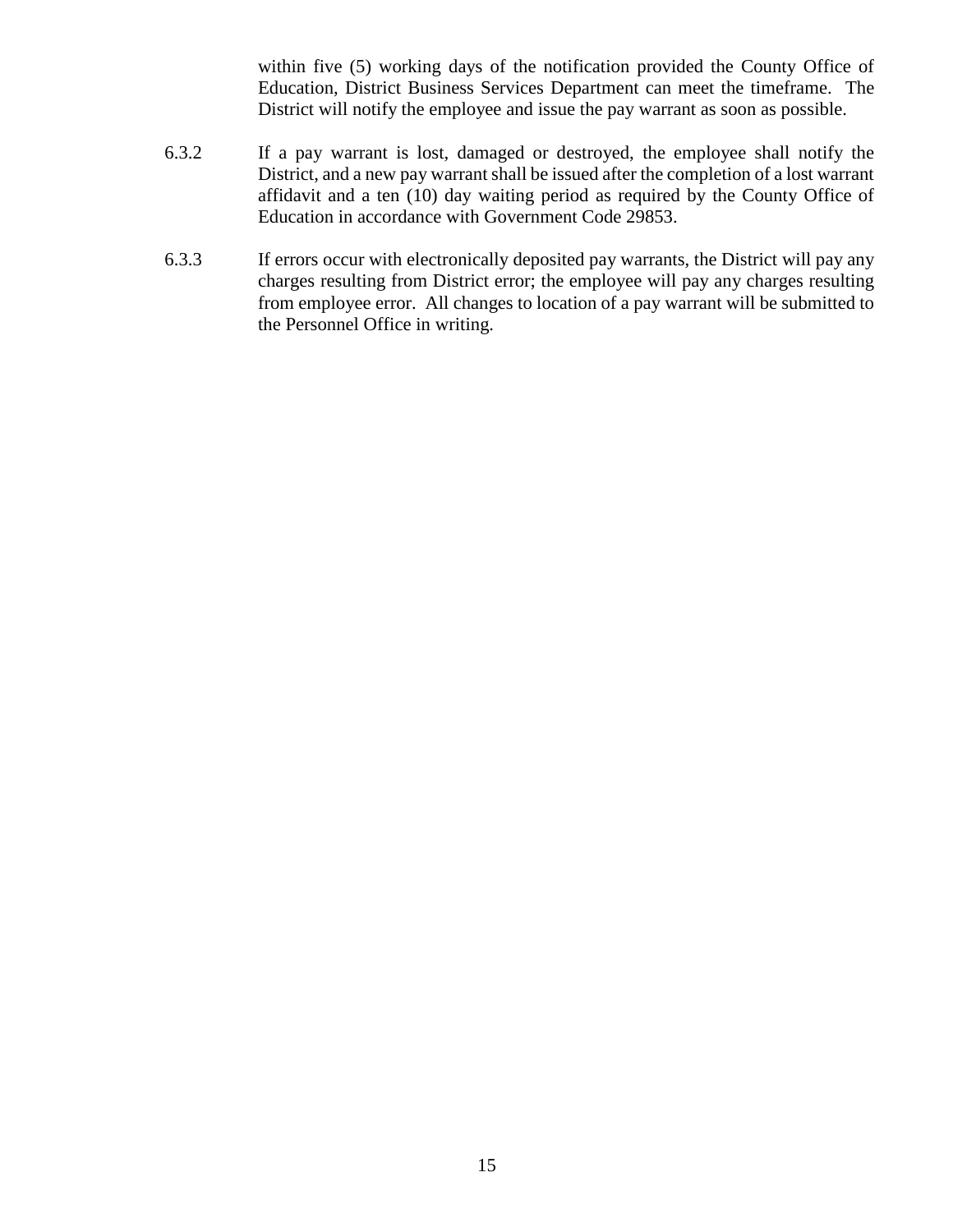within five (5) working days of the notification provided the County Office of Education, District Business Services Department can meet the timeframe. The District will notify the employee and issue the pay warrant as soon as possible.

6.3.2 If a pay warrant is lost, damaged or destroyed, the employee shall notify the District, and a new pay warrant shall be issued after the completion of a lost warrant affidavit and a ten (10) day waiting period as required by the County Office of Education in accordance with Government Code 29853.

6.3.3 If errors occur with electronically deposited pay warrants, the District will pay any charges resulting from District error; the employee will pay any charges resulting from employee error. All changes to location of a pay warrant will be submitted to the Personnel Office in writing.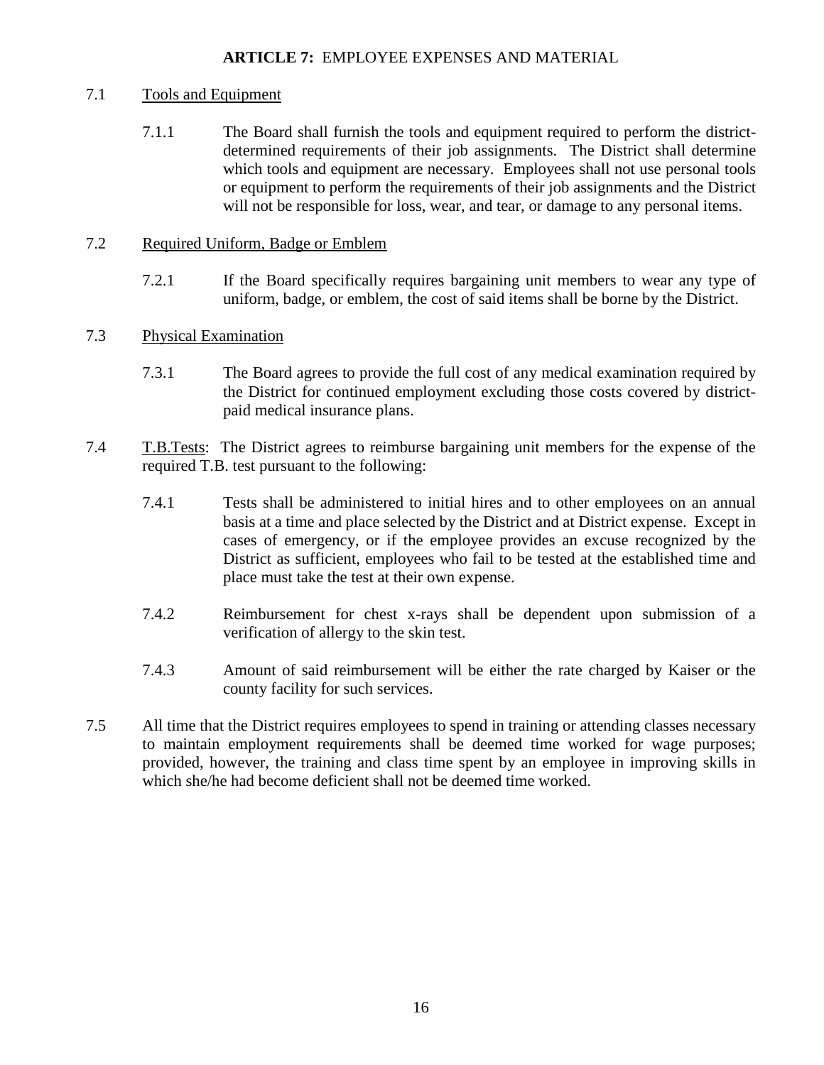## **ARTICLE 7:** EMPLOYEE EXPENSES AND MATERIAL

7.1 Tools and Equipment

7.1.1 The Board shall furnish the tools and equipment required to perform the district-determined requirements of their job assignments. The District shall determine which tools and equipment are necessary. Employees shall not use personal tools or equipment to perform the requirements of their job assignments and the District will not be responsible for loss, wear, and tear, or damage to any personal items.

7.2 Required Uniform, Badge or Emblem

7.2.1 If the Board specifically requires bargaining unit members to wear any type of uniform, badge, or emblem, the cost of said items shall be borne by the District.

7.3 Physical Examination

7.3.1 The Board agrees to provide the full cost of any medical examination required by the District for continued employment excluding those costs covered by district-paid medical insurance plans.

7.4 T.B.Tests: The District agrees to reimburse bargaining unit members for the expense of the required T.B. test pursuant to the following:

7.4.1 Tests shall be administered to initial hires and to other employees on an annual basis at a time and place selected by the District and at District expense. Except in cases of emergency, or if the employee provides an excuse recognized by the District as sufficient, employees who fail to be tested at the established time and place must take the test at their own expense.

7.4.2 Reimbursement for chest x-rays shall be dependent upon submission of a verification of allergy to the skin test.

7.4.3 Amount of said reimbursement will be either the rate charged by Kaiser or the county facility for such services.

7.5 All time that the District requires employees to spend in training or attending classes necessary to maintain employment requirements shall be deemed time worked for wage purposes; provided, however, the training and class time spent by an employee in improving skills in which she/he had become deficient shall not be deemed time worked.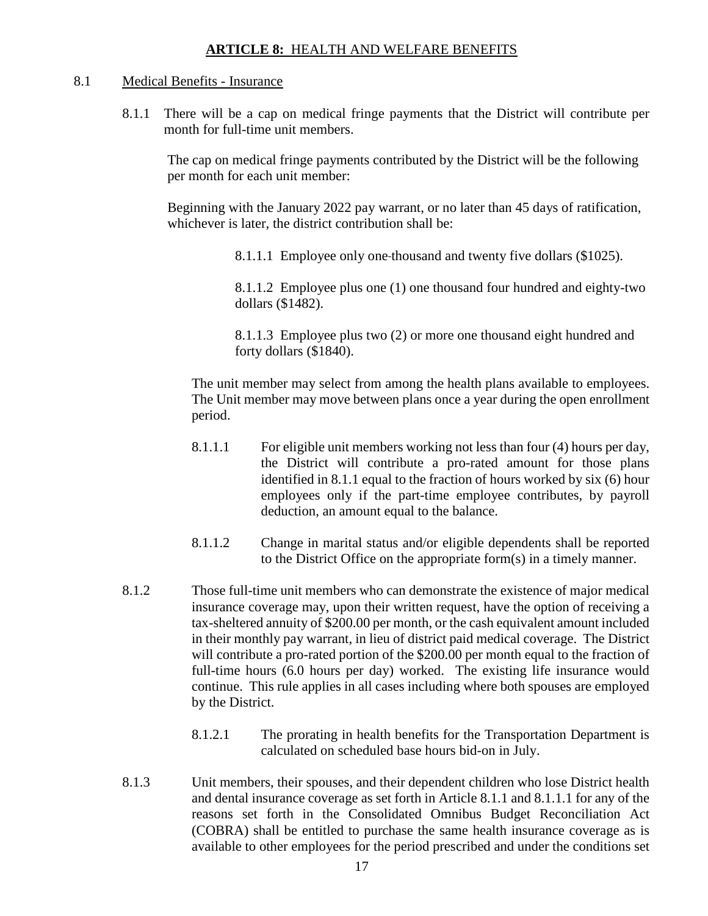## **ARTICLE 8:** HEALTH AND WELFARE BENEFITS

8.1 Medical Benefits - Insurance

8.1.1 There will be a cap on medical fringe payments that the District will contribute per month for full-time unit members.

The cap on medical fringe payments contributed by the District will be the following per month for each unit member:

Beginning with the January 2022 pay warrant, or no later than 45 days of ratification, whichever is later, the district contribution shall be:

8.1.1.1 Employee only one-thousand and twenty five dollars ($1025).

8.1.1.2 Employee plus one (1) one thousand four hundred and eighty-two dollars ($1482).

8.1.1.3 Employee plus two (2) or more one thousand eight hundred and forty dollars ($1840).

The unit member may select from among the health plans available to employees. The Unit member may move between plans once a year during the open enrollment period.

8.1.1.1 For eligible unit members working not less than four (4) hours per day, the District will contribute a pro-rated amount for those plans identified in 8.1.1 equal to the fraction of hours worked by six (6) hour employees only if the part-time employee contributes, by payroll deduction, an amount equal to the balance.

8.1.1.2 Change in marital status and/or eligible dependents shall be reported to the District Office on the appropriate form(s) in a timely manner.

8.1.2 Those full-time unit members who can demonstrate the existence of major medical insurance coverage may, upon their written request, have the option of receiving a tax-sheltered annuity of $200.00 per month, or the cash equivalent amount included in their monthly pay warrant, in lieu of district paid medical coverage. The District will contribute a pro-rated portion of the $200.00 per month equal to the fraction of full-time hours (6.0 hours per day) worked. The existing life insurance would continue. This rule applies in all cases including where both spouses are employed by the District.

8.1.2.1 The prorating in health benefits for the Transportation Department is calculated on scheduled base hours bid-on in July.

8.1.3 Unit members, their spouses, and their dependent children who lose District health and dental insurance coverage as set forth in Article 8.1.1 and 8.1.1.1 for any of the reasons set forth in the Consolidated Omnibus Budget Reconciliation Act (COBRA) shall be entitled to purchase the same health insurance coverage as is available to other employees for the period prescribed and under the conditions set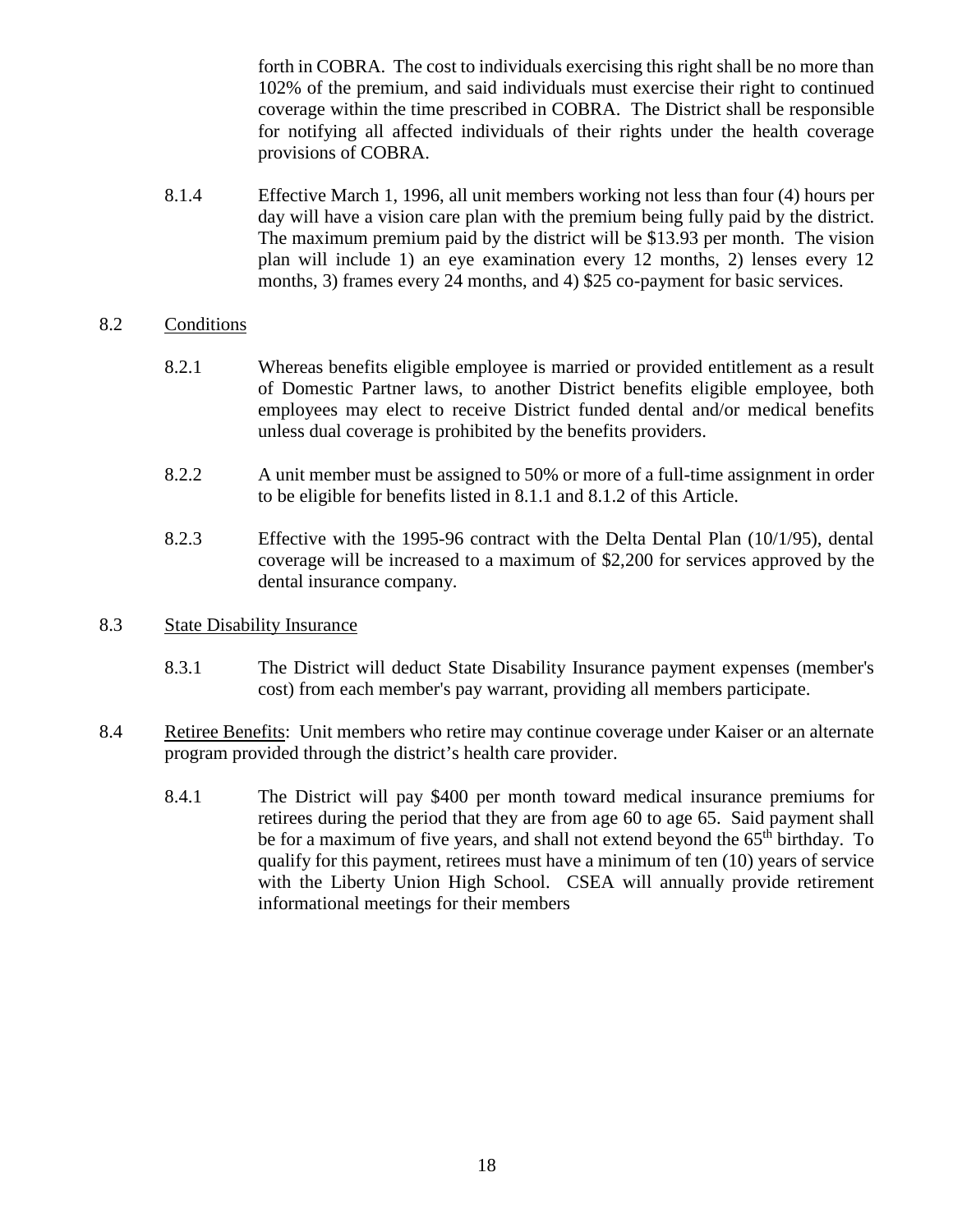forth in COBRA. The cost to individuals exercising this right shall be no more than 102% of the premium, and said individuals must exercise their right to continued coverage within the time prescribed in COBRA. The District shall be responsible for notifying all affected individuals of their rights under the health coverage provisions of COBRA.

8.1.4 Effective March 1, 1996, all unit members working not less than four (4) hours per day will have a vision care plan with the premium being fully paid by the district. The maximum premium paid by the district will be $13.93 per month. The vision plan will include 1) an eye examination every 12 months, 2) lenses every 12 months, 3) frames every 24 months, and 4) $25 co-payment for basic services.

8.2 Conditions

8.2.1 Whereas benefits eligible employee is married or provided entitlement as a result of Domestic Partner laws, to another District benefits eligible employee, both employees may elect to receive District funded dental and/or medical benefits unless dual coverage is prohibited by the benefits providers.

8.2.2 A unit member must be assigned to 50% or more of a full-time assignment in order to be eligible for benefits listed in 8.1.1 and 8.1.2 of this Article.

8.2.3 Effective with the 1995-96 contract with the Delta Dental Plan (10/1/95), dental coverage will be increased to a maximum of $2,200 for services approved by the dental insurance company.

8.3 State Disability Insurance

8.3.1 The District will deduct State Disability Insurance payment expenses (member's cost) from each member's pay warrant, providing all members participate.

8.4 Retiree Benefits: Unit members who retire may continue coverage under Kaiser or an alternate program provided through the district's health care provider.

8.4.1 The District will pay $400 per month toward medical insurance premiums for retirees during the period that they are from age 60 to age 65. Said payment shall be for a maximum of five years, and shall not extend beyond the 65th birthday. To qualify for this payment, retirees must have a minimum of ten (10) years of service with the Liberty Union High School. CSEA will annually provide retirement informational meetings for their members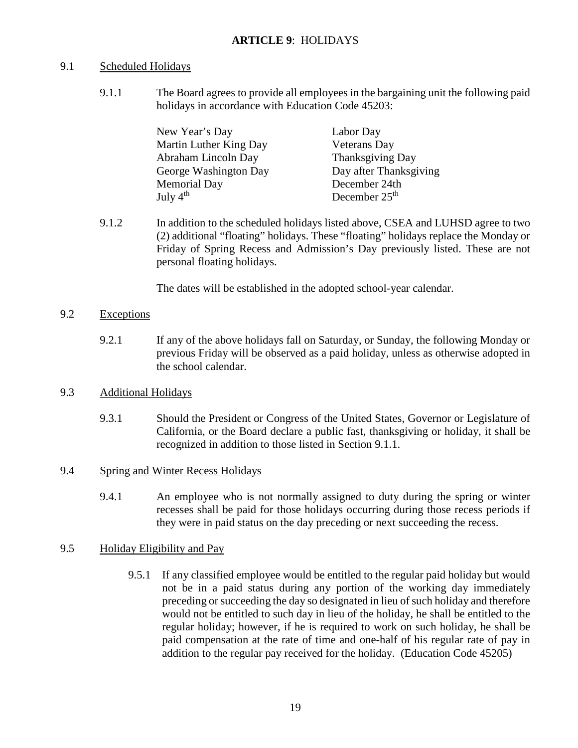# ARTICLE 9: HOLIDAYS

## 9.1 Scheduled Holidays

9.1.1 The Board agrees to provide all employees in the bargaining unit the following paid holidays in accordance with Education Code 45203:

| | |
|---|---|
| New Year's Day | Labor Day |
| Martin Luther King Day | Veterans Day |
| Abraham Lincoln Day | Thanksgiving Day |
| George Washington Day | Day after Thanksgiving |
| Memorial Day | December 24th |
| July 4th | December 25th |

9.1.2 In addition to the scheduled holidays listed above, CSEA and LUHSD agree to two (2) additional "floating" holidays. These "floating" holidays replace the Monday or Friday of Spring Recess and Admission's Day previously listed. These are not personal floating holidays.

The dates will be established in the adopted school-year calendar.

## 9.2 Exceptions

9.2.1 If any of the above holidays fall on Saturday, or Sunday, the following Monday or previous Friday will be observed as a paid holiday, unless as otherwise adopted in the school calendar.

## 9.3 Additional Holidays

9.3.1 Should the President or Congress of the United States, Governor or Legislature of California, or the Board declare a public fast, thanksgiving or holiday, it shall be recognized in addition to those listed in Section 9.1.1.

## 9.4 Spring and Winter Recess Holidays

9.4.1 An employee who is not normally assigned to duty during the spring or winter recesses shall be paid for those holidays occurring during those recess periods if they were in paid status on the day preceding or next succeeding the recess.

## 9.5 Holiday Eligibility and Pay

9.5.1 If any classified employee would be entitled to the regular paid holiday but would not be in a paid status during any portion of the working day immediately preceding or succeeding the day so designated in lieu of such holiday and therefore would not be entitled to such day in lieu of the holiday, he shall be entitled to the regular holiday; however, if he is required to work on such holiday, he shall be paid compensation at the rate of time and one-half of his regular rate of pay in addition to the regular pay received for the holiday. (Education Code 45205)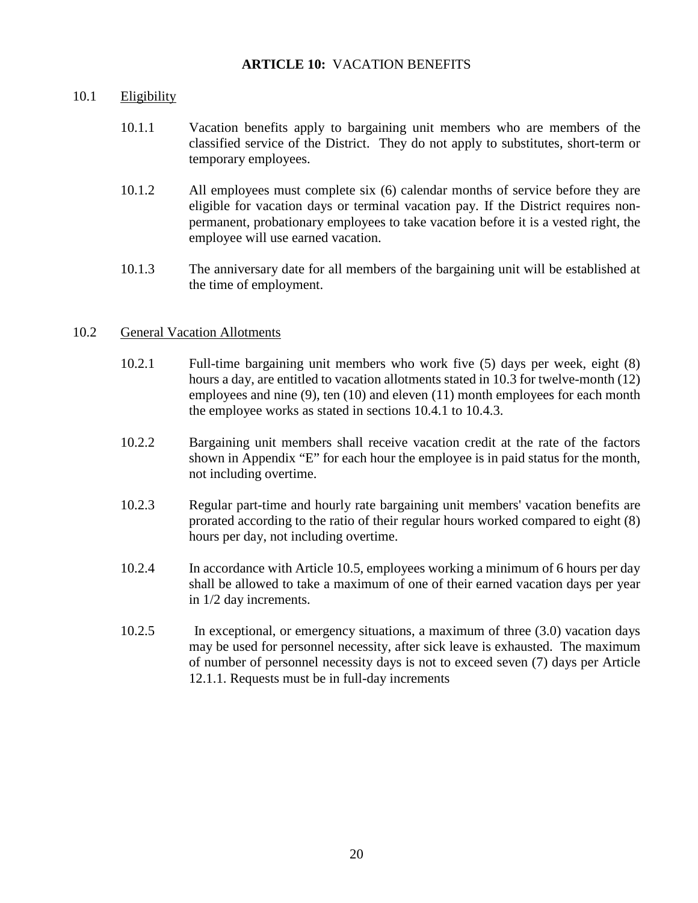## **ARTICLE 10:** VACATION BENEFITS

10.1 Eligibility

10.1.1 Vacation benefits apply to bargaining unit members who are members of the classified service of the District. They do not apply to substitutes, short-term or temporary employees.

10.1.2 All employees must complete six (6) calendar months of service before they are eligible for vacation days or terminal vacation pay. If the District requires non-permanent, probationary employees to take vacation before it is a vested right, the employee will use earned vacation.

10.1.3 The anniversary date for all members of the bargaining unit will be established at the time of employment.

10.2 General Vacation Allotments

10.2.1 Full-time bargaining unit members who work five (5) days per week, eight (8) hours a day, are entitled to vacation allotments stated in 10.3 for twelve-month (12) employees and nine (9), ten (10) and eleven (11) month employees for each month the employee works as stated in sections 10.4.1 to 10.4.3.

10.2.2 Bargaining unit members shall receive vacation credit at the rate of the factors shown in Appendix "E" for each hour the employee is in paid status for the month, not including overtime.

10.2.3 Regular part-time and hourly rate bargaining unit members' vacation benefits are prorated according to the ratio of their regular hours worked compared to eight (8) hours per day, not including overtime.

10.2.4 In accordance with Article 10.5, employees working a minimum of 6 hours per day shall be allowed to take a maximum of one of their earned vacation days per year in 1/2 day increments.

10.2.5 In exceptional, or emergency situations, a maximum of three (3.0) vacation days may be used for personnel necessity, after sick leave is exhausted. The maximum of number of personnel necessity days is not to exceed seven (7) days per Article 12.1.1. Requests must be in full-day increments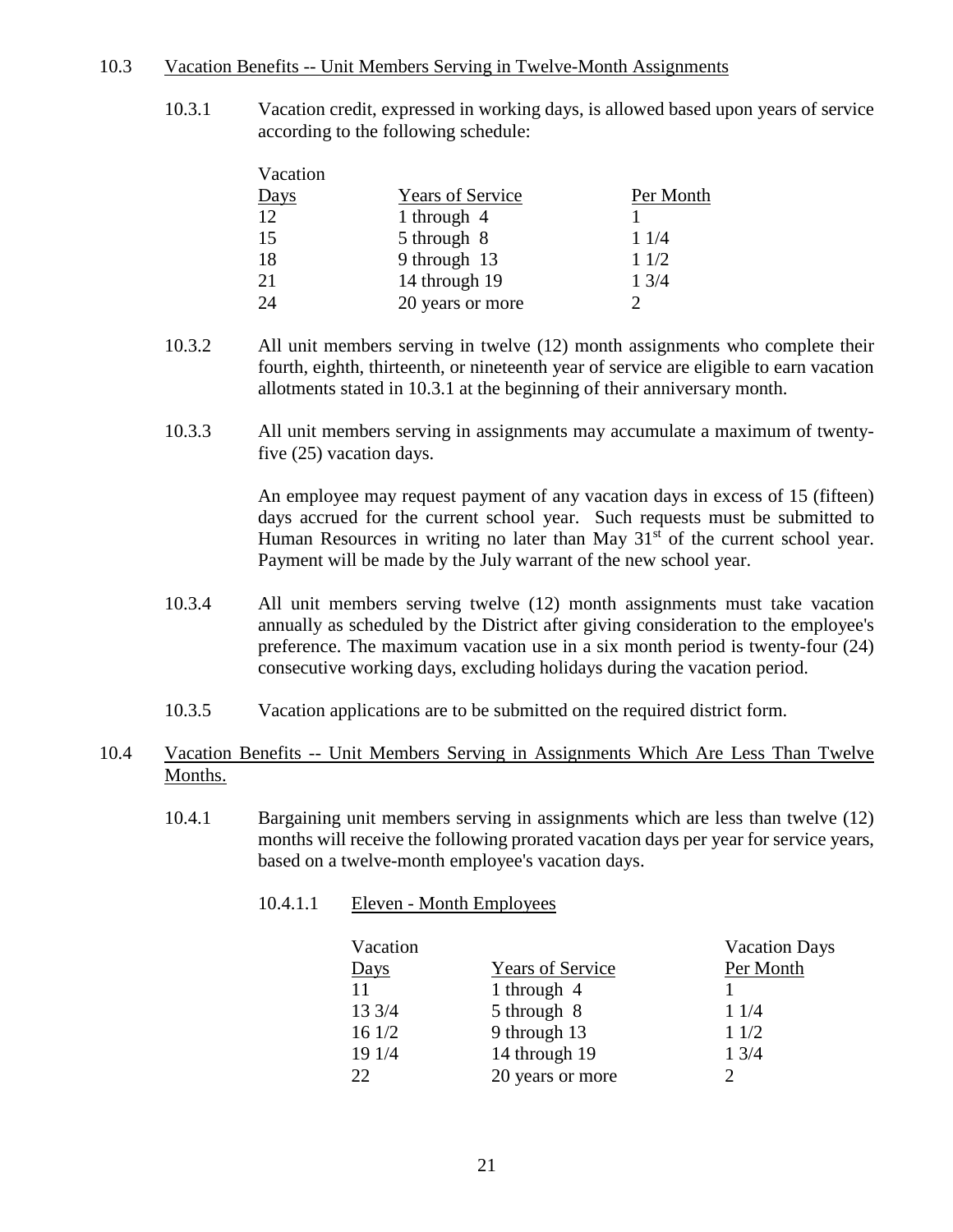10.3 Vacation Benefits -- Unit Members Serving in Twelve-Month Assignments

10.3.1 Vacation credit, expressed in working days, is allowed based upon years of service according to the following schedule:

| Vacation Days | Years of Service | Per Month |
|---|---|---|
| 12 | 1 through 4 | 1 |
| 15 | 5 through 8 | 1 1/4 |
| 18 | 9 through 13 | 1 1/2 |
| 21 | 14 through 19 | 1 3/4 |
| 24 | 20 years or more | 2 |

10.3.2 All unit members serving in twelve (12) month assignments who complete their fourth, eighth, thirteenth, or nineteenth year of service are eligible to earn vacation allotments stated in 10.3.1 at the beginning of their anniversary month.

10.3.3 All unit members serving in assignments may accumulate a maximum of twenty-five (25) vacation days.

An employee may request payment of any vacation days in excess of 15 (fifteen) days accrued for the current school year. Such requests must be submitted to Human Resources in writing no later than May 31st of the current school year. Payment will be made by the July warrant of the new school year.

10.3.4 All unit members serving twelve (12) month assignments must take vacation annually as scheduled by the District after giving consideration to the employee's preference. The maximum vacation use in a six month period is twenty-four (24) consecutive working days, excluding holidays during the vacation period.

10.3.5 Vacation applications are to be submitted on the required district form.

10.4 Vacation Benefits -- Unit Members Serving in Assignments Which Are Less Than Twelve Months.

10.4.1 Bargaining unit members serving in assignments which are less than twelve (12) months will receive the following prorated vacation days per year for service years, based on a twelve-month employee's vacation days.

10.4.1.1 Eleven - Month Employees

| Vacation Days | Years of Service | Vacation Days Per Month |
|---|---|---|
| 11 | 1 through 4 | 1 |
| 13 3/4 | 5 through 8 | 1 1/4 |
| 16 1/2 | 9 through 13 | 1 1/2 |
| 19 1/4 | 14 through 19 | 1 3/4 |
| 22 | 20 years or more | 2 |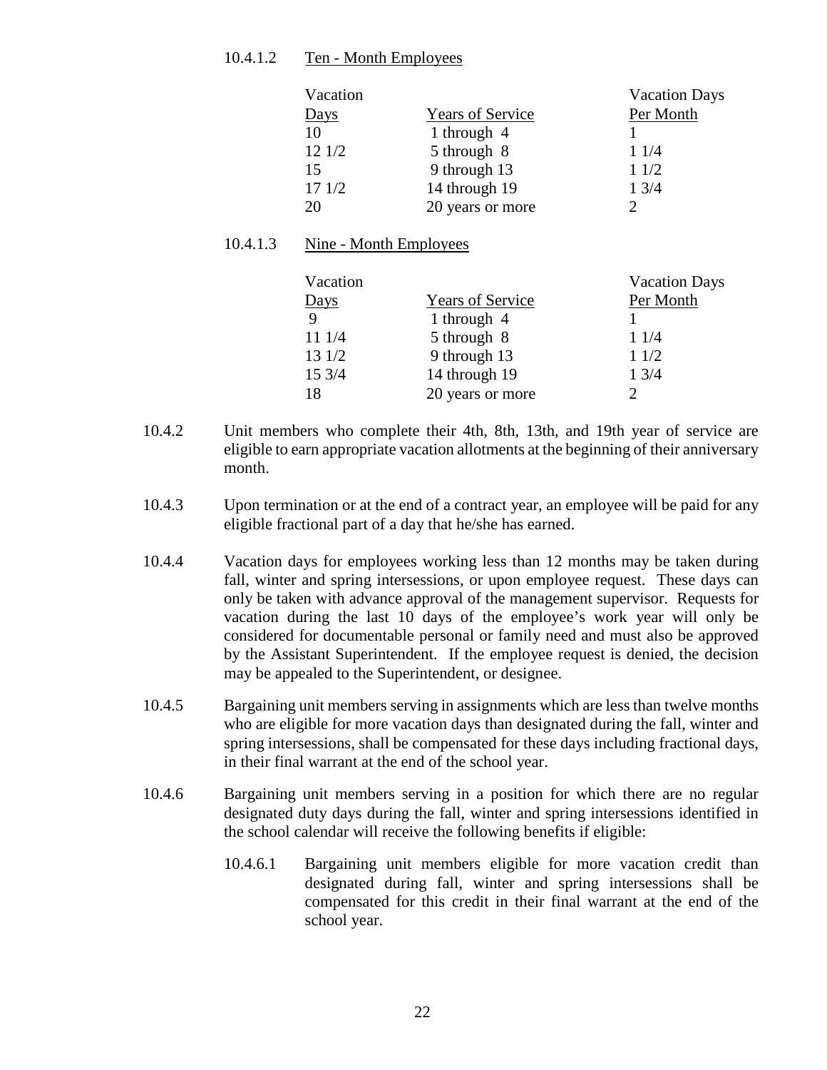10.4.1.2 Ten - Month Employees

| Vacation Days | Years of Service | Vacation Days Per Month |
|---|---|---|
| 10 | 1 through 4 | 1 |
| 12 1/2 | 5 through 8 | 1 1/4 |
| 15 | 9 through 13 | 1 1/2 |
| 17 1/2 | 14 through 19 | 1 3/4 |
| 20 | 20 years or more | 2 |

10.4.1.3 Nine - Month Employees

| Vacation Days | Years of Service | Vacation Days Per Month |
|---|---|---|
| 9 | 1 through 4 | 1 |
| 11 1/4 | 5 through 8 | 1 1/4 |
| 13 1/2 | 9 through 13 | 1 1/2 |
| 15 3/4 | 14 through 19 | 1 3/4 |
| 18 | 20 years or more | 2 |

10.4.2 Unit members who complete their 4th, 8th, 13th, and 19th year of service are eligible to earn appropriate vacation allotments at the beginning of their anniversary month.

10.4.3 Upon termination or at the end of a contract year, an employee will be paid for any eligible fractional part of a day that he/she has earned.

10.4.4 Vacation days for employees working less than 12 months may be taken during fall, winter and spring intersessions, or upon employee request. These days can only be taken with advance approval of the management supervisor. Requests for vacation during the last 10 days of the employee's work year will only be considered for documentable personal or family need and must also be approved by the Assistant Superintendent. If the employee request is denied, the decision may be appealed to the Superintendent, or designee.

10.4.5 Bargaining unit members serving in assignments which are less than twelve months who are eligible for more vacation days than designated during the fall, winter and spring intersessions, shall be compensated for these days including fractional days, in their final warrant at the end of the school year.

10.4.6 Bargaining unit members serving in a position for which there are no regular designated duty days during the fall, winter and spring intersessions identified in the school calendar will receive the following benefits if eligible:

10.4.6.1 Bargaining unit members eligible for more vacation credit than designated during fall, winter and spring intersessions shall be compensated for this credit in their final warrant at the end of the school year.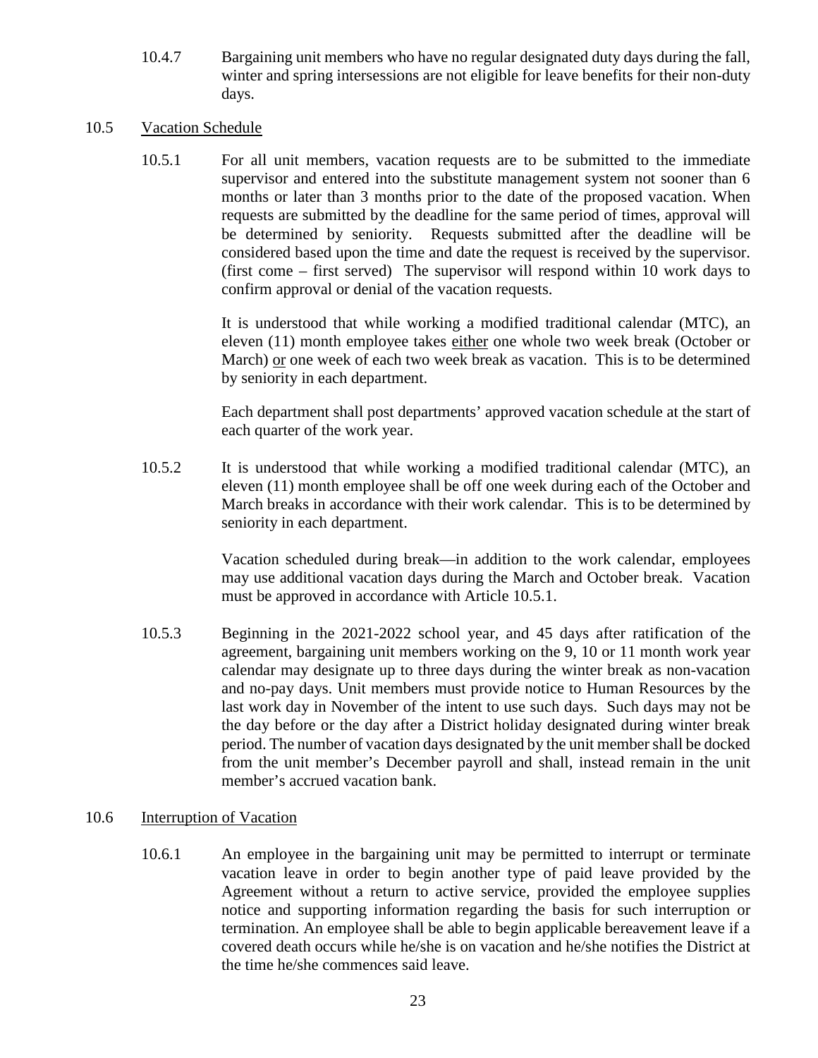10.4.7 Bargaining unit members who have no regular designated duty days during the fall, winter and spring intersessions are not eligible for leave benefits for their non-duty days.

10.5 Vacation Schedule

10.5.1 For all unit members, vacation requests are to be submitted to the immediate supervisor and entered into the substitute management system not sooner than 6 months or later than 3 months prior to the date of the proposed vacation. When requests are submitted by the deadline for the same period of times, approval will be determined by seniority. Requests submitted after the deadline will be considered based upon the time and date the request is received by the supervisor. (first come – first served) The supervisor will respond within 10 work days to confirm approval or denial of the vacation requests.

It is understood that while working a modified traditional calendar (MTC), an eleven (11) month employee takes either one whole two week break (October or March) or one week of each two week break as vacation. This is to be determined by seniority in each department.

Each department shall post departments' approved vacation schedule at the start of each quarter of the work year.

10.5.2 It is understood that while working a modified traditional calendar (MTC), an eleven (11) month employee shall be off one week during each of the October and March breaks in accordance with their work calendar. This is to be determined by seniority in each department.

Vacation scheduled during break—in addition to the work calendar, employees may use additional vacation days during the March and October break. Vacation must be approved in accordance with Article 10.5.1.

10.5.3 Beginning in the 2021-2022 school year, and 45 days after ratification of the agreement, bargaining unit members working on the 9, 10 or 11 month work year calendar may designate up to three days during the winter break as non-vacation and no-pay days. Unit members must provide notice to Human Resources by the last work day in November of the intent to use such days. Such days may not be the day before or the day after a District holiday designated during winter break period. The number of vacation days designated by the unit member shall be docked from the unit member's December payroll and shall, instead remain in the unit member's accrued vacation bank.

10.6 Interruption of Vacation

10.6.1 An employee in the bargaining unit may be permitted to interrupt or terminate vacation leave in order to begin another type of paid leave provided by the Agreement without a return to active service, provided the employee supplies notice and supporting information regarding the basis for such interruption or termination. An employee shall be able to begin applicable bereavement leave if a covered death occurs while he/she is on vacation and he/she notifies the District at the time he/she commences said leave.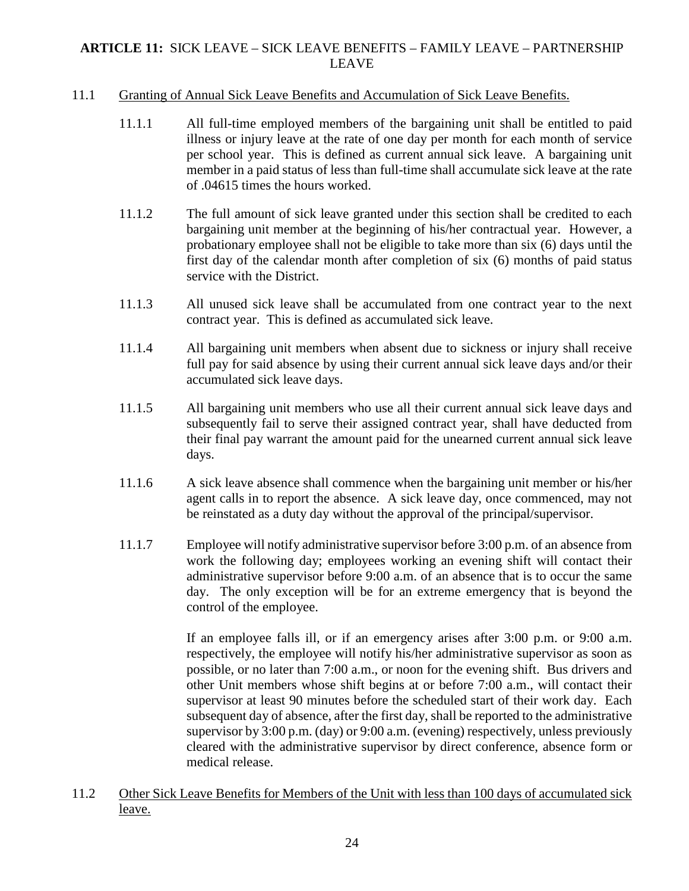## ARTICLE 11: SICK LEAVE – SICK LEAVE BENEFITS – FAMILY LEAVE – PARTNERSHIP LEAVE

11.1 Granting of Annual Sick Leave Benefits and Accumulation of Sick Leave Benefits.

11.1.1 All full-time employed members of the bargaining unit shall be entitled to paid illness or injury leave at the rate of one day per month for each month of service per school year. This is defined as current annual sick leave. A bargaining unit member in a paid status of less than full-time shall accumulate sick leave at the rate of .04615 times the hours worked.

11.1.2 The full amount of sick leave granted under this section shall be credited to each bargaining unit member at the beginning of his/her contractual year. However, a probationary employee shall not be eligible to take more than six (6) days until the first day of the calendar month after completion of six (6) months of paid status service with the District.

11.1.3 All unused sick leave shall be accumulated from one contract year to the next contract year. This is defined as accumulated sick leave.

11.1.4 All bargaining unit members when absent due to sickness or injury shall receive full pay for said absence by using their current annual sick leave days and/or their accumulated sick leave days.

11.1.5 All bargaining unit members who use all their current annual sick leave days and subsequently fail to serve their assigned contract year, shall have deducted from their final pay warrant the amount paid for the unearned current annual sick leave days.

11.1.6 A sick leave absence shall commence when the bargaining unit member or his/her agent calls in to report the absence. A sick leave day, once commenced, may not be reinstated as a duty day without the approval of the principal/supervisor.

11.1.7 Employee will notify administrative supervisor before 3:00 p.m. of an absence from work the following day; employees working an evening shift will contact their administrative supervisor before 9:00 a.m. of an absence that is to occur the same day. The only exception will be for an extreme emergency that is beyond the control of the employee.

If an employee falls ill, or if an emergency arises after 3:00 p.m. or 9:00 a.m. respectively, the employee will notify his/her administrative supervisor as soon as possible, or no later than 7:00 a.m., or noon for the evening shift. Bus drivers and other Unit members whose shift begins at or before 7:00 a.m., will contact their supervisor at least 90 minutes before the scheduled start of their work day. Each subsequent day of absence, after the first day, shall be reported to the administrative supervisor by 3:00 p.m. (day) or 9:00 a.m. (evening) respectively, unless previously cleared with the administrative supervisor by direct conference, absence form or medical release.

11.2 Other Sick Leave Benefits for Members of the Unit with less than 100 days of accumulated sick leave.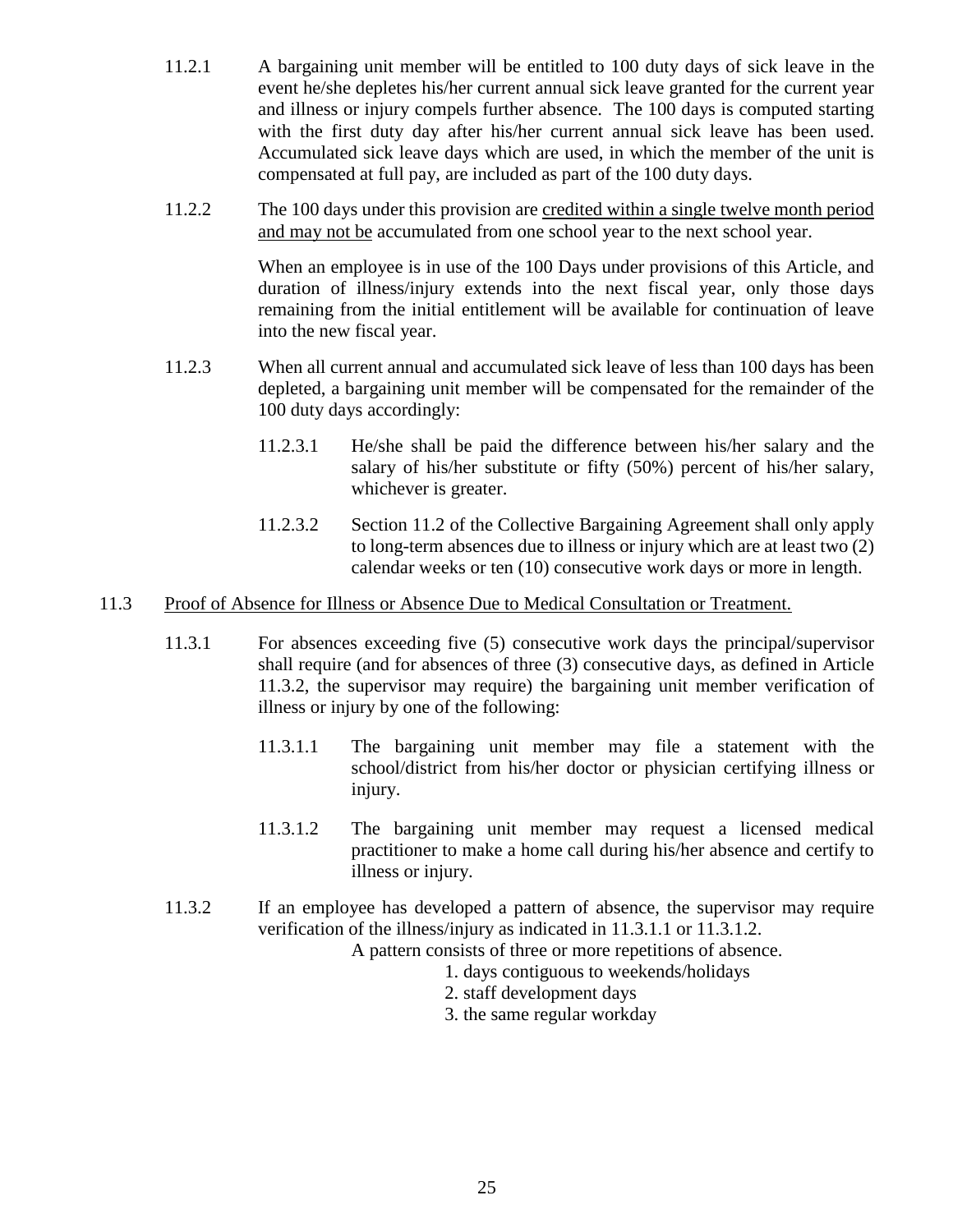11.2.1 A bargaining unit member will be entitled to 100 duty days of sick leave in the event he/she depletes his/her current annual sick leave granted for the current year and illness or injury compels further absence. The 100 days is computed starting with the first duty day after his/her current annual sick leave has been used. Accumulated sick leave days which are used, in which the member of the unit is compensated at full pay, are included as part of the 100 duty days.

11.2.2 The 100 days under this provision are <u>credited within a single twelve month period and may not be</u> accumulated from one school year to the next school year.

When an employee is in use of the 100 Days under provisions of this Article, and duration of illness/injury extends into the next fiscal year, only those days remaining from the initial entitlement will be available for continuation of leave into the new fiscal year.

11.2.3 When all current annual and accumulated sick leave of less than 100 days has been depleted, a bargaining unit member will be compensated for the remainder of the 100 duty days accordingly:

11.2.3.1 He/she shall be paid the difference between his/her salary and the salary of his/her substitute or fifty (50%) percent of his/her salary, whichever is greater.

11.2.3.2 Section 11.2 of the Collective Bargaining Agreement shall only apply to long-term absences due to illness or injury which are at least two (2) calendar weeks or ten (10) consecutive work days or more in length.

11.3 <u>Proof of Absence for Illness or Absence Due to Medical Consultation or Treatment.</u>

11.3.1 For absences exceeding five (5) consecutive work days the principal/supervisor shall require (and for absences of three (3) consecutive days, as defined in Article 11.3.2, the supervisor may require) the bargaining unit member verification of illness or injury by one of the following:

11.3.1.1 The bargaining unit member may file a statement with the school/district from his/her doctor or physician certifying illness or injury.

11.3.1.2 The bargaining unit member may request a licensed medical practitioner to make a home call during his/her absence and certify to illness or injury.

11.3.2 If an employee has developed a pattern of absence, the supervisor may require verification of the illness/injury as indicated in 11.3.1.1 or 11.3.1.2.

A pattern consists of three or more repetitions of absence.

1. days contiguous to weekends/holidays
2. staff development days
3. the same regular workday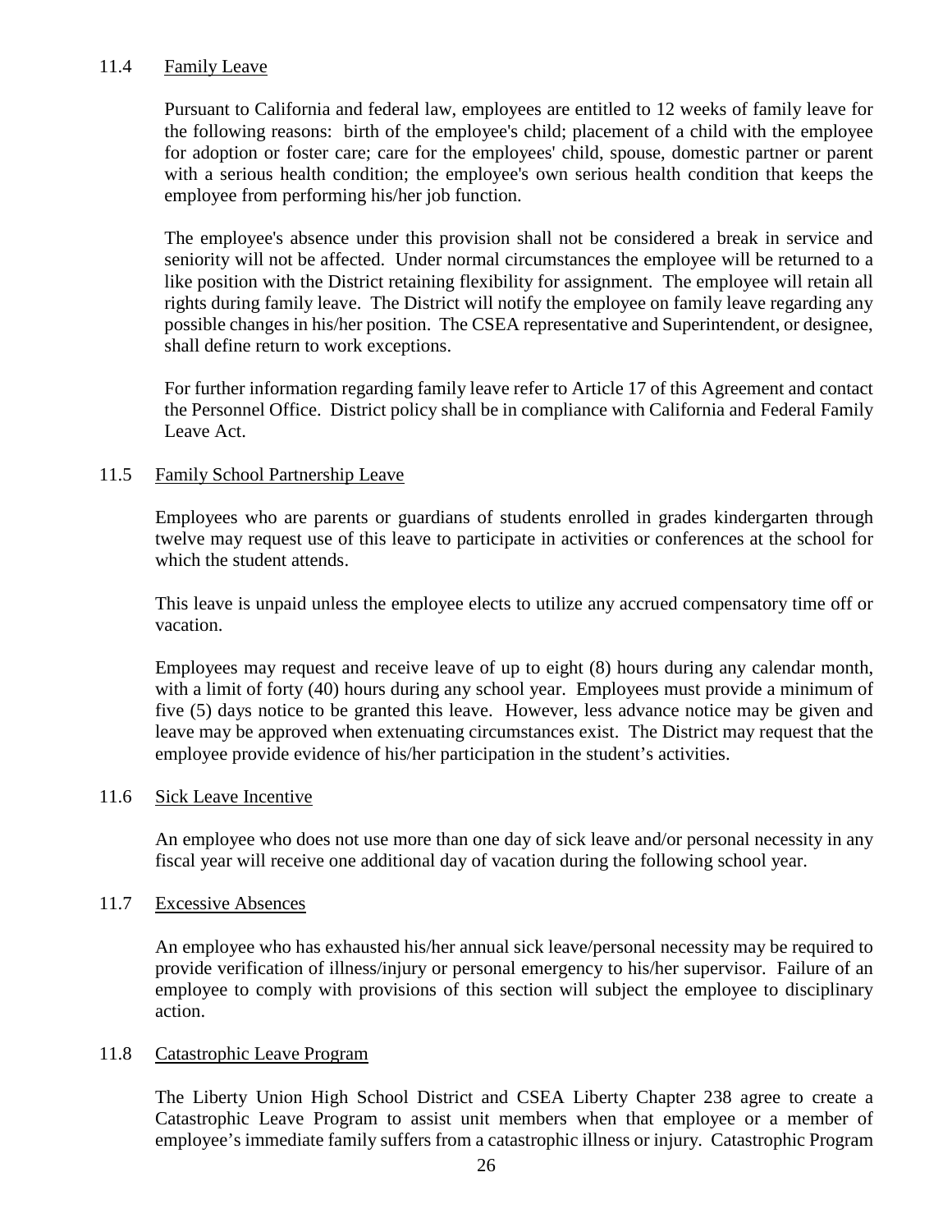### 11.4 Family Leave

Pursuant to California and federal law, employees are entitled to 12 weeks of family leave for the following reasons: birth of the employee's child; placement of a child with the employee for adoption or foster care; care for the employees' child, spouse, domestic partner or parent with a serious health condition; the employee's own serious health condition that keeps the employee from performing his/her job function.

The employee's absence under this provision shall not be considered a break in service and seniority will not be affected. Under normal circumstances the employee will be returned to a like position with the District retaining flexibility for assignment. The employee will retain all rights during family leave. The District will notify the employee on family leave regarding any possible changes in his/her position. The CSEA representative and Superintendent, or designee, shall define return to work exceptions.

For further information regarding family leave refer to Article 17 of this Agreement and contact the Personnel Office. District policy shall be in compliance with California and Federal Family Leave Act.

### 11.5 Family School Partnership Leave

Employees who are parents or guardians of students enrolled in grades kindergarten through twelve may request use of this leave to participate in activities or conferences at the school for which the student attends.

This leave is unpaid unless the employee elects to utilize any accrued compensatory time off or vacation.

Employees may request and receive leave of up to eight (8) hours during any calendar month, with a limit of forty (40) hours during any school year. Employees must provide a minimum of five (5) days notice to be granted this leave. However, less advance notice may be given and leave may be approved when extenuating circumstances exist. The District may request that the employee provide evidence of his/her participation in the student's activities.

### 11.6 Sick Leave Incentive

An employee who does not use more than one day of sick leave and/or personal necessity in any fiscal year will receive one additional day of vacation during the following school year.

### 11.7 Excessive Absences

An employee who has exhausted his/her annual sick leave/personal necessity may be required to provide verification of illness/injury or personal emergency to his/her supervisor. Failure of an employee to comply with provisions of this section will subject the employee to disciplinary action.

### 11.8 Catastrophic Leave Program

The Liberty Union High School District and CSEA Liberty Chapter 238 agree to create a Catastrophic Leave Program to assist unit members when that employee or a member of employee's immediate family suffers from a catastrophic illness or injury. Catastrophic Program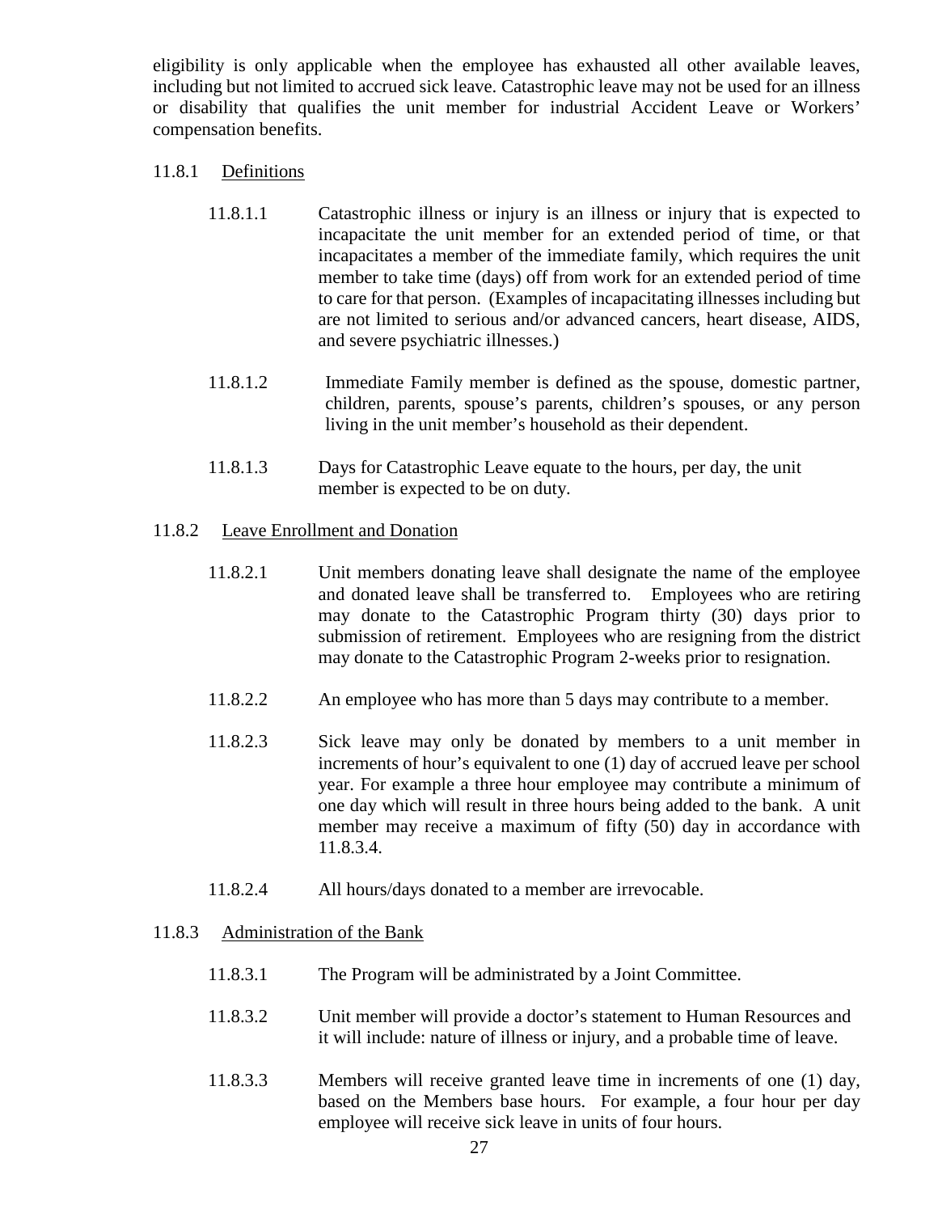eligibility is only applicable when the employee has exhausted all other available leaves, including but not limited to accrued sick leave. Catastrophic leave may not be used for an illness or disability that qualifies the unit member for industrial Accident Leave or Workers' compensation benefits.

11.8.1 Definitions

11.8.1.1 Catastrophic illness or injury is an illness or injury that is expected to incapacitate the unit member for an extended period of time, or that incapacitates a member of the immediate family, which requires the unit member to take time (days) off from work for an extended period of time to care for that person. (Examples of incapacitating illnesses including but are not limited to serious and/or advanced cancers, heart disease, AIDS, and severe psychiatric illnesses.)

11.8.1.2 Immediate Family member is defined as the spouse, domestic partner, children, parents, spouse's parents, children's spouses, or any person living in the unit member's household as their dependent.

11.8.1.3 Days for Catastrophic Leave equate to the hours, per day, the unit member is expected to be on duty.

11.8.2 Leave Enrollment and Donation

11.8.2.1 Unit members donating leave shall designate the name of the employee and donated leave shall be transferred to. Employees who are retiring may donate to the Catastrophic Program thirty (30) days prior to submission of retirement. Employees who are resigning from the district may donate to the Catastrophic Program 2-weeks prior to resignation.

11.8.2.2 An employee who has more than 5 days may contribute to a member.

11.8.2.3 Sick leave may only be donated by members to a unit member in increments of hour's equivalent to one (1) day of accrued leave per school year. For example a three hour employee may contribute a minimum of one day which will result in three hours being added to the bank. A unit member may receive a maximum of fifty (50) day in accordance with 11.8.3.4.

11.8.2.4 All hours/days donated to a member are irrevocable.

11.8.3 Administration of the Bank

11.8.3.1 The Program will be administrated by a Joint Committee.

11.8.3.2 Unit member will provide a doctor's statement to Human Resources and it will include: nature of illness or injury, and a probable time of leave.

11.8.3.3 Members will receive granted leave time in increments of one (1) day, based on the Members base hours. For example, a four hour per day employee will receive sick leave in units of four hours.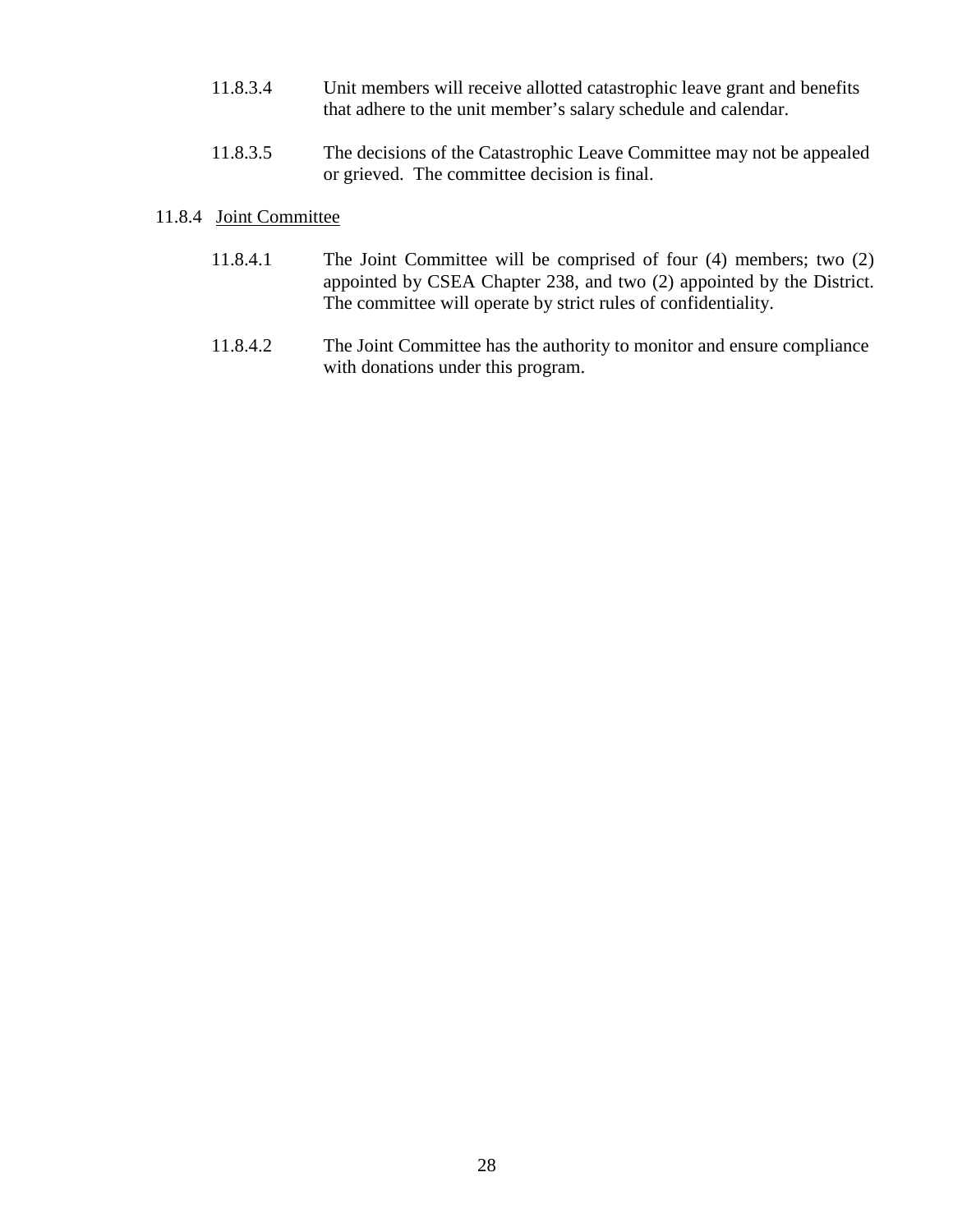11.8.3.4 Unit members will receive allotted catastrophic leave grant and benefits that adhere to the unit member's salary schedule and calendar.

11.8.3.5 The decisions of the Catastrophic Leave Committee may not be appealed or grieved. The committee decision is final.

11.8.4 <u>Joint Committee</u>

11.8.4.1 The Joint Committee will be comprised of four (4) members; two (2) appointed by CSEA Chapter 238, and two (2) appointed by the District. The committee will operate by strict rules of confidentiality.

11.8.4.2 The Joint Committee has the authority to monitor and ensure compliance with donations under this program.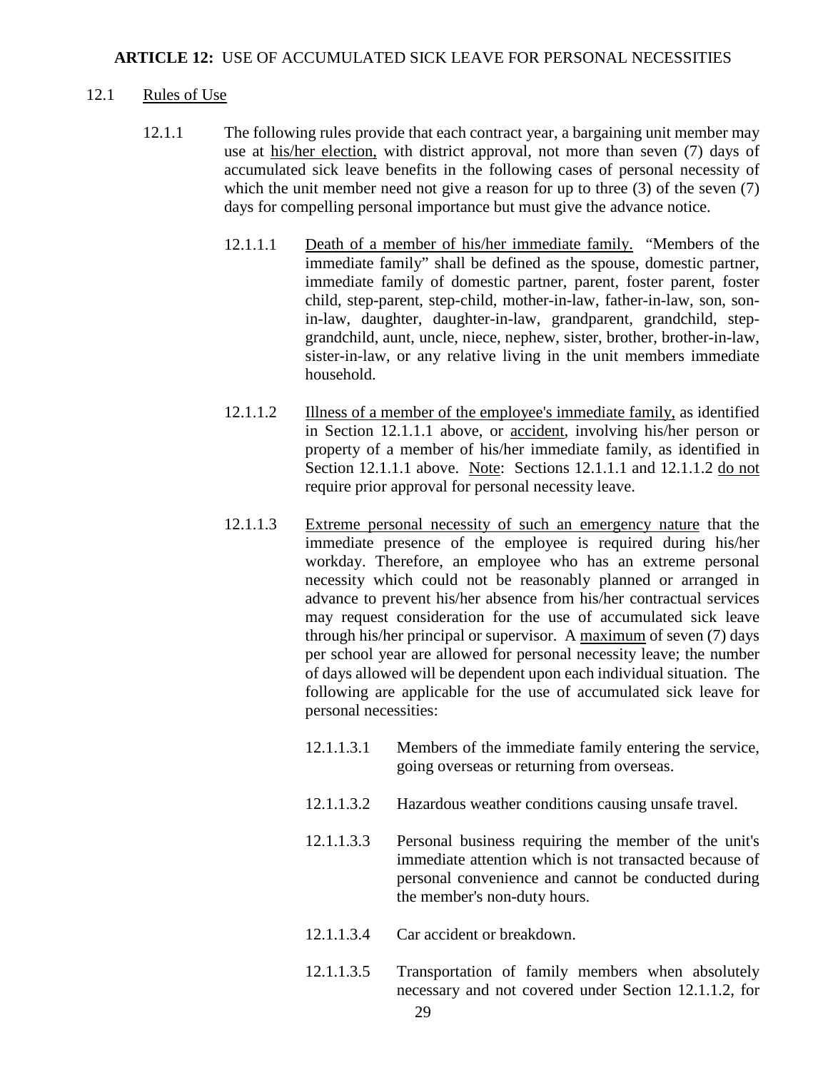**ARTICLE 12:** USE OF ACCUMULATED SICK LEAVE FOR PERSONAL NECESSITIES

12.1 Rules of Use

12.1.1 The following rules provide that each contract year, a bargaining unit member may use at his/her election, with district approval, not more than seven (7) days of accumulated sick leave benefits in the following cases of personal necessity of which the unit member need not give a reason for up to three (3) of the seven (7) days for compelling personal importance but must give the advance notice.

12.1.1.1 Death of a member of his/her immediate family. "Members of the immediate family" shall be defined as the spouse, domestic partner, immediate family of domestic partner, parent, foster parent, foster child, step-parent, step-child, mother-in-law, father-in-law, son, son-in-law, daughter, daughter-in-law, grandparent, grandchild, step-grandchild, aunt, uncle, niece, nephew, sister, brother, brother-in-law, sister-in-law, or any relative living in the unit members immediate household.

12.1.1.2 Illness of a member of the employee's immediate family, as identified in Section 12.1.1.1 above, or accident, involving his/her person or property of a member of his/her immediate family, as identified in Section 12.1.1.1 above. Note: Sections 12.1.1.1 and 12.1.1.2 do not require prior approval for personal necessity leave.

12.1.1.3 Extreme personal necessity of such an emergency nature that the immediate presence of the employee is required during his/her workday. Therefore, an employee who has an extreme personal necessity which could not be reasonably planned or arranged in advance to prevent his/her absence from his/her contractual services may request consideration for the use of accumulated sick leave through his/her principal or supervisor. A maximum of seven (7) days per school year are allowed for personal necessity leave; the number of days allowed will be dependent upon each individual situation. The following are applicable for the use of accumulated sick leave for personal necessities:

12.1.1.3.1 Members of the immediate family entering the service, going overseas or returning from overseas.

12.1.1.3.2 Hazardous weather conditions causing unsafe travel.

12.1.1.3.3 Personal business requiring the member of the unit's immediate attention which is not transacted because of personal convenience and cannot be conducted during the member's non-duty hours.

12.1.1.3.4 Car accident or breakdown.

12.1.1.3.5 Transportation of family members when absolutely necessary and not covered under Section 12.1.1.2, for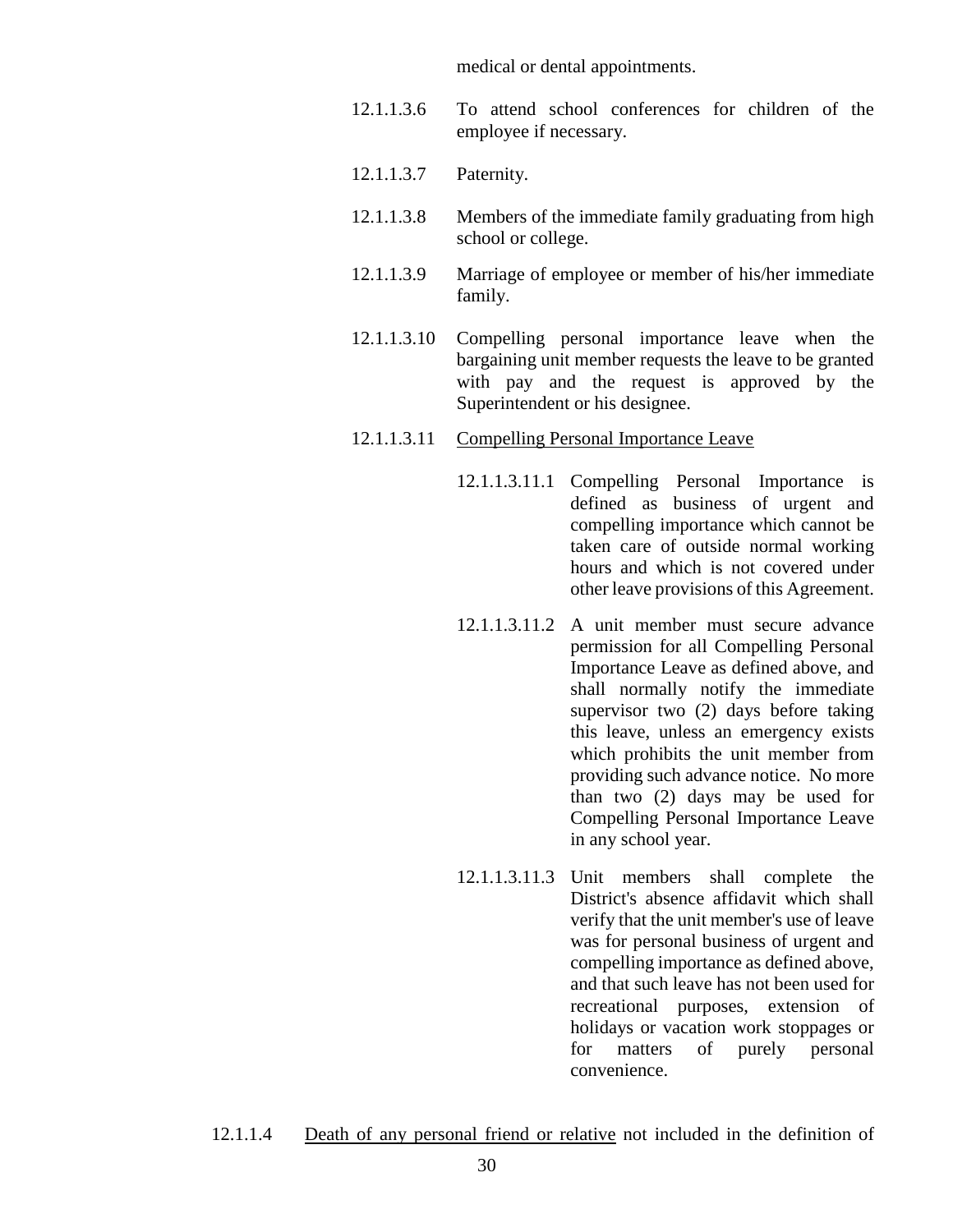medical or dental appointments.

12.1.1.3.6 To attend school conferences for children of the employee if necessary.

12.1.1.3.7 Paternity.

12.1.1.3.8 Members of the immediate family graduating from high school or college.

12.1.1.3.9 Marriage of employee or member of his/her immediate family.

12.1.1.3.10 Compelling personal importance leave when the bargaining unit member requests the leave to be granted with pay and the request is approved by the Superintendent or his designee.

12.1.1.3.11 <u>Compelling Personal Importance Leave</u>

12.1.1.3.11.1 Compelling Personal Importance is defined as business of urgent and compelling importance which cannot be taken care of outside normal working hours and which is not covered under other leave provisions of this Agreement.

12.1.1.3.11.2 A unit member must secure advance permission for all Compelling Personal Importance Leave as defined above, and shall normally notify the immediate supervisor two (2) days before taking this leave, unless an emergency exists which prohibits the unit member from providing such advance notice. No more than two (2) days may be used for Compelling Personal Importance Leave in any school year.

12.1.1.3.11.3 Unit members shall complete the District's absence affidavit which shall verify that the unit member's use of leave was for personal business of urgent and compelling importance as defined above, and that such leave has not been used for recreational purposes, extension of holidays or vacation work stoppages or for matters of purely personal convenience.

12.1.1.4 <u>Death of any personal friend or relative</u> not included in the definition of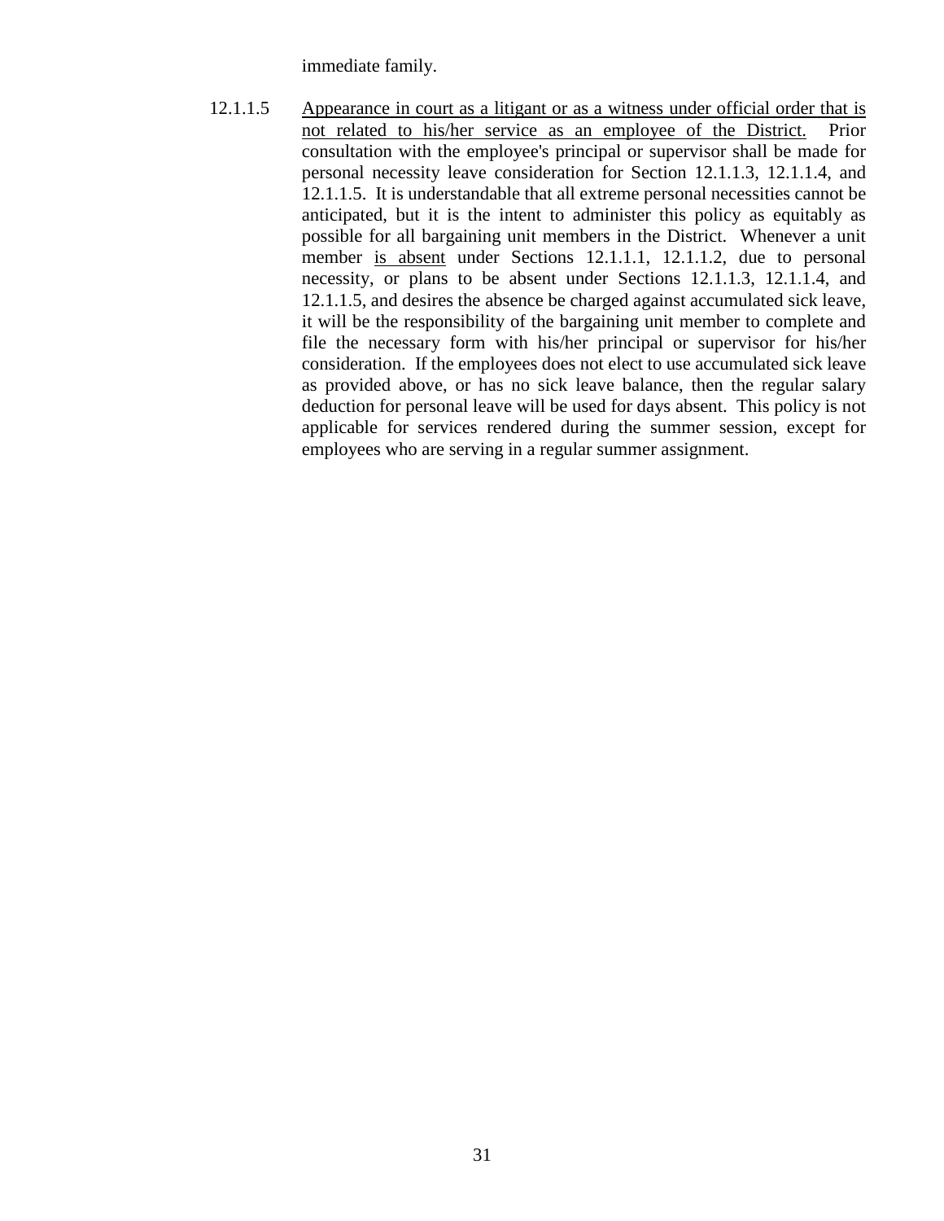immediate family.

12.1.1.5 <u>Appearance in court as a litigant or as a witness under official order that is not related to his/her service as an employee of the District.</u> Prior consultation with the employee's principal or supervisor shall be made for personal necessity leave consideration for Section 12.1.1.3, 12.1.1.4, and 12.1.1.5. It is understandable that all extreme personal necessities cannot be anticipated, but it is the intent to administer this policy as equitably as possible for all bargaining unit members in the District. Whenever a unit member <u>is absent</u> under Sections 12.1.1.1, 12.1.1.2, due to personal necessity, or plans to be absent under Sections 12.1.1.3, 12.1.1.4, and 12.1.1.5, and desires the absence be charged against accumulated sick leave, it will be the responsibility of the bargaining unit member to complete and file the necessary form with his/her principal or supervisor for his/her consideration. If the employees does not elect to use accumulated sick leave as provided above, or has no sick leave balance, then the regular salary deduction for personal leave will be used for days absent. This policy is not applicable for services rendered during the summer session, except for employees who are serving in a regular summer assignment.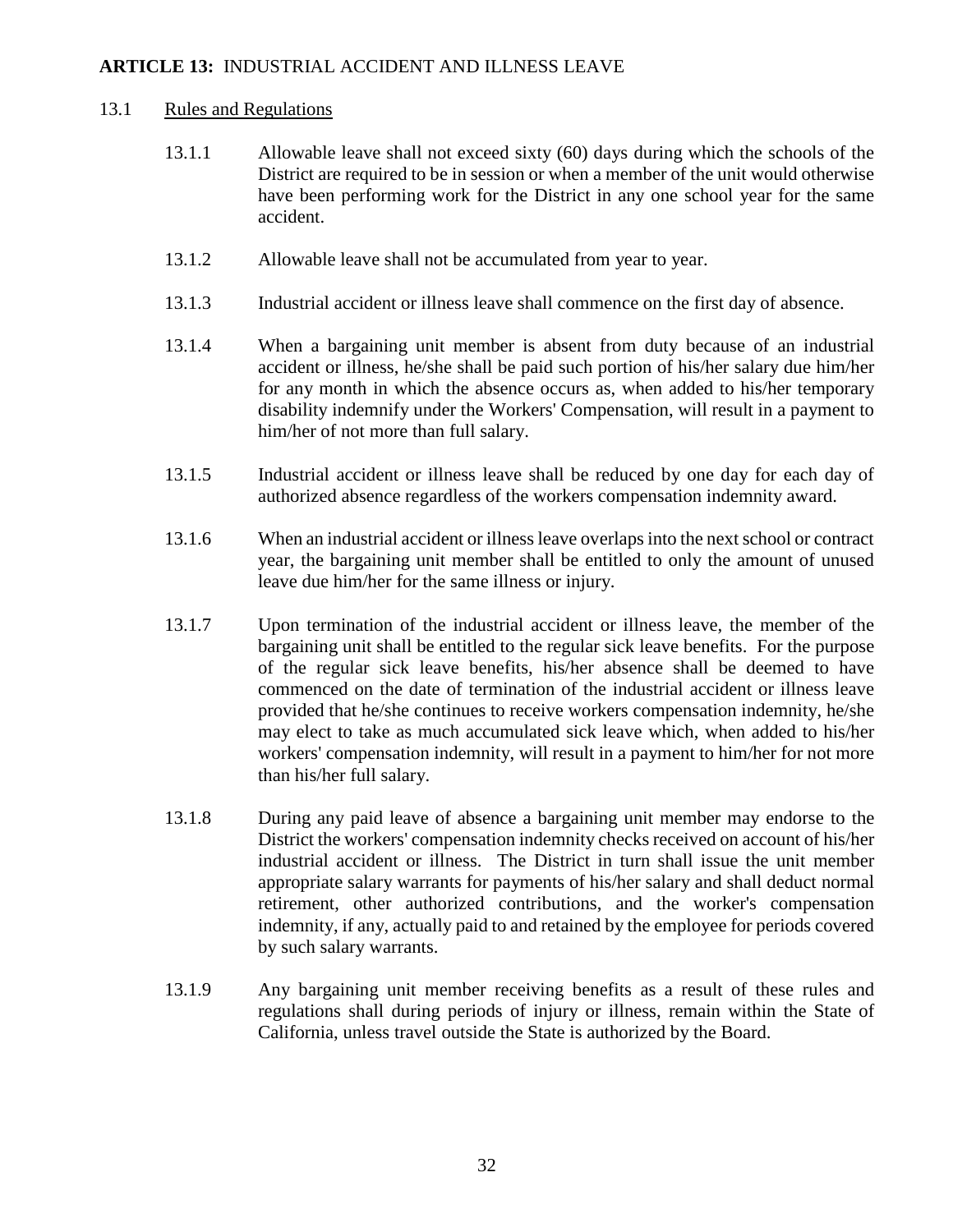**ARTICLE 13:** INDUSTRIAL ACCIDENT AND ILLNESS LEAVE

13.1 Rules and Regulations

13.1.1 Allowable leave shall not exceed sixty (60) days during which the schools of the District are required to be in session or when a member of the unit would otherwise have been performing work for the District in any one school year for the same accident.

13.1.2 Allowable leave shall not be accumulated from year to year.

13.1.3 Industrial accident or illness leave shall commence on the first day of absence.

13.1.4 When a bargaining unit member is absent from duty because of an industrial accident or illness, he/she shall be paid such portion of his/her salary due him/her for any month in which the absence occurs as, when added to his/her temporary disability indemnify under the Workers' Compensation, will result in a payment to him/her of not more than full salary.

13.1.5 Industrial accident or illness leave shall be reduced by one day for each day of authorized absence regardless of the workers compensation indemnity award.

13.1.6 When an industrial accident or illness leave overlaps into the next school or contract year, the bargaining unit member shall be entitled to only the amount of unused leave due him/her for the same illness or injury.

13.1.7 Upon termination of the industrial accident or illness leave, the member of the bargaining unit shall be entitled to the regular sick leave benefits. For the purpose of the regular sick leave benefits, his/her absence shall be deemed to have commenced on the date of termination of the industrial accident or illness leave provided that he/she continues to receive workers compensation indemnity, he/she may elect to take as much accumulated sick leave which, when added to his/her workers' compensation indemnity, will result in a payment to him/her for not more than his/her full salary.

13.1.8 During any paid leave of absence a bargaining unit member may endorse to the District the workers' compensation indemnity checks received on account of his/her industrial accident or illness. The District in turn shall issue the unit member appropriate salary warrants for payments of his/her salary and shall deduct normal retirement, other authorized contributions, and the worker's compensation indemnity, if any, actually paid to and retained by the employee for periods covered by such salary warrants.

13.1.9 Any bargaining unit member receiving benefits as a result of these rules and regulations shall during periods of injury or illness, remain within the State of California, unless travel outside the State is authorized by the Board.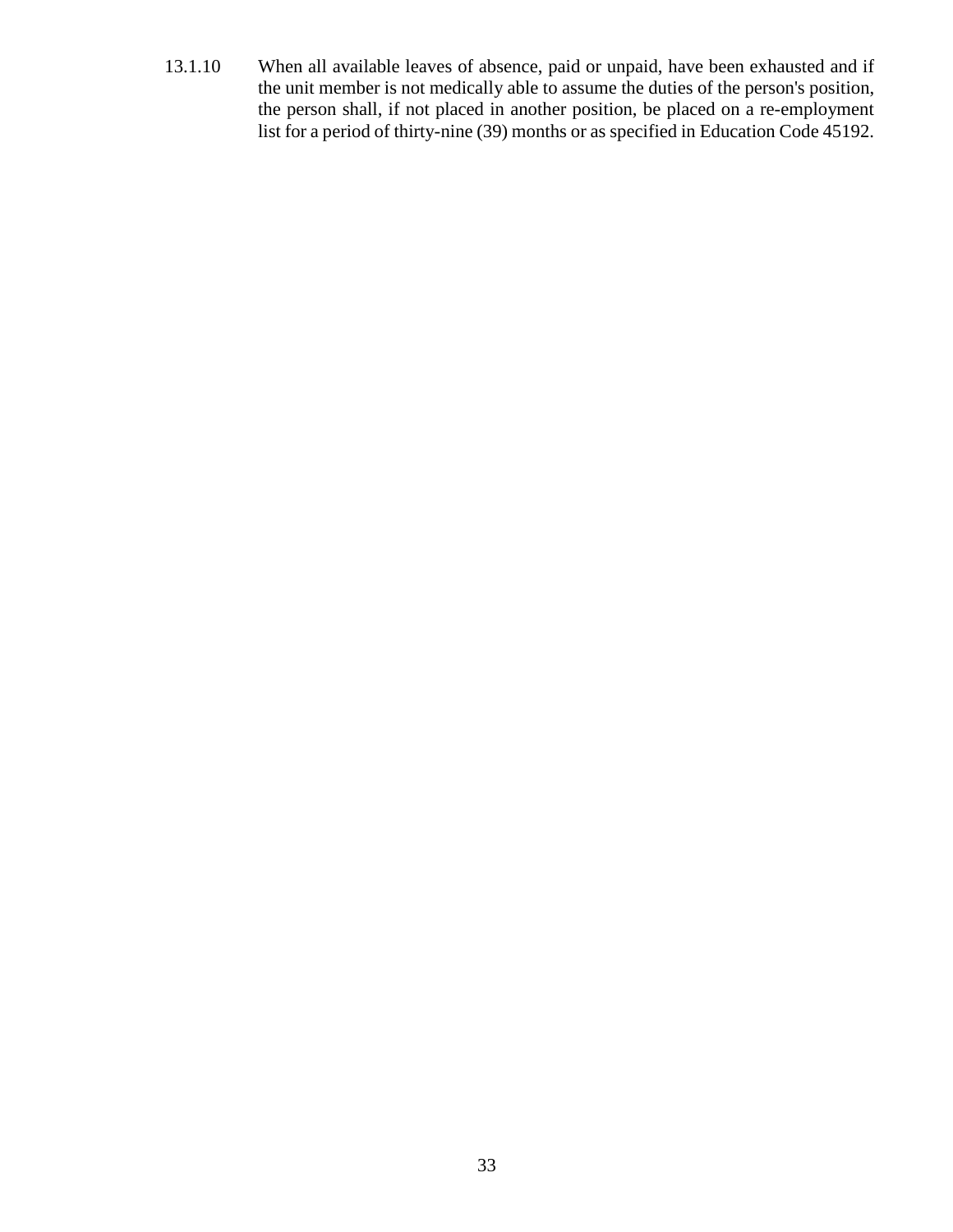13.1.10 When all available leaves of absence, paid or unpaid, have been exhausted and if the unit member is not medically able to assume the duties of the person's position, the person shall, if not placed in another position, be placed on a re-employment list for a period of thirty-nine (39) months or as specified in Education Code 45192.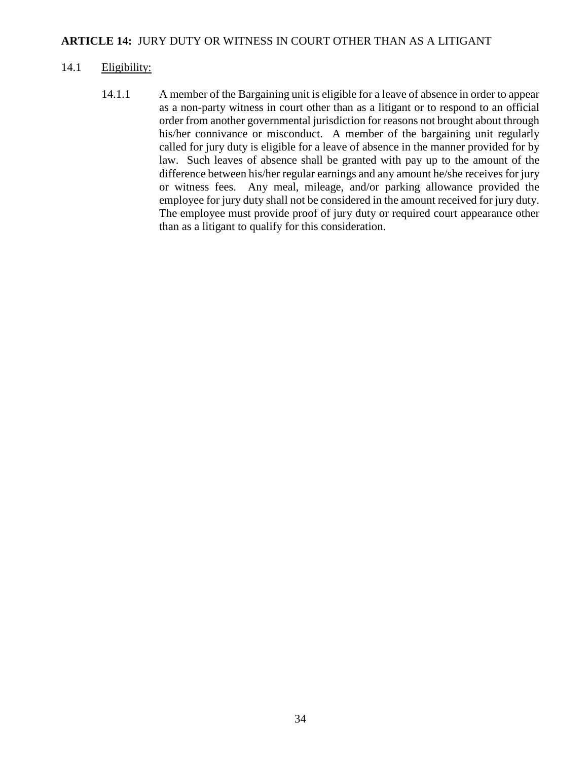## **ARTICLE 14:** JURY DUTY OR WITNESS IN COURT OTHER THAN AS A LITIGANT

14.1 Eligibility:

14.1.1 A member of the Bargaining unit is eligible for a leave of absence in order to appear as a non-party witness in court other than as a litigant or to respond to an official order from another governmental jurisdiction for reasons not brought about through his/her connivance or misconduct. A member of the bargaining unit regularly called for jury duty is eligible for a leave of absence in the manner provided for by law. Such leaves of absence shall be granted with pay up to the amount of the difference between his/her regular earnings and any amount he/she receives for jury or witness fees. Any meal, mileage, and/or parking allowance provided the employee for jury duty shall not be considered in the amount received for jury duty. The employee must provide proof of jury duty or required court appearance other than as a litigant to qualify for this consideration.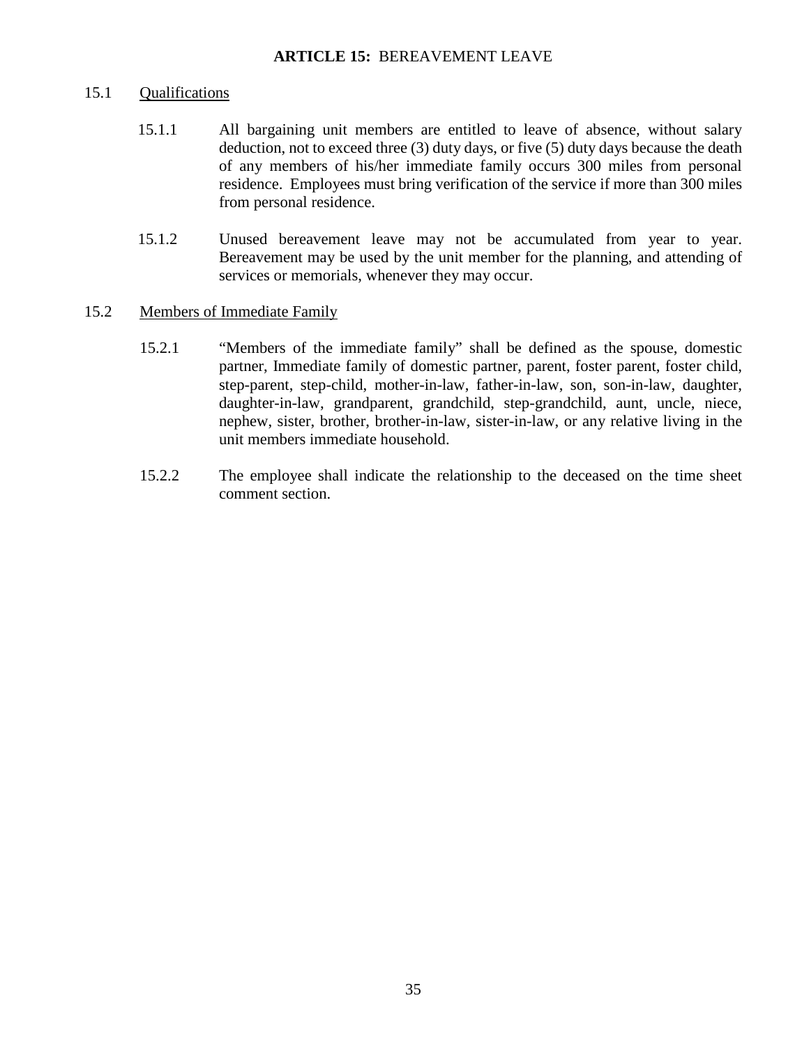## **ARTICLE 15:** BEREAVEMENT LEAVE

15.1 Qualifications

15.1.1 All bargaining unit members are entitled to leave of absence, without salary deduction, not to exceed three (3) duty days, or five (5) duty days because the death of any members of his/her immediate family occurs 300 miles from personal residence. Employees must bring verification of the service if more than 300 miles from personal residence.

15.1.2 Unused bereavement leave may not be accumulated from year to year. Bereavement may be used by the unit member for the planning, and attending of services or memorials, whenever they may occur.

15.2 Members of Immediate Family

15.2.1 "Members of the immediate family" shall be defined as the spouse, domestic partner, Immediate family of domestic partner, parent, foster parent, foster child, step-parent, step-child, mother-in-law, father-in-law, son, son-in-law, daughter, daughter-in-law, grandparent, grandchild, step-grandchild, aunt, uncle, niece, nephew, sister, brother, brother-in-law, sister-in-law, or any relative living in the unit members immediate household.

15.2.2 The employee shall indicate the relationship to the deceased on the time sheet comment section.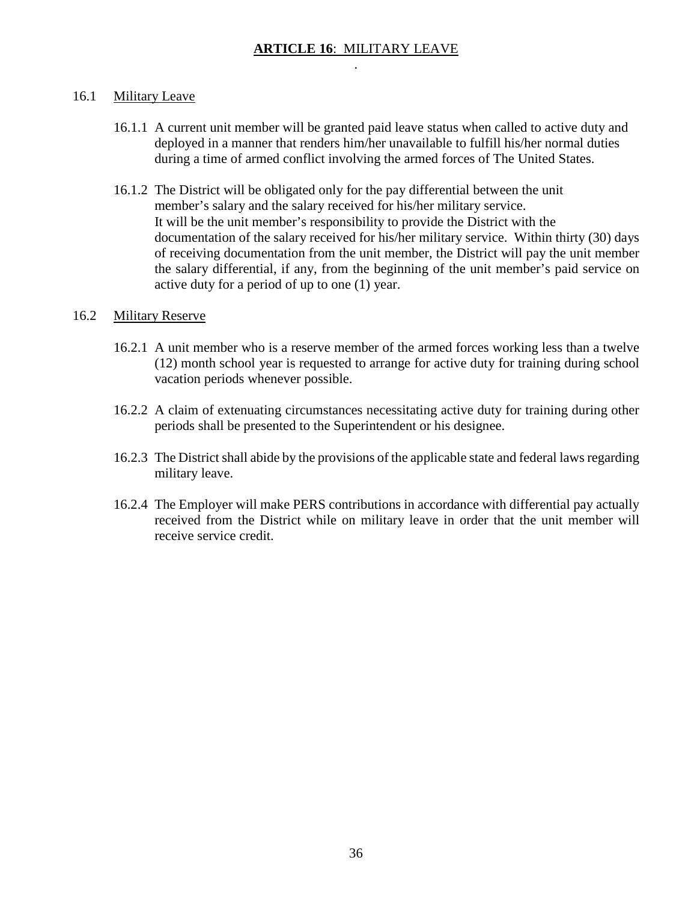## **ARTICLE 16**: MILITARY LEAVE

16.1 Military Leave

16.1.1 A current unit member will be granted paid leave status when called to active duty and deployed in a manner that renders him/her unavailable to fulfill his/her normal duties during a time of armed conflict involving the armed forces of The United States.

16.1.2 The District will be obligated only for the pay differential between the unit member's salary and the salary received for his/her military service. It will be the unit member's responsibility to provide the District with the documentation of the salary received for his/her military service. Within thirty (30) days of receiving documentation from the unit member, the District will pay the unit member the salary differential, if any, from the beginning of the unit member's paid service on active duty for a period of up to one (1) year.

16.2 Military Reserve

16.2.1 A unit member who is a reserve member of the armed forces working less than a twelve (12) month school year is requested to arrange for active duty for training during school vacation periods whenever possible.

16.2.2 A claim of extenuating circumstances necessitating active duty for training during other periods shall be presented to the Superintendent or his designee.

16.2.3 The District shall abide by the provisions of the applicable state and federal laws regarding military leave.

16.2.4 The Employer will make PERS contributions in accordance with differential pay actually received from the District while on military leave in order that the unit member will receive service credit.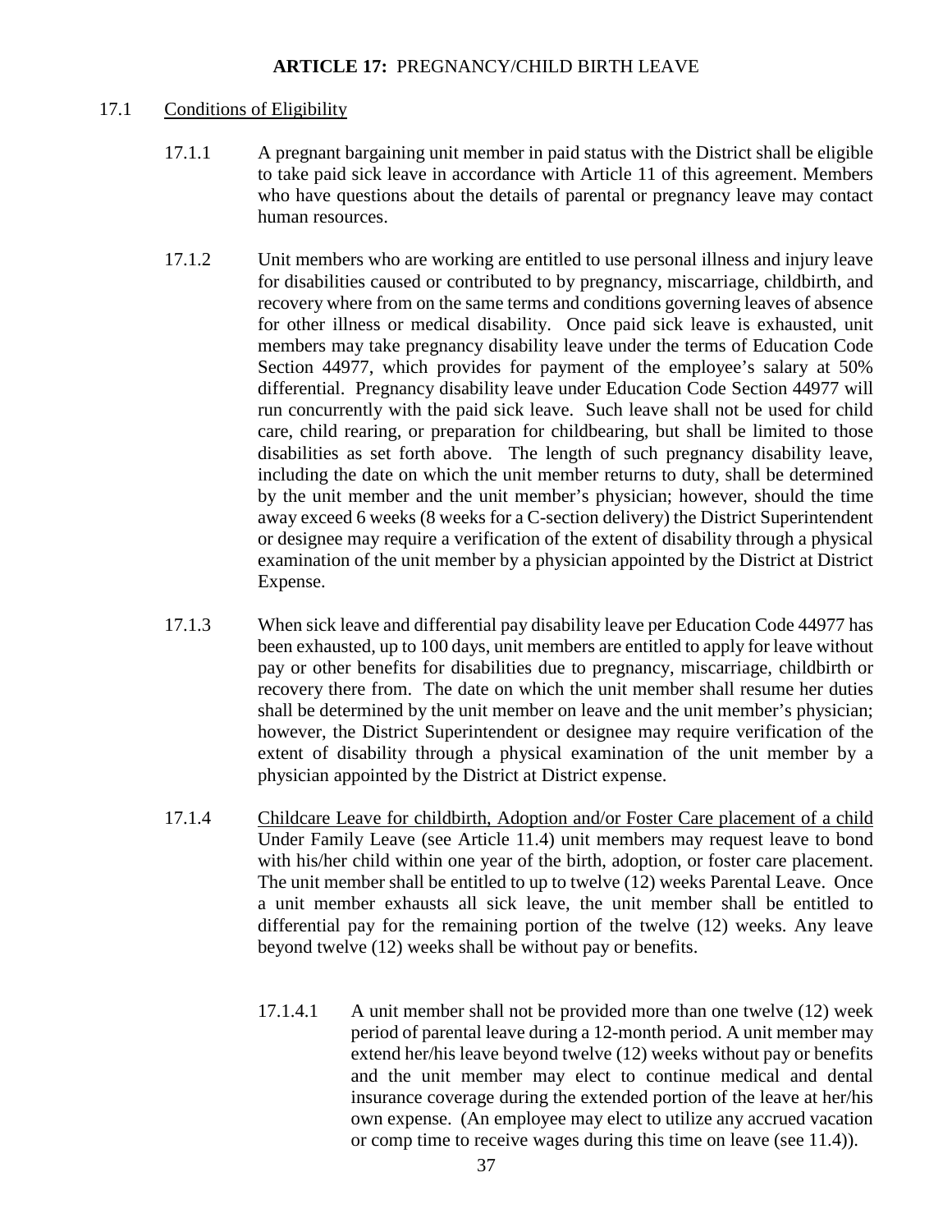## ARTICLE 17: PREGNANCY/CHILD BIRTH LEAVE

17.1 Conditions of Eligibility

17.1.1 A pregnant bargaining unit member in paid status with the District shall be eligible to take paid sick leave in accordance with Article 11 of this agreement. Members who have questions about the details of parental or pregnancy leave may contact human resources.

17.1.2 Unit members who are working are entitled to use personal illness and injury leave for disabilities caused or contributed to by pregnancy, miscarriage, childbirth, and recovery where from on the same terms and conditions governing leaves of absence for other illness or medical disability. Once paid sick leave is exhausted, unit members may take pregnancy disability leave under the terms of Education Code Section 44977, which provides for payment of the employee's salary at 50% differential. Pregnancy disability leave under Education Code Section 44977 will run concurrently with the paid sick leave. Such leave shall not be used for child care, child rearing, or preparation for childbearing, but shall be limited to those disabilities as set forth above. The length of such pregnancy disability leave, including the date on which the unit member returns to duty, shall be determined by the unit member and the unit member's physician; however, should the time away exceed 6 weeks (8 weeks for a C-section delivery) the District Superintendent or designee may require a verification of the extent of disability through a physical examination of the unit member by a physician appointed by the District at District Expense.

17.1.3 When sick leave and differential pay disability leave per Education Code 44977 has been exhausted, up to 100 days, unit members are entitled to apply for leave without pay or other benefits for disabilities due to pregnancy, miscarriage, childbirth or recovery there from. The date on which the unit member shall resume her duties shall be determined by the unit member on leave and the unit member's physician; however, the District Superintendent or designee may require verification of the extent of disability through a physical examination of the unit member by a physician appointed by the District at District expense.

17.1.4 Childcare Leave for childbirth, Adoption and/or Foster Care placement of a child Under Family Leave (see Article 11.4) unit members may request leave to bond with his/her child within one year of the birth, adoption, or foster care placement. The unit member shall be entitled to up to twelve (12) weeks Parental Leave. Once a unit member exhausts all sick leave, the unit member shall be entitled to differential pay for the remaining portion of the twelve (12) weeks. Any leave beyond twelve (12) weeks shall be without pay or benefits.

17.1.4.1 A unit member shall not be provided more than one twelve (12) week period of parental leave during a 12-month period. A unit member may extend her/his leave beyond twelve (12) weeks without pay or benefits and the unit member may elect to continue medical and dental insurance coverage during the extended portion of the leave at her/his own expense. (An employee may elect to utilize any accrued vacation or comp time to receive wages during this time on leave (see 11.4)).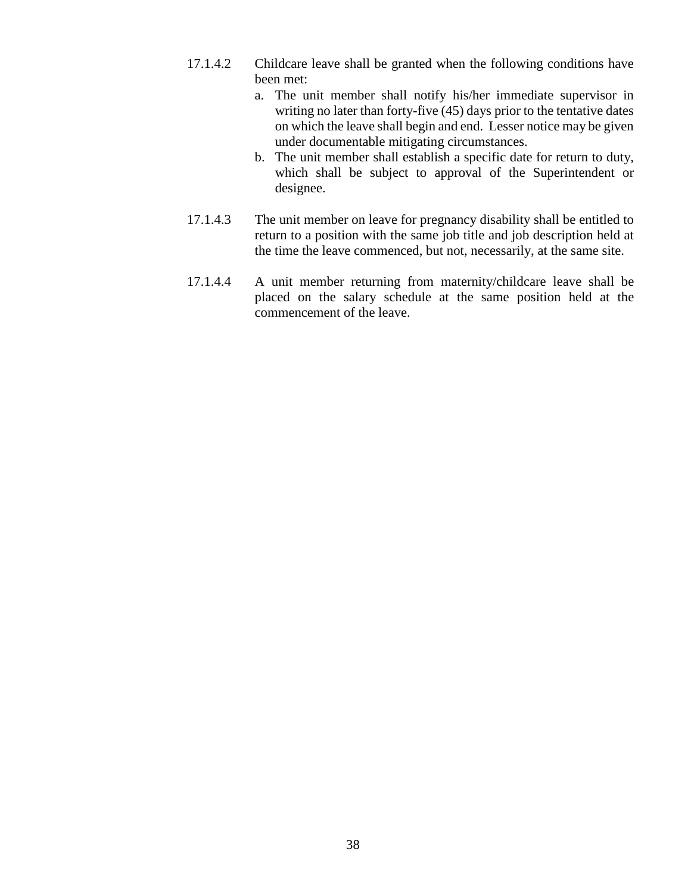17.1.4.2 Childcare leave shall be granted when the following conditions have been met:

a. The unit member shall notify his/her immediate supervisor in writing no later than forty-five (45) days prior to the tentative dates on which the leave shall begin and end. Lesser notice may be given under documentable mitigating circumstances.
b. The unit member shall establish a specific date for return to duty, which shall be subject to approval of the Superintendent or designee.

17.1.4.3 The unit member on leave for pregnancy disability shall be entitled to return to a position with the same job title and job description held at the time the leave commenced, but not, necessarily, at the same site.

17.1.4.4 A unit member returning from maternity/childcare leave shall be placed on the salary schedule at the same position held at the commencement of the leave.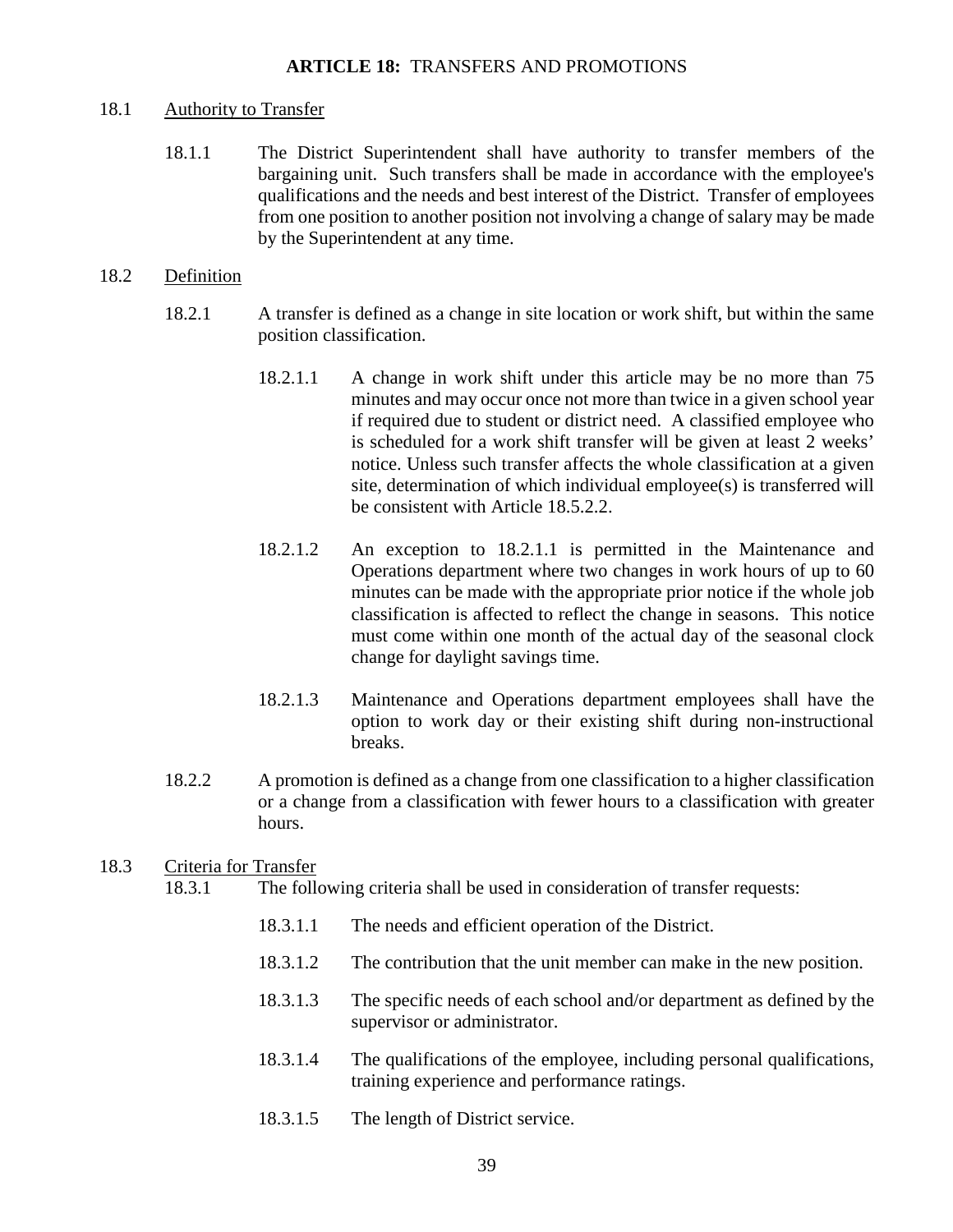## ARTICLE 18: TRANSFERS AND PROMOTIONS

18.1 Authority to Transfer

18.1.1 The District Superintendent shall have authority to transfer members of the bargaining unit. Such transfers shall be made in accordance with the employee's qualifications and the needs and best interest of the District. Transfer of employees from one position to another position not involving a change of salary may be made by the Superintendent at any time.

18.2 Definition

18.2.1 A transfer is defined as a change in site location or work shift, but within the same position classification.

18.2.1.1 A change in work shift under this article may be no more than 75 minutes and may occur once not more than twice in a given school year if required due to student or district need. A classified employee who is scheduled for a work shift transfer will be given at least 2 weeks' notice. Unless such transfer affects the whole classification at a given site, determination of which individual employee(s) is transferred will be consistent with Article 18.5.2.2.

18.2.1.2 An exception to 18.2.1.1 is permitted in the Maintenance and Operations department where two changes in work hours of up to 60 minutes can be made with the appropriate prior notice if the whole job classification is affected to reflect the change in seasons. This notice must come within one month of the actual day of the seasonal clock change for daylight savings time.

18.2.1.3 Maintenance and Operations department employees shall have the option to work day or their existing shift during non-instructional breaks.

18.2.2 A promotion is defined as a change from one classification to a higher classification or a change from a classification with fewer hours to a classification with greater hours.

18.3 Criteria for Transfer

18.3.1 The following criteria shall be used in consideration of transfer requests:

18.3.1.1 The needs and efficient operation of the District.

18.3.1.2 The contribution that the unit member can make in the new position.

18.3.1.3 The specific needs of each school and/or department as defined by the supervisor or administrator.

18.3.1.4 The qualifications of the employee, including personal qualifications, training experience and performance ratings.

18.3.1.5 The length of District service.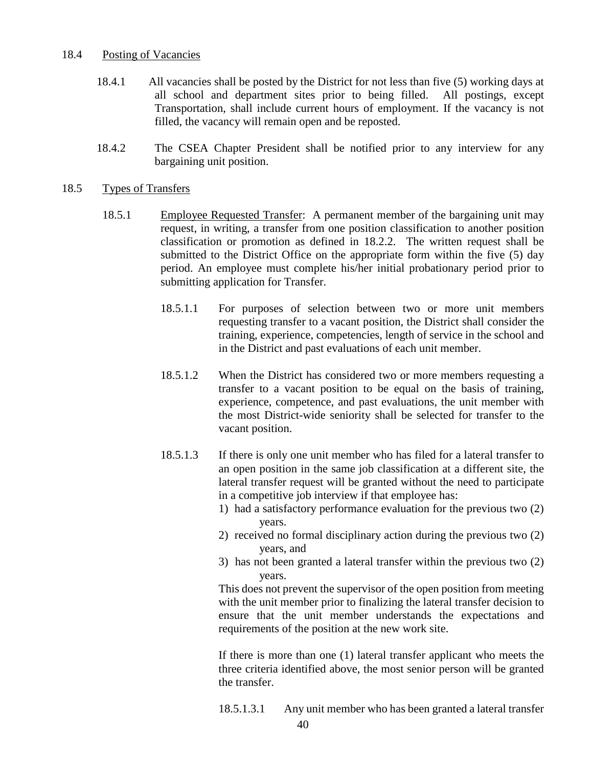18.4 Posting of Vacancies

18.4.1 All vacancies shall be posted by the District for not less than five (5) working days at all school and department sites prior to being filled. All postings, except Transportation, shall include current hours of employment. If the vacancy is not filled, the vacancy will remain open and be reposted.

18.4.2 The CSEA Chapter President shall be notified prior to any interview for any bargaining unit position.

18.5 Types of Transfers

18.5.1 Employee Requested Transfer: A permanent member of the bargaining unit may request, in writing, a transfer from one position classification to another position classification or promotion as defined in 18.2.2. The written request shall be submitted to the District Office on the appropriate form within the five (5) day period. An employee must complete his/her initial probationary period prior to submitting application for Transfer.

18.5.1.1 For purposes of selection between two or more unit members requesting transfer to a vacant position, the District shall consider the training, experience, competencies, length of service in the school and in the District and past evaluations of each unit member.

18.5.1.2 When the District has considered two or more members requesting a transfer to a vacant position to be equal on the basis of training, experience, competence, and past evaluations, the unit member with the most District-wide seniority shall be selected for transfer to the vacant position.

18.5.1.3 If there is only one unit member who has filed for a lateral transfer to an open position in the same job classification at a different site, the lateral transfer request will be granted without the need to participate in a competitive job interview if that employee has:

1) had a satisfactory performance evaluation for the previous two (2) years.
2) received no formal disciplinary action during the previous two (2) years, and
3) has not been granted a lateral transfer within the previous two (2) years.

This does not prevent the supervisor of the open position from meeting with the unit member prior to finalizing the lateral transfer decision to ensure that the unit member understands the expectations and requirements of the position at the new work site.

If there is more than one (1) lateral transfer applicant who meets the three criteria identified above, the most senior person will be granted the transfer.

18.5.1.3.1 Any unit member who has been granted a lateral transfer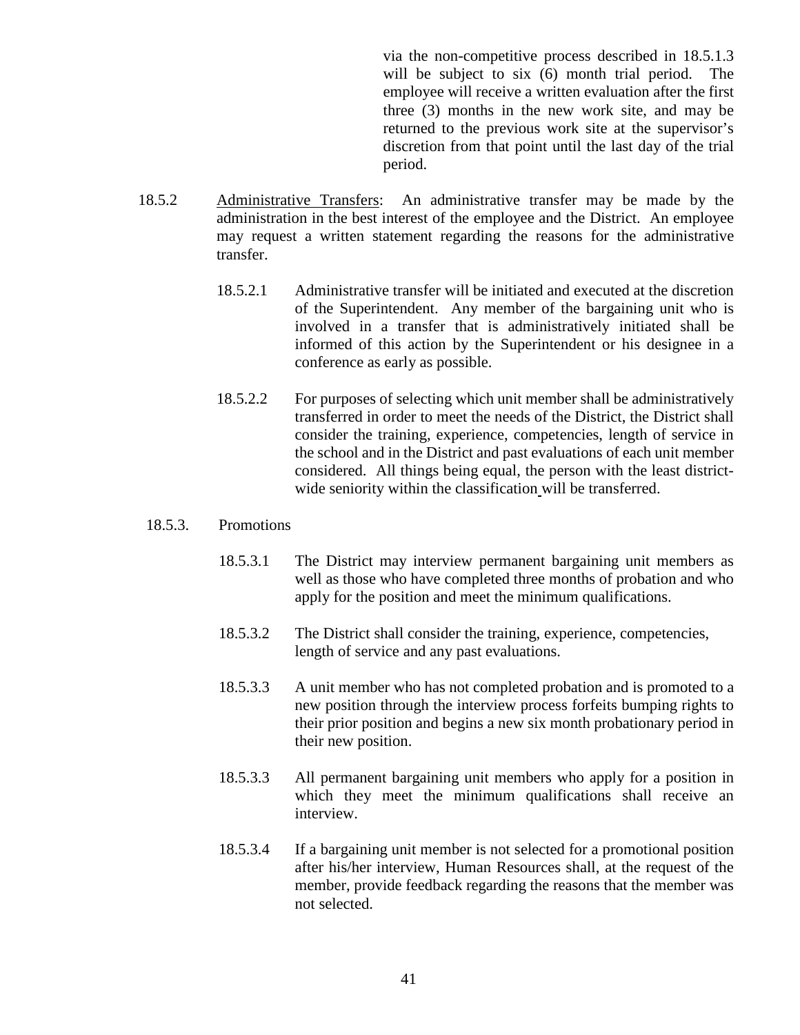via the non-competitive process described in 18.5.1.3 will be subject to six (6) month trial period. The employee will receive a written evaluation after the first three (3) months in the new work site, and may be returned to the previous work site at the supervisor's discretion from that point until the last day of the trial period.

18.5.2 Administrative Transfers: An administrative transfer may be made by the administration in the best interest of the employee and the District. An employee may request a written statement regarding the reasons for the administrative transfer.

18.5.2.1 Administrative transfer will be initiated and executed at the discretion of the Superintendent. Any member of the bargaining unit who is involved in a transfer that is administratively initiated shall be informed of this action by the Superintendent or his designee in a conference as early as possible.

18.5.2.2 For purposes of selecting which unit member shall be administratively transferred in order to meet the needs of the District, the District shall consider the training, experience, competencies, length of service in the school and in the District and past evaluations of each unit member considered. All things being equal, the person with the least district-wide seniority within the classification will be transferred.

18.5.3. Promotions

18.5.3.1 The District may interview permanent bargaining unit members as well as those who have completed three months of probation and who apply for the position and meet the minimum qualifications.

18.5.3.2 The District shall consider the training, experience, competencies, length of service and any past evaluations.

18.5.3.3 A unit member who has not completed probation and is promoted to a new position through the interview process forfeits bumping rights to their prior position and begins a new six month probationary period in their new position.

18.5.3.3 All permanent bargaining unit members who apply for a position in which they meet the minimum qualifications shall receive an interview.

18.5.3.4 If a bargaining unit member is not selected for a promotional position after his/her interview, Human Resources shall, at the request of the member, provide feedback regarding the reasons that the member was not selected.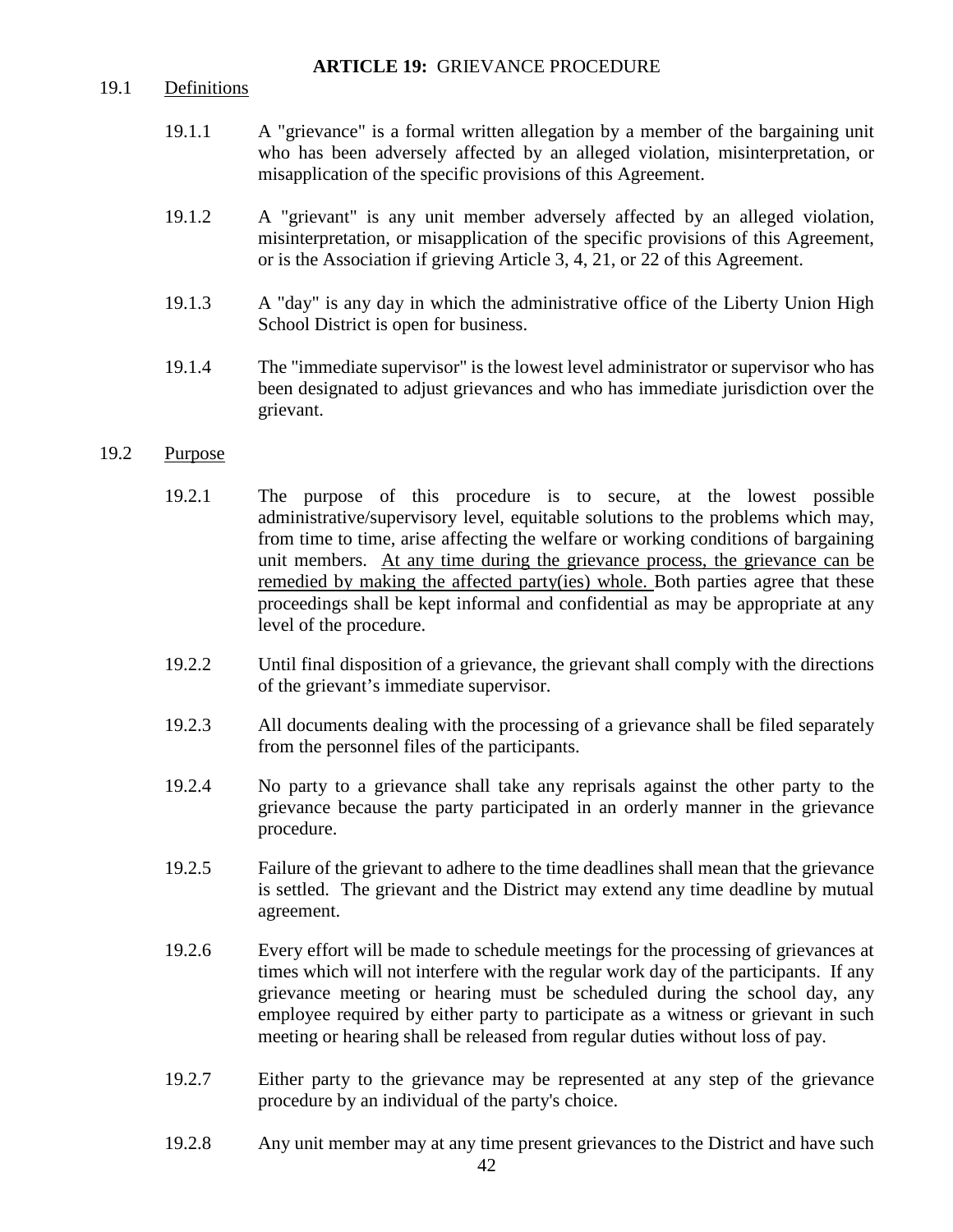## ARTICLE 19: GRIEVANCE PROCEDURE

19.1 Definitions

19.1.1 A "grievance" is a formal written allegation by a member of the bargaining unit who has been adversely affected by an alleged violation, misinterpretation, or misapplication of the specific provisions of this Agreement.

19.1.2 A "grievant" is any unit member adversely affected by an alleged violation, misinterpretation, or misapplication of the specific provisions of this Agreement, or is the Association if grieving Article 3, 4, 21, or 22 of this Agreement.

19.1.3 A "day" is any day in which the administrative office of the Liberty Union High School District is open for business.

19.1.4 The "immediate supervisor" is the lowest level administrator or supervisor who has been designated to adjust grievances and who has immediate jurisdiction over the grievant.

19.2 Purpose

19.2.1 The purpose of this procedure is to secure, at the lowest possible administrative/supervisory level, equitable solutions to the problems which may, from time to time, arise affecting the welfare or working conditions of bargaining unit members. At any time during the grievance process, the grievance can be remedied by making the affected party(ies) whole. Both parties agree that these proceedings shall be kept informal and confidential as may be appropriate at any level of the procedure.

19.2.2 Until final disposition of a grievance, the grievant shall comply with the directions of the grievant's immediate supervisor.

19.2.3 All documents dealing with the processing of a grievance shall be filed separately from the personnel files of the participants.

19.2.4 No party to a grievance shall take any reprisals against the other party to the grievance because the party participated in an orderly manner in the grievance procedure.

19.2.5 Failure of the grievant to adhere to the time deadlines shall mean that the grievance is settled. The grievant and the District may extend any time deadline by mutual agreement.

19.2.6 Every effort will be made to schedule meetings for the processing of grievances at times which will not interfere with the regular work day of the participants. If any grievance meeting or hearing must be scheduled during the school day, any employee required by either party to participate as a witness or grievant in such meeting or hearing shall be released from regular duties without loss of pay.

19.2.7 Either party to the grievance may be represented at any step of the grievance procedure by an individual of the party's choice.

19.2.8 Any unit member may at any time present grievances to the District and have such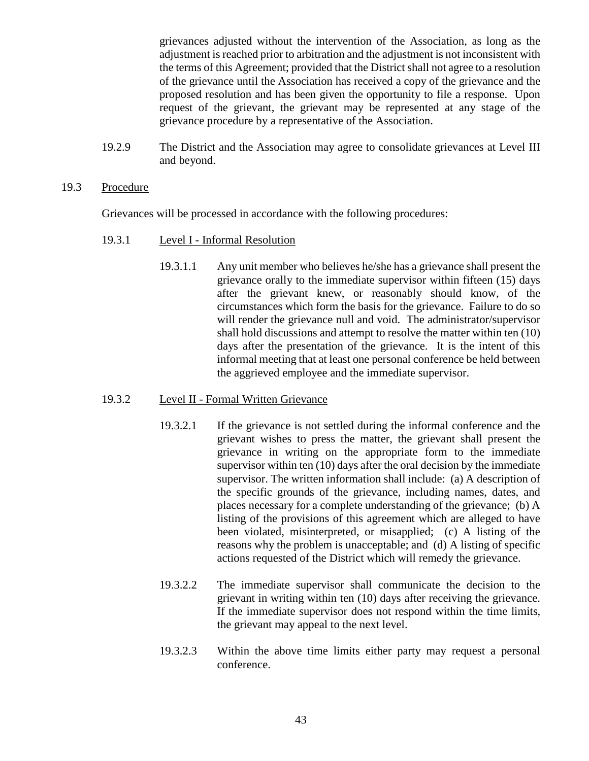grievances adjusted without the intervention of the Association, as long as the adjustment is reached prior to arbitration and the adjustment is not inconsistent with the terms of this Agreement; provided that the District shall not agree to a resolution of the grievance until the Association has received a copy of the grievance and the proposed resolution and has been given the opportunity to file a response. Upon request of the grievant, the grievant may be represented at any stage of the grievance procedure by a representative of the Association.

19.2.9 The District and the Association may agree to consolidate grievances at Level III and beyond.

19.3 Procedure

Grievances will be processed in accordance with the following procedures:

19.3.1 Level I - Informal Resolution

19.3.1.1 Any unit member who believes he/she has a grievance shall present the grievance orally to the immediate supervisor within fifteen (15) days after the grievant knew, or reasonably should know, of the circumstances which form the basis for the grievance. Failure to do so will render the grievance null and void. The administrator/supervisor shall hold discussions and attempt to resolve the matter within ten (10) days after the presentation of the grievance. It is the intent of this informal meeting that at least one personal conference be held between the aggrieved employee and the immediate supervisor.

19.3.2 Level II - Formal Written Grievance

19.3.2.1 If the grievance is not settled during the informal conference and the grievant wishes to press the matter, the grievant shall present the grievance in writing on the appropriate form to the immediate supervisor within ten (10) days after the oral decision by the immediate supervisor. The written information shall include: (a) A description of the specific grounds of the grievance, including names, dates, and places necessary for a complete understanding of the grievance; (b) A listing of the provisions of this agreement which are alleged to have been violated, misinterpreted, or misapplied; (c) A listing of the reasons why the problem is unacceptable; and (d) A listing of specific actions requested of the District which will remedy the grievance.

19.3.2.2 The immediate supervisor shall communicate the decision to the grievant in writing within ten (10) days after receiving the grievance. If the immediate supervisor does not respond within the time limits, the grievant may appeal to the next level.

19.3.2.3 Within the above time limits either party may request a personal conference.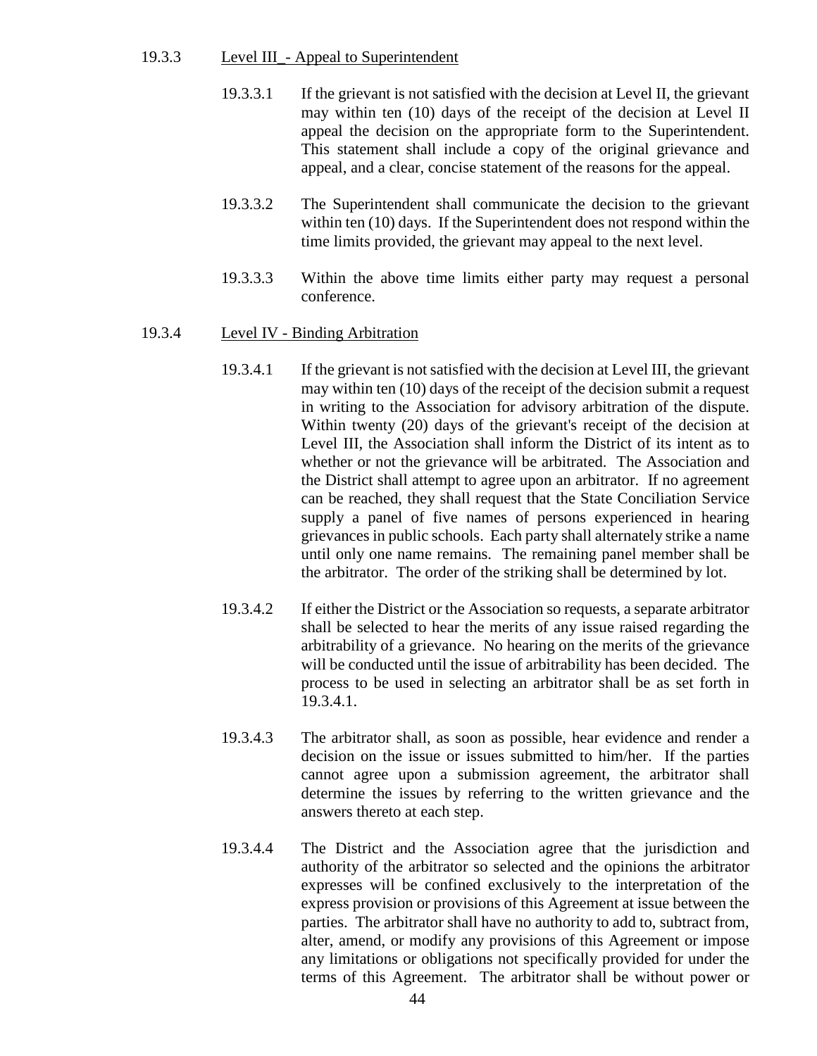19.3.3 Level III_- Appeal to Superintendent

19.3.3.1 If the grievant is not satisfied with the decision at Level II, the grievant may within ten (10) days of the receipt of the decision at Level II appeal the decision on the appropriate form to the Superintendent. This statement shall include a copy of the original grievance and appeal, and a clear, concise statement of the reasons for the appeal.

19.3.3.2 The Superintendent shall communicate the decision to the grievant within ten (10) days. If the Superintendent does not respond within the time limits provided, the grievant may appeal to the next level.

19.3.3.3 Within the above time limits either party may request a personal conference.

19.3.4 Level IV - Binding Arbitration

19.3.4.1 If the grievant is not satisfied with the decision at Level III, the grievant may within ten (10) days of the receipt of the decision submit a request in writing to the Association for advisory arbitration of the dispute. Within twenty (20) days of the grievant's receipt of the decision at Level III, the Association shall inform the District of its intent as to whether or not the grievance will be arbitrated. The Association and the District shall attempt to agree upon an arbitrator. If no agreement can be reached, they shall request that the State Conciliation Service supply a panel of five names of persons experienced in hearing grievances in public schools. Each party shall alternately strike a name until only one name remains. The remaining panel member shall be the arbitrator. The order of the striking shall be determined by lot.

19.3.4.2 If either the District or the Association so requests, a separate arbitrator shall be selected to hear the merits of any issue raised regarding the arbitrability of a grievance. No hearing on the merits of the grievance will be conducted until the issue of arbitrability has been decided. The process to be used in selecting an arbitrator shall be as set forth in 19.3.4.1.

19.3.4.3 The arbitrator shall, as soon as possible, hear evidence and render a decision on the issue or issues submitted to him/her. If the parties cannot agree upon a submission agreement, the arbitrator shall determine the issues by referring to the written grievance and the answers thereto at each step.

19.3.4.4 The District and the Association agree that the jurisdiction and authority of the arbitrator so selected and the opinions the arbitrator expresses will be confined exclusively to the interpretation of the express provision or provisions of this Agreement at issue between the parties. The arbitrator shall have no authority to add to, subtract from, alter, amend, or modify any provisions of this Agreement or impose any limitations or obligations not specifically provided for under the terms of this Agreement. The arbitrator shall be without power or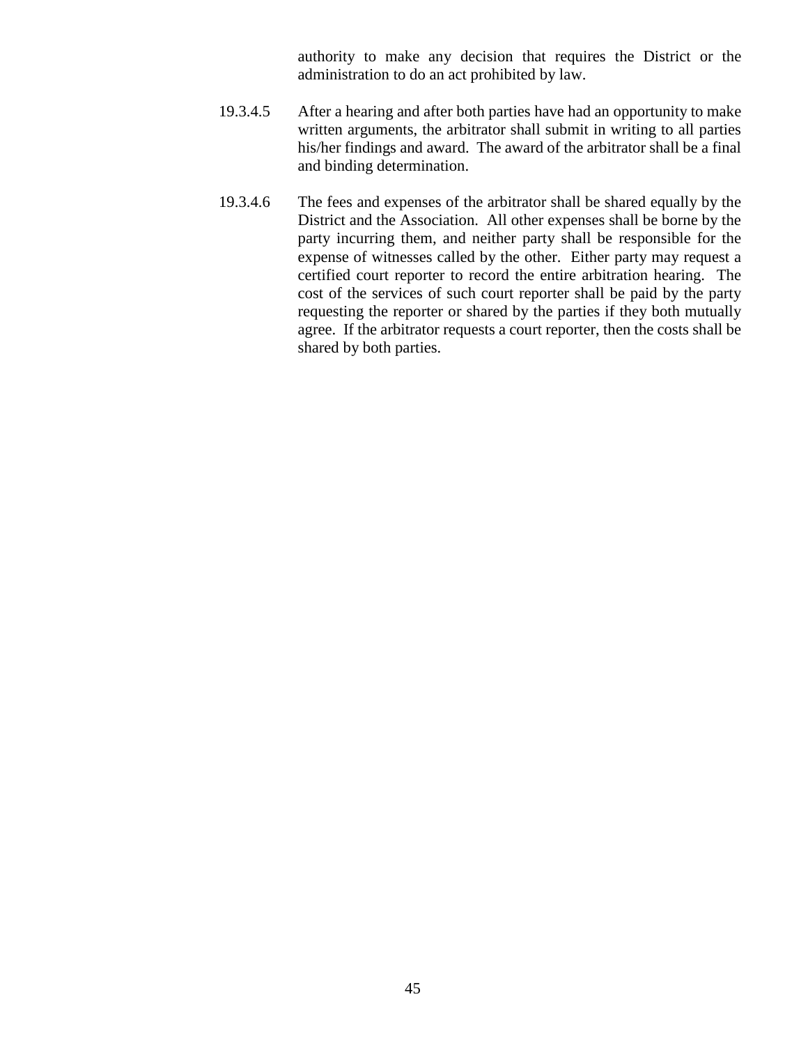authority to make any decision that requires the District or the administration to do an act prohibited by law.

19.3.4.5 After a hearing and after both parties have had an opportunity to make written arguments, the arbitrator shall submit in writing to all parties his/her findings and award. The award of the arbitrator shall be a final and binding determination.

19.3.4.6 The fees and expenses of the arbitrator shall be shared equally by the District and the Association. All other expenses shall be borne by the party incurring them, and neither party shall be responsible for the expense of witnesses called by the other. Either party may request a certified court reporter to record the entire arbitration hearing. The cost of the services of such court reporter shall be paid by the party requesting the reporter or shared by the parties if they both mutually agree. If the arbitrator requests a court reporter, then the costs shall be shared by both parties.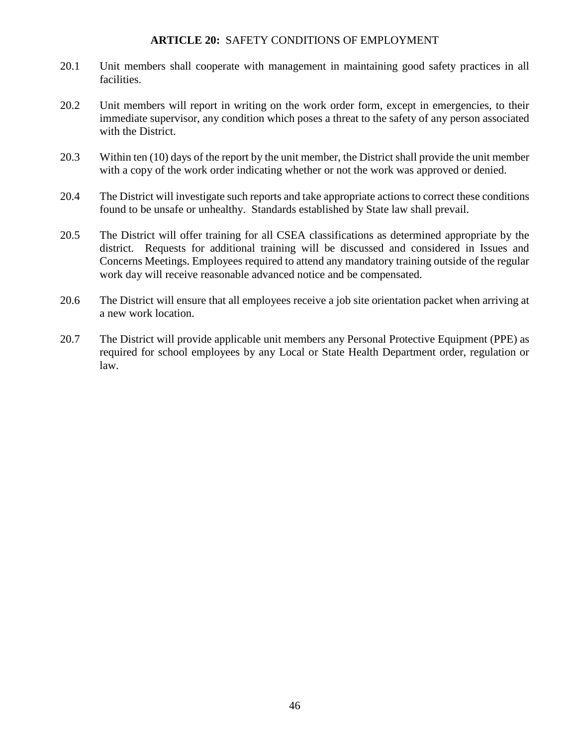## **ARTICLE 20:** SAFETY CONDITIONS OF EMPLOYMENT

20.1 Unit members shall cooperate with management in maintaining good safety practices in all facilities.

20.2 Unit members will report in writing on the work order form, except in emergencies, to their immediate supervisor, any condition which poses a threat to the safety of any person associated with the District.

20.3 Within ten (10) days of the report by the unit member, the District shall provide the unit member with a copy of the work order indicating whether or not the work was approved or denied.

20.4 The District will investigate such reports and take appropriate actions to correct these conditions found to be unsafe or unhealthy. Standards established by State law shall prevail.

20.5 The District will offer training for all CSEA classifications as determined appropriate by the district. Requests for additional training will be discussed and considered in Issues and Concerns Meetings. Employees required to attend any mandatory training outside of the regular work day will receive reasonable advanced notice and be compensated.

20.6 The District will ensure that all employees receive a job site orientation packet when arriving at a new work location.

20.7 The District will provide applicable unit members any Personal Protective Equipment (PPE) as required for school employees by any Local or State Health Department order, regulation or law.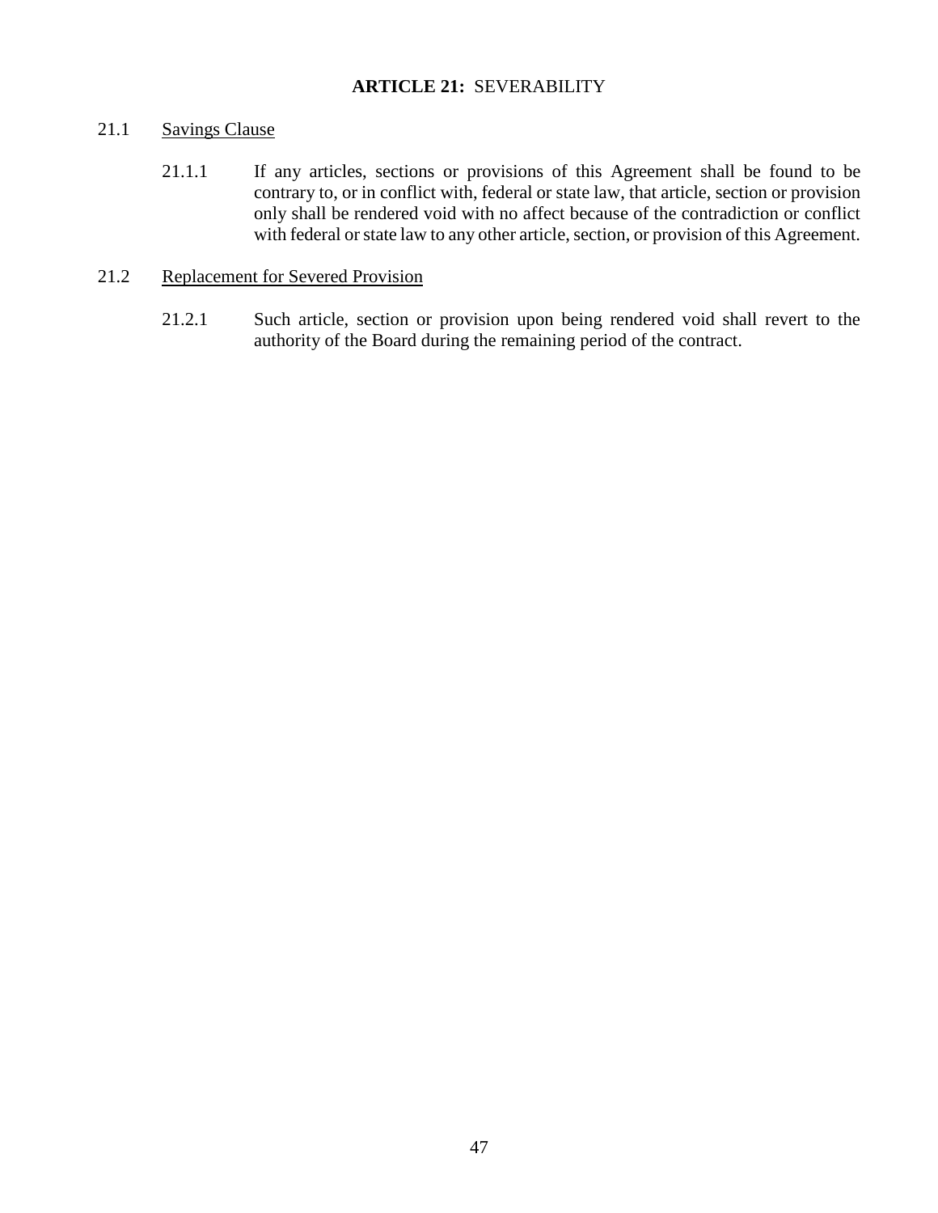## **ARTICLE 21:** SEVERABILITY

21.1 Savings Clause

21.1.1 If any articles, sections or provisions of this Agreement shall be found to be contrary to, or in conflict with, federal or state law, that article, section or provision only shall be rendered void with no affect because of the contradiction or conflict with federal or state law to any other article, section, or provision of this Agreement.

21.2 Replacement for Severed Provision

21.2.1 Such article, section or provision upon being rendered void shall revert to the authority of the Board during the remaining period of the contract.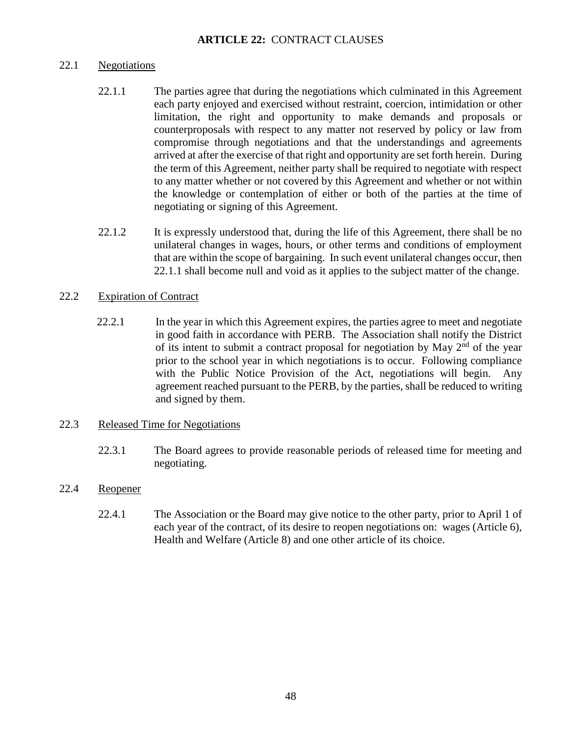## **ARTICLE 22:** CONTRACT CLAUSES

22.1 Negotiations

22.1.1 The parties agree that during the negotiations which culminated in this Agreement each party enjoyed and exercised without restraint, coercion, intimidation or other limitation, the right and opportunity to make demands and proposals or counterproposals with respect to any matter not reserved by policy or law from compromise through negotiations and that the understandings and agreements arrived at after the exercise of that right and opportunity are set forth herein. During the term of this Agreement, neither party shall be required to negotiate with respect to any matter whether or not covered by this Agreement and whether or not within the knowledge or contemplation of either or both of the parties at the time of negotiating or signing of this Agreement.

22.1.2 It is expressly understood that, during the life of this Agreement, there shall be no unilateral changes in wages, hours, or other terms and conditions of employment that are within the scope of bargaining. In such event unilateral changes occur, then 22.1.1 shall become null and void as it applies to the subject matter of the change.

22.2 Expiration of Contract

22.2.1 In the year in which this Agreement expires, the parties agree to meet and negotiate in good faith in accordance with PERB. The Association shall notify the District of its intent to submit a contract proposal for negotiation by May 2nd of the year prior to the school year in which negotiations is to occur. Following compliance with the Public Notice Provision of the Act, negotiations will begin. Any agreement reached pursuant to the PERB, by the parties, shall be reduced to writing and signed by them.

22.3 Released Time for Negotiations

22.3.1 The Board agrees to provide reasonable periods of released time for meeting and negotiating.

22.4 Reopener

22.4.1 The Association or the Board may give notice to the other party, prior to April 1 of each year of the contract, of its desire to reopen negotiations on: wages (Article 6), Health and Welfare (Article 8) and one other article of its choice.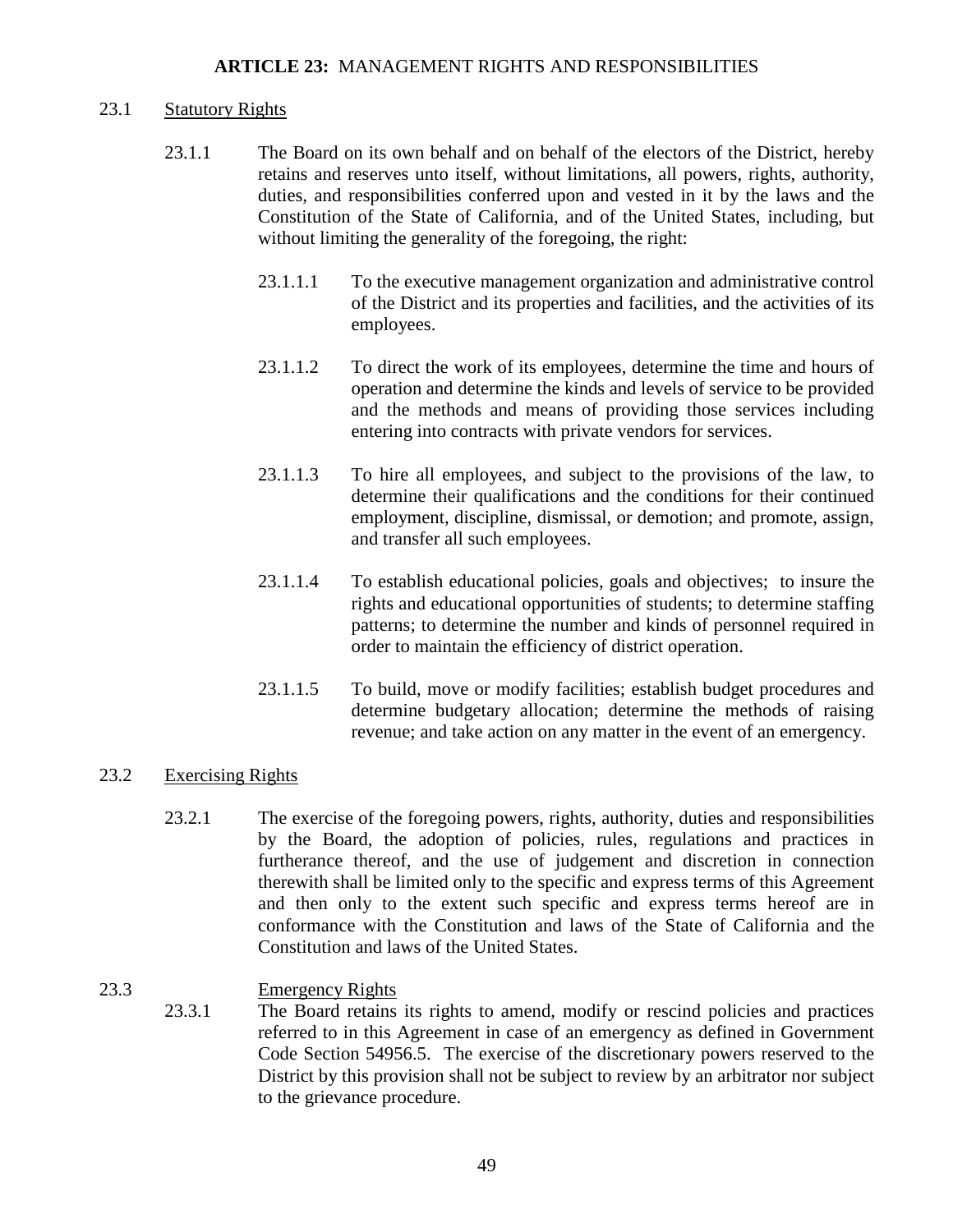## ARTICLE 23: MANAGEMENT RIGHTS AND RESPONSIBILITIES

### 23.1 Statutory Rights

23.1.1 The Board on its own behalf and on behalf of the electors of the District, hereby retains and reserves unto itself, without limitations, all powers, rights, authority, duties, and responsibilities conferred upon and vested in it by the laws and the Constitution of the State of California, and of the United States, including, but without limiting the generality of the foregoing, the right:

23.1.1.1 To the executive management organization and administrative control of the District and its properties and facilities, and the activities of its employees.

23.1.1.2 To direct the work of its employees, determine the time and hours of operation and determine the kinds and levels of service to be provided and the methods and means of providing those services including entering into contracts with private vendors for services.

23.1.1.3 To hire all employees, and subject to the provisions of the law, to determine their qualifications and the conditions for their continued employment, discipline, dismissal, or demotion; and promote, assign, and transfer all such employees.

23.1.1.4 To establish educational policies, goals and objectives; to insure the rights and educational opportunities of students; to determine staffing patterns; to determine the number and kinds of personnel required in order to maintain the efficiency of district operation.

23.1.1.5 To build, move or modify facilities; establish budget procedures and determine budgetary allocation; determine the methods of raising revenue; and take action on any matter in the event of an emergency.

### 23.2 Exercising Rights

23.2.1 The exercise of the foregoing powers, rights, authority, duties and responsibilities by the Board, the adoption of policies, rules, regulations and practices in furtherance thereof, and the use of judgement and discretion in connection therewith shall be limited only to the specific and express terms of this Agreement and then only to the extent such specific and express terms hereof are in conformance with the Constitution and laws of the State of California and the Constitution and laws of the United States.

### 23.3 Emergency Rights

23.3.1 The Board retains its rights to amend, modify or rescind policies and practices referred to in this Agreement in case of an emergency as defined in Government Code Section 54956.5. The exercise of the discretionary powers reserved to the District by this provision shall not be subject to review by an arbitrator nor subject to the grievance procedure.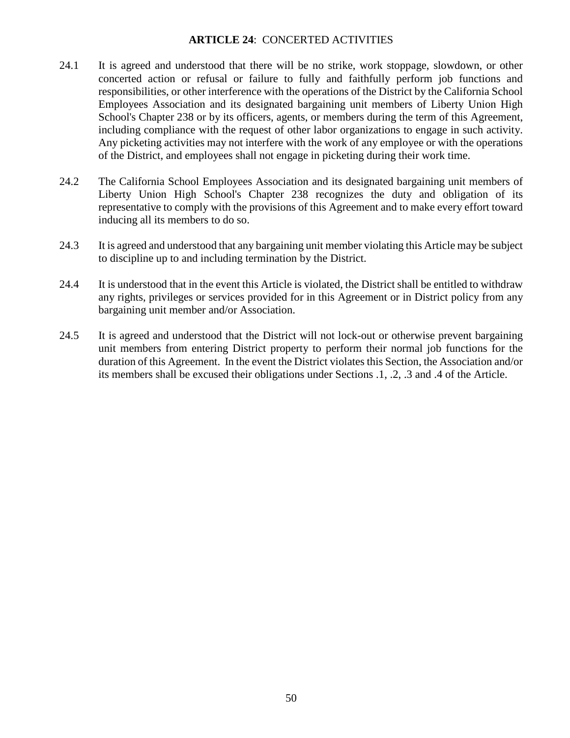## **ARTICLE 24**: CONCERTED ACTIVITIES

24.1 It is agreed and understood that there will be no strike, work stoppage, slowdown, or other concerted action or refusal or failure to fully and faithfully perform job functions and responsibilities, or other interference with the operations of the District by the California School Employees Association and its designated bargaining unit members of Liberty Union High School's Chapter 238 or by its officers, agents, or members during the term of this Agreement, including compliance with the request of other labor organizations to engage in such activity. Any picketing activities may not interfere with the work of any employee or with the operations of the District, and employees shall not engage in picketing during their work time.

24.2 The California School Employees Association and its designated bargaining unit members of Liberty Union High School's Chapter 238 recognizes the duty and obligation of its representative to comply with the provisions of this Agreement and to make every effort toward inducing all its members to do so.

24.3 It is agreed and understood that any bargaining unit member violating this Article may be subject to discipline up to and including termination by the District.

24.4 It is understood that in the event this Article is violated, the District shall be entitled to withdraw any rights, privileges or services provided for in this Agreement or in District policy from any bargaining unit member and/or Association.

24.5 It is agreed and understood that the District will not lock-out or otherwise prevent bargaining unit members from entering District property to perform their normal job functions for the duration of this Agreement. In the event the District violates this Section, the Association and/or its members shall be excused their obligations under Sections .1, .2, .3 and .4 of the Article.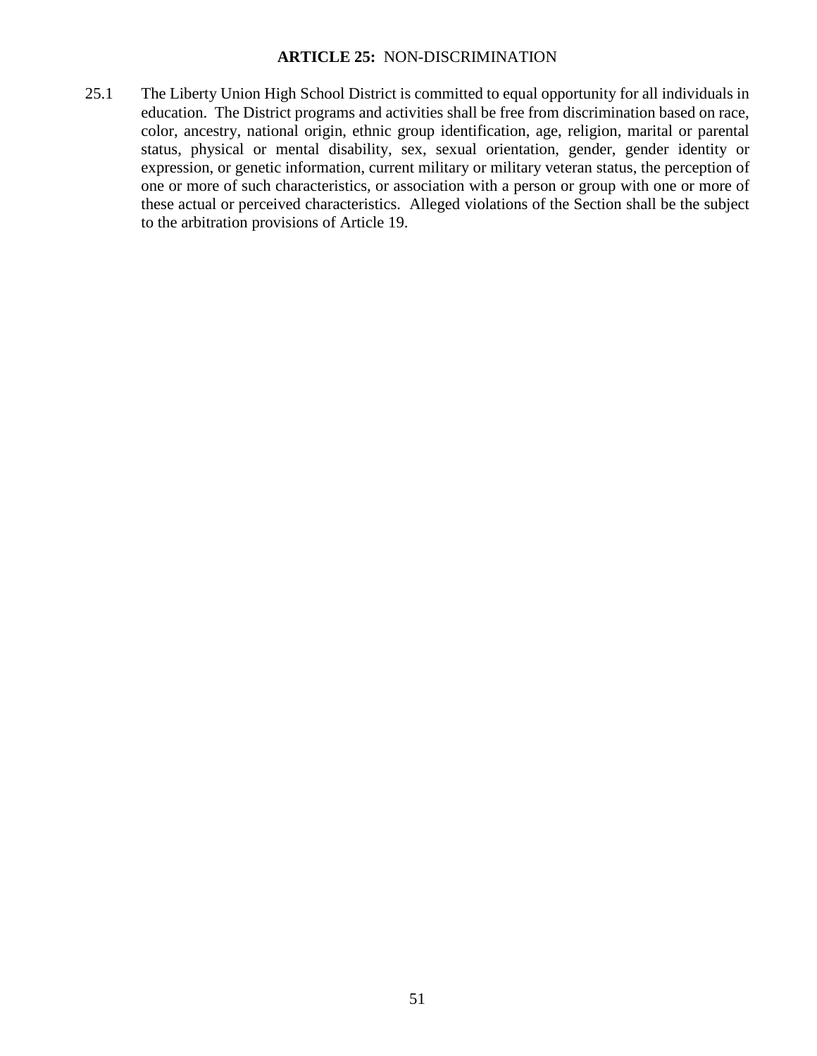### **ARTICLE 25:** NON-DISCRIMINATION

25.1 The Liberty Union High School District is committed to equal opportunity for all individuals in education. The District programs and activities shall be free from discrimination based on race, color, ancestry, national origin, ethnic group identification, age, religion, marital or parental status, physical or mental disability, sex, sexual orientation, gender, gender identity or expression, or genetic information, current military or military veteran status, the perception of one or more of such characteristics, or association with a person or group with one or more of these actual or perceived characteristics. Alleged violations of the Section shall be the subject to the arbitration provisions of Article 19.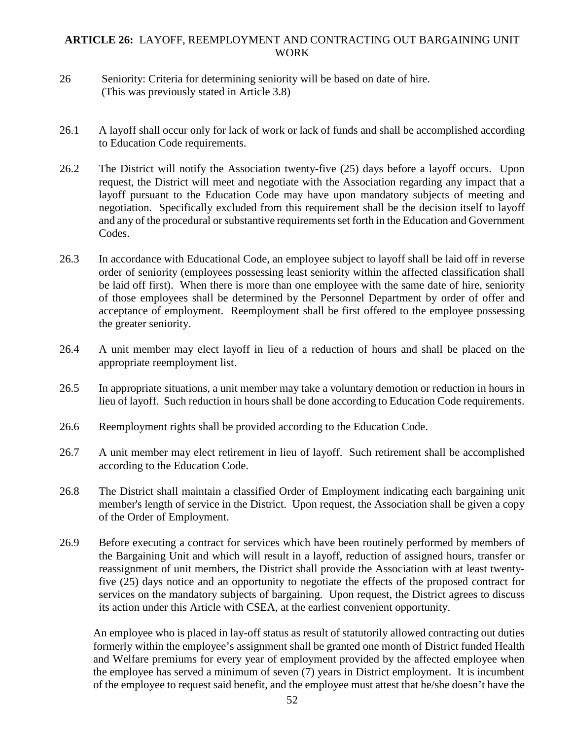## **ARTICLE 26:** LAYOFF, REEMPLOYMENT AND CONTRACTING OUT BARGAINING UNIT WORK

26 Seniority: Criteria for determining seniority will be based on date of hire. (This was previously stated in Article 3.8)

26.1 A layoff shall occur only for lack of work or lack of funds and shall be accomplished according to Education Code requirements.

26.2 The District will notify the Association twenty-five (25) days before a layoff occurs. Upon request, the District will meet and negotiate with the Association regarding any impact that a layoff pursuant to the Education Code may have upon mandatory subjects of meeting and negotiation. Specifically excluded from this requirement shall be the decision itself to layoff and any of the procedural or substantive requirements set forth in the Education and Government Codes.

26.3 In accordance with Educational Code, an employee subject to layoff shall be laid off in reverse order of seniority (employees possessing least seniority within the affected classification shall be laid off first). When there is more than one employee with the same date of hire, seniority of those employees shall be determined by the Personnel Department by order of offer and acceptance of employment. Reemployment shall be first offered to the employee possessing the greater seniority.

26.4 A unit member may elect layoff in lieu of a reduction of hours and shall be placed on the appropriate reemployment list.

26.5 In appropriate situations, a unit member may take a voluntary demotion or reduction in hours in lieu of layoff. Such reduction in hours shall be done according to Education Code requirements.

26.6 Reemployment rights shall be provided according to the Education Code.

26.7 A unit member may elect retirement in lieu of layoff. Such retirement shall be accomplished according to the Education Code.

26.8 The District shall maintain a classified Order of Employment indicating each bargaining unit member's length of service in the District. Upon request, the Association shall be given a copy of the Order of Employment.

26.9 Before executing a contract for services which have been routinely performed by members of the Bargaining Unit and which will result in a layoff, reduction of assigned hours, transfer or reassignment of unit members, the District shall provide the Association with at least twenty-five (25) days notice and an opportunity to negotiate the effects of the proposed contract for services on the mandatory subjects of bargaining. Upon request, the District agrees to discuss its action under this Article with CSEA, at the earliest convenient opportunity.

An employee who is placed in lay-off status as result of statutorily allowed contracting out duties formerly within the employee's assignment shall be granted one month of District funded Health and Welfare premiums for every year of employment provided by the affected employee when the employee has served a minimum of seven (7) years in District employment. It is incumbent of the employee to request said benefit, and the employee must attest that he/she doesn't have the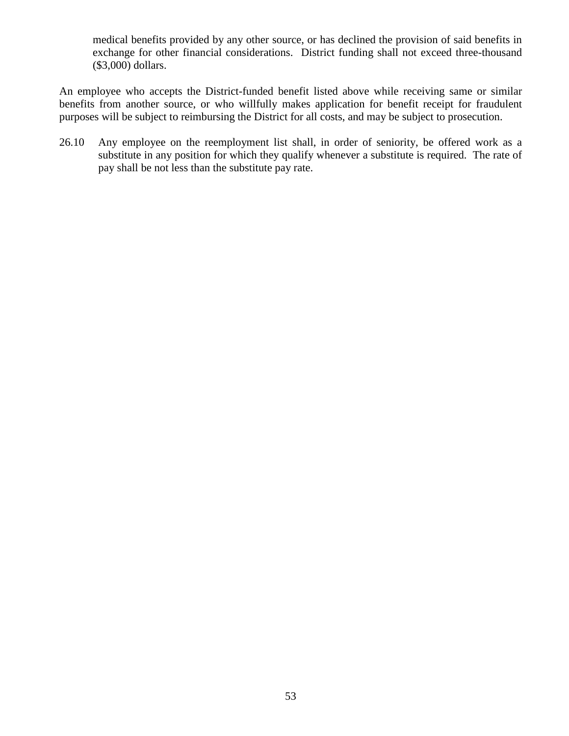medical benefits provided by any other source, or has declined the provision of said benefits in exchange for other financial considerations. District funding shall not exceed three-thousand ($3,000) dollars.

An employee who accepts the District-funded benefit listed above while receiving same or similar benefits from another source, or who willfully makes application for benefit receipt for fraudulent purposes will be subject to reimbursing the District for all costs, and may be subject to prosecution.

26.10 Any employee on the reemployment list shall, in order of seniority, be offered work as a substitute in any position for which they qualify whenever a substitute is required. The rate of pay shall be not less than the substitute pay rate.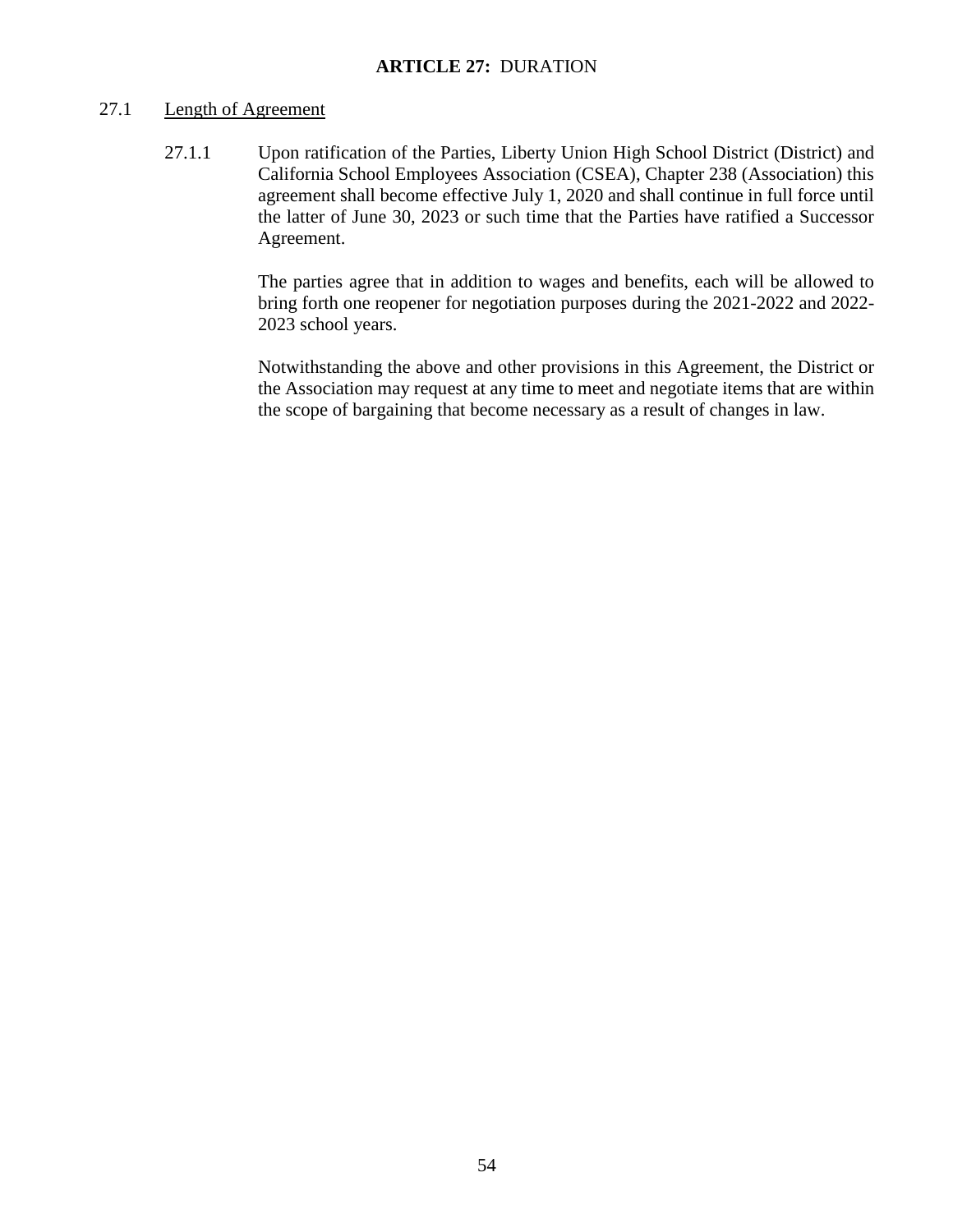# **ARTICLE 27:** DURATION

27.1 Length of Agreement

27.1.1 Upon ratification of the Parties, Liberty Union High School District (District) and California School Employees Association (CSEA), Chapter 238 (Association) this agreement shall become effective July 1, 2020 and shall continue in full force until the latter of June 30, 2023 or such time that the Parties have ratified a Successor Agreement.

The parties agree that in addition to wages and benefits, each will be allowed to bring forth one reopener for negotiation purposes during the 2021-2022 and 2022-2023 school years.

Notwithstanding the above and other provisions in this Agreement, the District or the Association may request at any time to meet and negotiate items that are within the scope of bargaining that become necessary as a result of changes in law.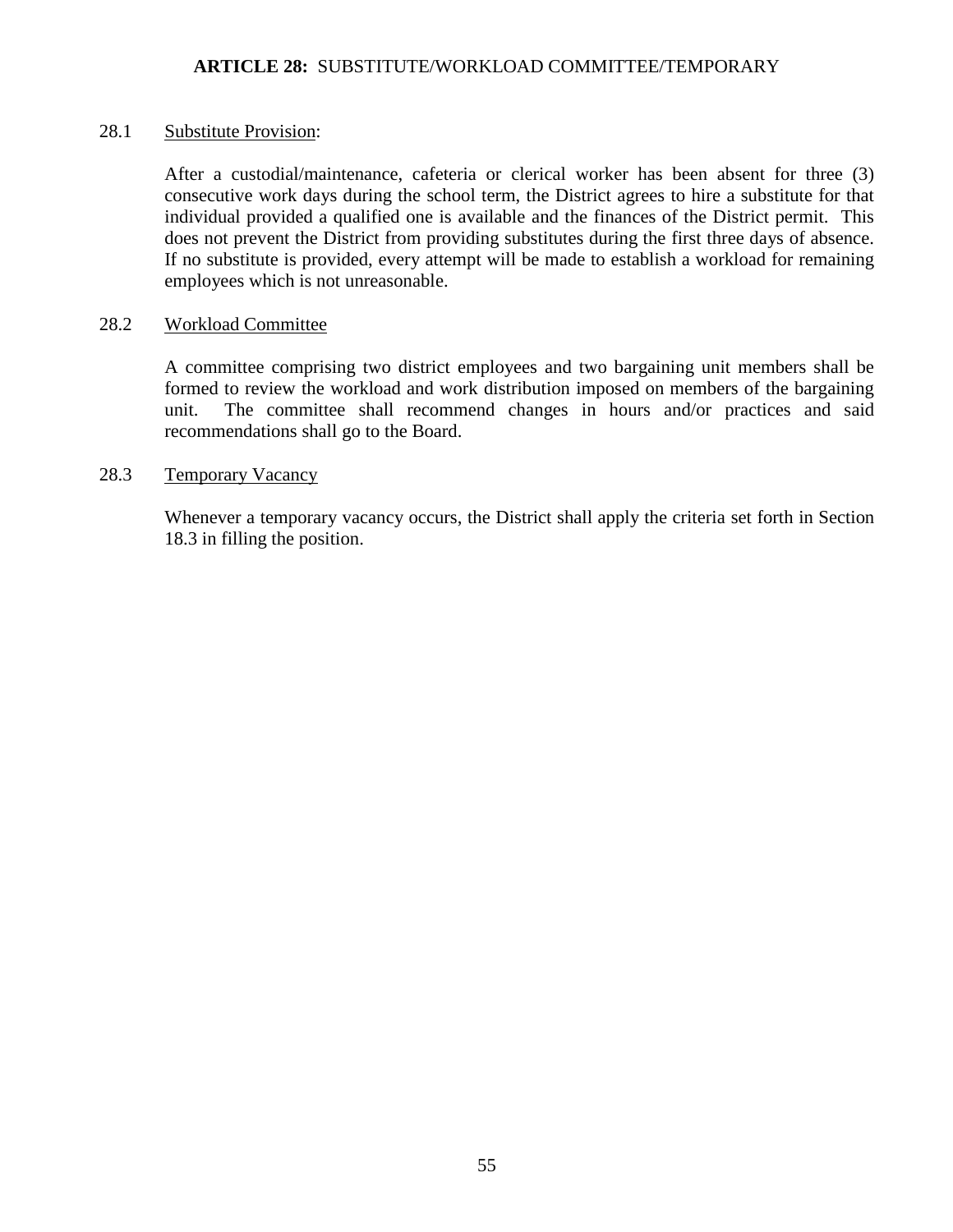## **ARTICLE 28:** SUBSTITUTE/WORKLOAD COMMITTEE/TEMPORARY

28.1 Substitute Provision:

After a custodial/maintenance, cafeteria or clerical worker has been absent for three (3) consecutive work days during the school term, the District agrees to hire a substitute for that individual provided a qualified one is available and the finances of the District permit. This does not prevent the District from providing substitutes during the first three days of absence. If no substitute is provided, every attempt will be made to establish a workload for remaining employees which is not unreasonable.

28.2 Workload Committee

A committee comprising two district employees and two bargaining unit members shall be formed to review the workload and work distribution imposed on members of the bargaining unit. The committee shall recommend changes in hours and/or practices and said recommendations shall go to the Board.

28.3 Temporary Vacancy

Whenever a temporary vacancy occurs, the District shall apply the criteria set forth in Section 18.3 in filling the position.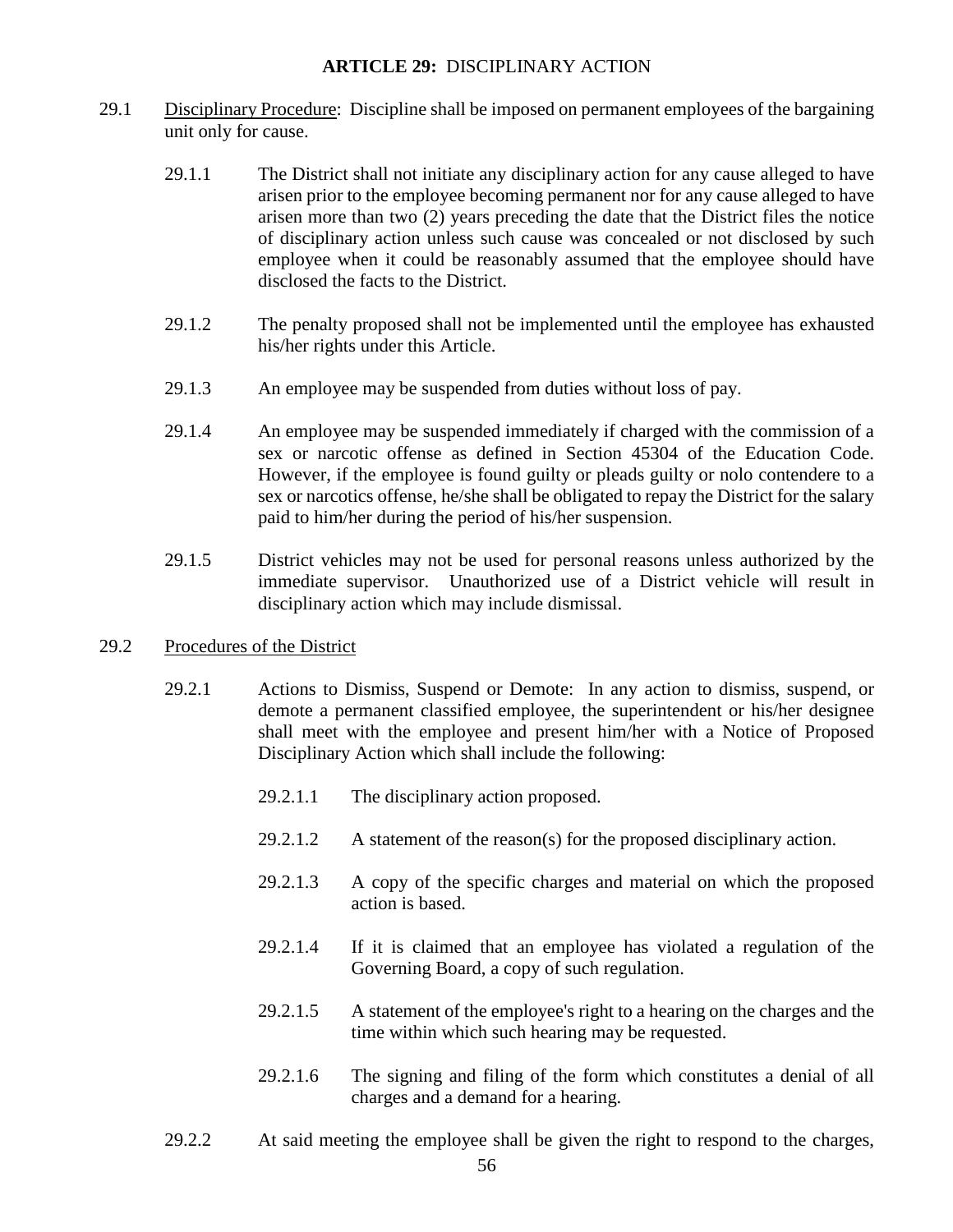## ARTICLE 29: DISCIPLINARY ACTION

29.1 Disciplinary Procedure: Discipline shall be imposed on permanent employees of the bargaining unit only for cause.

29.1.1 The District shall not initiate any disciplinary action for any cause alleged to have arisen prior to the employee becoming permanent nor for any cause alleged to have arisen more than two (2) years preceding the date that the District files the notice of disciplinary action unless such cause was concealed or not disclosed by such employee when it could be reasonably assumed that the employee should have disclosed the facts to the District.

29.1.2 The penalty proposed shall not be implemented until the employee has exhausted his/her rights under this Article.

29.1.3 An employee may be suspended from duties without loss of pay.

29.1.4 An employee may be suspended immediately if charged with the commission of a sex or narcotic offense as defined in Section 45304 of the Education Code. However, if the employee is found guilty or pleads guilty or nolo contendere to a sex or narcotics offense, he/she shall be obligated to repay the District for the salary paid to him/her during the period of his/her suspension.

29.1.5 District vehicles may not be used for personal reasons unless authorized by the immediate supervisor. Unauthorized use of a District vehicle will result in disciplinary action which may include dismissal.

29.2 Procedures of the District

29.2.1 Actions to Dismiss, Suspend or Demote: In any action to dismiss, suspend, or demote a permanent classified employee, the superintendent or his/her designee shall meet with the employee and present him/her with a Notice of Proposed Disciplinary Action which shall include the following:

29.2.1.1 The disciplinary action proposed.

29.2.1.2 A statement of the reason(s) for the proposed disciplinary action.

29.2.1.3 A copy of the specific charges and material on which the proposed action is based.

29.2.1.4 If it is claimed that an employee has violated a regulation of the Governing Board, a copy of such regulation.

29.2.1.5 A statement of the employee's right to a hearing on the charges and the time within which such hearing may be requested.

29.2.1.6 The signing and filing of the form which constitutes a denial of all charges and a demand for a hearing.

29.2.2 At said meeting the employee shall be given the right to respond to the charges,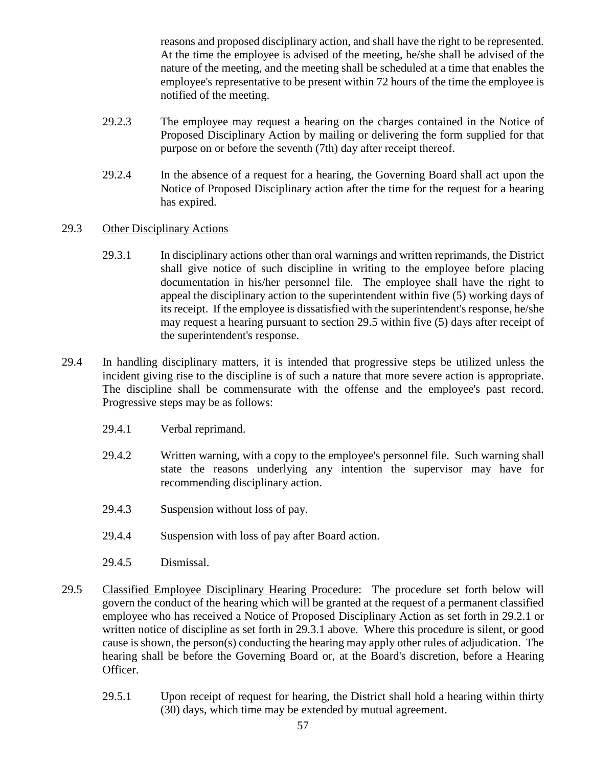reasons and proposed disciplinary action, and shall have the right to be represented. At the time the employee is advised of the meeting, he/she shall be advised of the nature of the meeting, and the meeting shall be scheduled at a time that enables the employee's representative to be present within 72 hours of the time the employee is notified of the meeting.

29.2.3 The employee may request a hearing on the charges contained in the Notice of Proposed Disciplinary Action by mailing or delivering the form supplied for that purpose on or before the seventh (7th) day after receipt thereof.

29.2.4 In the absence of a request for a hearing, the Governing Board shall act upon the Notice of Proposed Disciplinary action after the time for the request for a hearing has expired.

29.3 Other Disciplinary Actions

29.3.1 In disciplinary actions other than oral warnings and written reprimands, the District shall give notice of such discipline in writing to the employee before placing documentation in his/her personnel file. The employee shall have the right to appeal the disciplinary action to the superintendent within five (5) working days of its receipt. If the employee is dissatisfied with the superintendent's response, he/she may request a hearing pursuant to section 29.5 within five (5) days after receipt of the superintendent's response.

29.4 In handling disciplinary matters, it is intended that progressive steps be utilized unless the incident giving rise to the discipline is of such a nature that more severe action is appropriate. The discipline shall be commensurate with the offense and the employee's past record. Progressive steps may be as follows:

29.4.1 Verbal reprimand.

29.4.2 Written warning, with a copy to the employee's personnel file. Such warning shall state the reasons underlying any intention the supervisor may have for recommending disciplinary action.

29.4.3 Suspension without loss of pay.

29.4.4 Suspension with loss of pay after Board action.

29.4.5 Dismissal.

29.5 Classified Employee Disciplinary Hearing Procedure: The procedure set forth below will govern the conduct of the hearing which will be granted at the request of a permanent classified employee who has received a Notice of Proposed Disciplinary Action as set forth in 29.2.1 or written notice of discipline as set forth in 29.3.1 above. Where this procedure is silent, or good cause is shown, the person(s) conducting the hearing may apply other rules of adjudication. The hearing shall be before the Governing Board or, at the Board's discretion, before a Hearing Officer.

29.5.1 Upon receipt of request for hearing, the District shall hold a hearing within thirty (30) days, which time may be extended by mutual agreement.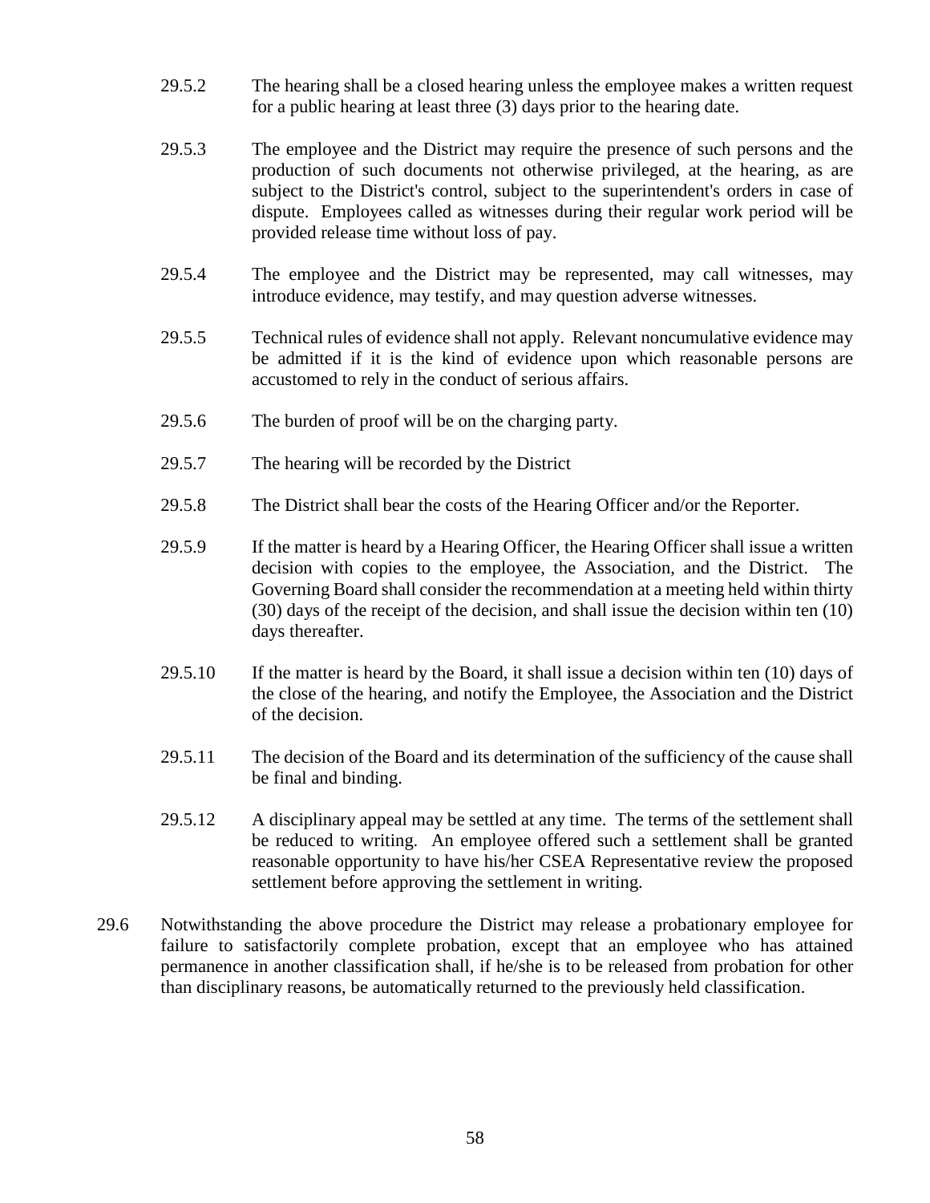29.5.2 The hearing shall be a closed hearing unless the employee makes a written request for a public hearing at least three (3) days prior to the hearing date.

29.5.3 The employee and the District may require the presence of such persons and the production of such documents not otherwise privileged, at the hearing, as are subject to the District's control, subject to the superintendent's orders in case of dispute. Employees called as witnesses during their regular work period will be provided release time without loss of pay.

29.5.4 The employee and the District may be represented, may call witnesses, may introduce evidence, may testify, and may question adverse witnesses.

29.5.5 Technical rules of evidence shall not apply. Relevant noncumulative evidence may be admitted if it is the kind of evidence upon which reasonable persons are accustomed to rely in the conduct of serious affairs.

29.5.6 The burden of proof will be on the charging party.

29.5.7 The hearing will be recorded by the District

29.5.8 The District shall bear the costs of the Hearing Officer and/or the Reporter.

29.5.9 If the matter is heard by a Hearing Officer, the Hearing Officer shall issue a written decision with copies to the employee, the Association, and the District. The Governing Board shall consider the recommendation at a meeting held within thirty (30) days of the receipt of the decision, and shall issue the decision within ten (10) days thereafter.

29.5.10 If the matter is heard by the Board, it shall issue a decision within ten (10) days of the close of the hearing, and notify the Employee, the Association and the District of the decision.

29.5.11 The decision of the Board and its determination of the sufficiency of the cause shall be final and binding.

29.5.12 A disciplinary appeal may be settled at any time. The terms of the settlement shall be reduced to writing. An employee offered such a settlement shall be granted reasonable opportunity to have his/her CSEA Representative review the proposed settlement before approving the settlement in writing.

29.6 Notwithstanding the above procedure the District may release a probationary employee for failure to satisfactorily complete probation, except that an employee who has attained permanence in another classification shall, if he/she is to be released from probation for other than disciplinary reasons, be automatically returned to the previously held classification.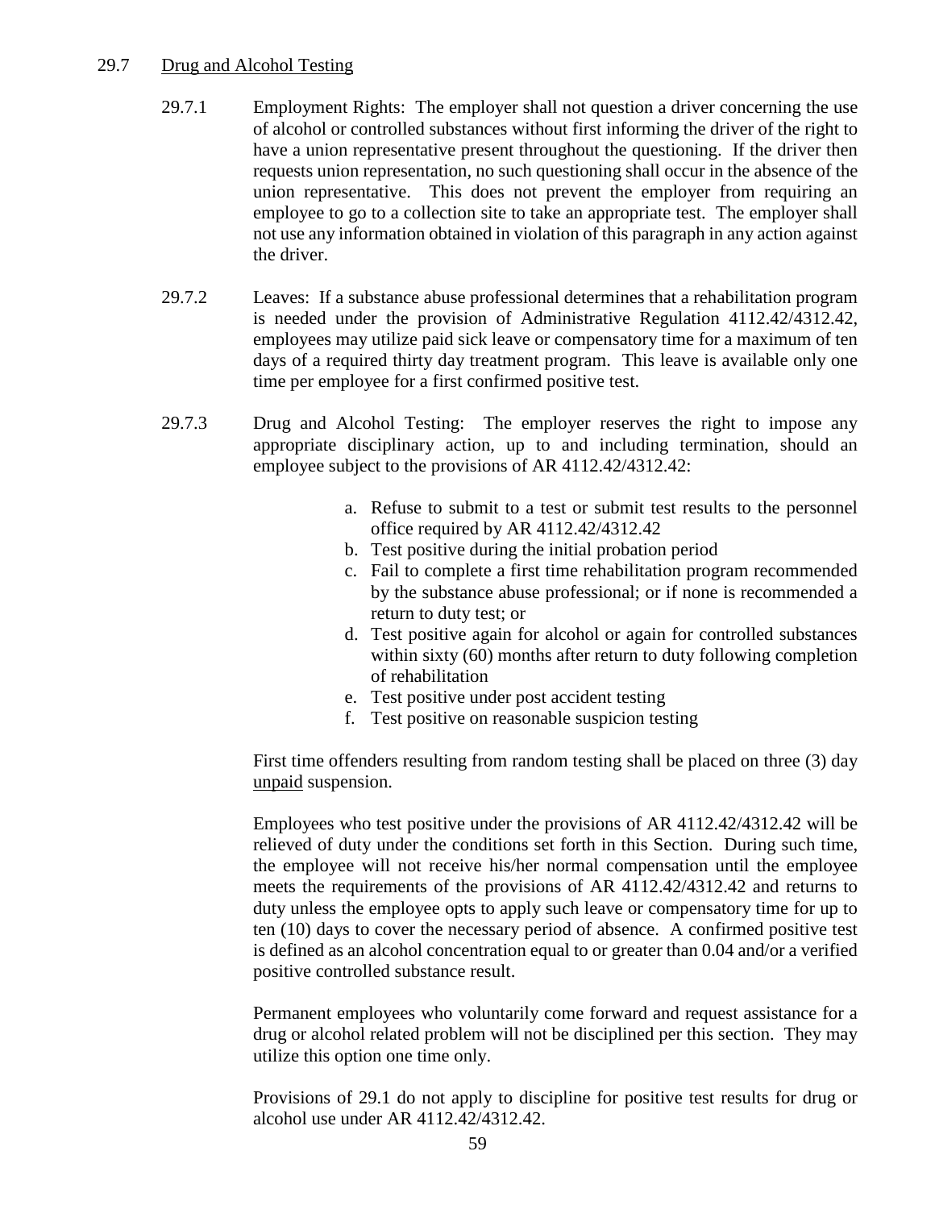## 29.7 <u>Drug and Alcohol Testing</u>

29.7.1 Employment Rights: The employer shall not question a driver concerning the use of alcohol or controlled substances without first informing the driver of the right to have a union representative present throughout the questioning. If the driver then requests union representation, no such questioning shall occur in the absence of the union representative. This does not prevent the employer from requiring an employee to go to a collection site to take an appropriate test. The employer shall not use any information obtained in violation of this paragraph in any action against the driver.

29.7.2 Leaves: If a substance abuse professional determines that a rehabilitation program is needed under the provision of Administrative Regulation 4112.42/4312.42, employees may utilize paid sick leave or compensatory time for a maximum of ten days of a required thirty day treatment program. This leave is available only one time per employee for a first confirmed positive test.

29.7.3 Drug and Alcohol Testing: The employer reserves the right to impose any appropriate disciplinary action, up to and including termination, should an employee subject to the provisions of AR 4112.42/4312.42:

a. Refuse to submit to a test or submit test results to the personnel office required by AR 4112.42/4312.42
b. Test positive during the initial probation period
c. Fail to complete a first time rehabilitation program recommended by the substance abuse professional; or if none is recommended a return to duty test; or
d. Test positive again for alcohol or again for controlled substances within sixty (60) months after return to duty following completion of rehabilitation
e. Test positive under post accident testing
f. Test positive on reasonable suspicion testing

First time offenders resulting from random testing shall be placed on three (3) day <u>unpaid</u> suspension.

Employees who test positive under the provisions of AR 4112.42/4312.42 will be relieved of duty under the conditions set forth in this Section. During such time, the employee will not receive his/her normal compensation until the employee meets the requirements of the provisions of AR 4112.42/4312.42 and returns to duty unless the employee opts to apply such leave or compensatory time for up to ten (10) days to cover the necessary period of absence. A confirmed positive test is defined as an alcohol concentration equal to or greater than 0.04 and/or a verified positive controlled substance result.

Permanent employees who voluntarily come forward and request assistance for a drug or alcohol related problem will not be disciplined per this section. They may utilize this option one time only.

Provisions of 29.1 do not apply to discipline for positive test results for drug or alcohol use under AR 4112.42/4312.42.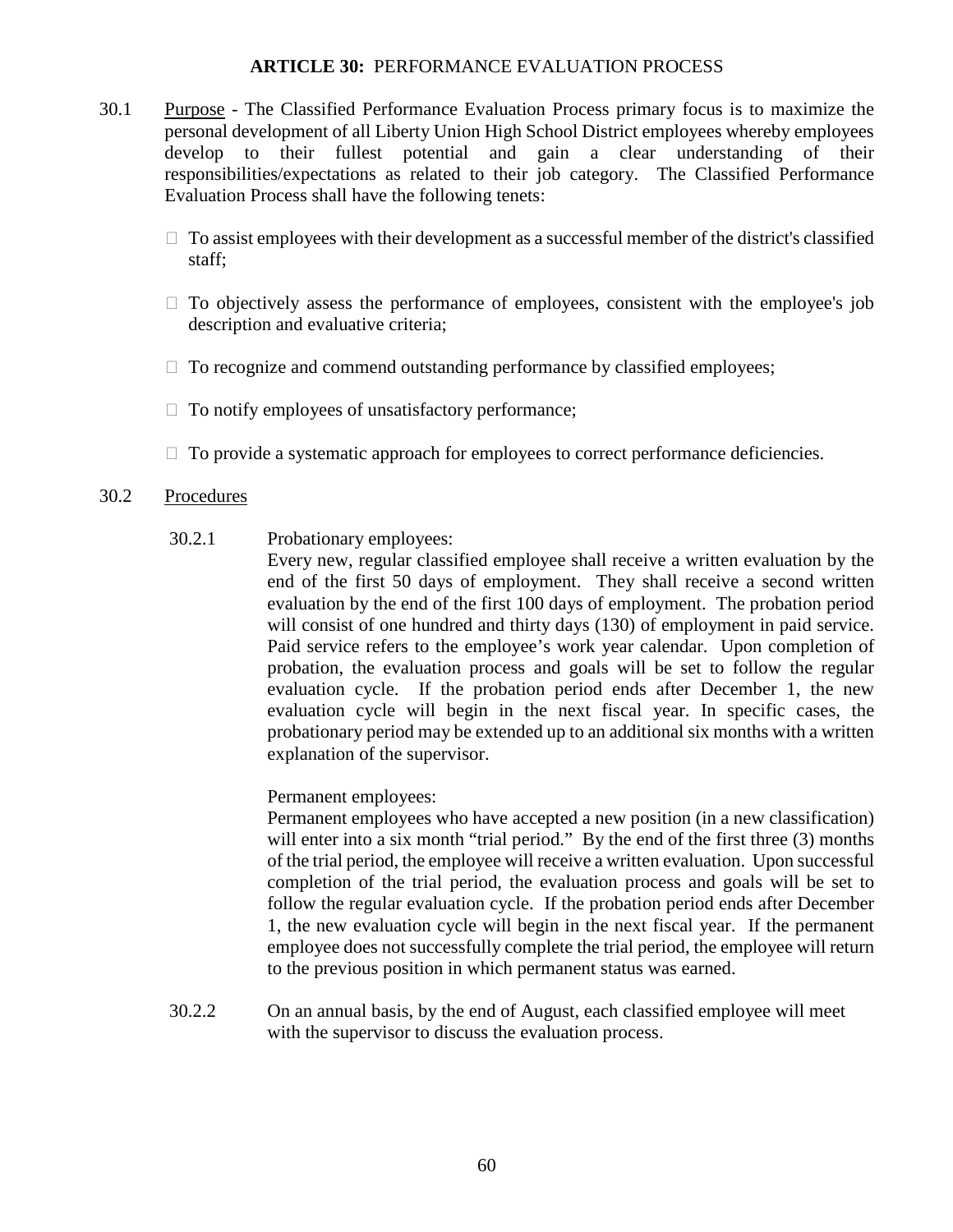## **ARTICLE 30:** PERFORMANCE EVALUATION PROCESS

30.1 Purpose - The Classified Performance Evaluation Process primary focus is to maximize the personal development of all Liberty Union High School District employees whereby employees develop to their fullest potential and gain a clear understanding of their responsibilities/expectations as related to their job category. The Classified Performance Evaluation Process shall have the following tenets:

- To assist employees with their development as a successful member of the district's classified staff;
- To objectively assess the performance of employees, consistent with the employee's job description and evaluative criteria;
- To recognize and commend outstanding performance by classified employees;
- To notify employees of unsatisfactory performance;
- To provide a systematic approach for employees to correct performance deficiencies.

30.2 Procedures

30.2.1 Probationary employees:
Every new, regular classified employee shall receive a written evaluation by the end of the first 50 days of employment. They shall receive a second written evaluation by the end of the first 100 days of employment. The probation period will consist of one hundred and thirty days (130) of employment in paid service. Paid service refers to the employee's work year calendar. Upon completion of probation, the evaluation process and goals will be set to follow the regular evaluation cycle. If the probation period ends after December 1, the new evaluation cycle will begin in the next fiscal year. In specific cases, the probationary period may be extended up to an additional six months with a written explanation of the supervisor.

Permanent employees:
Permanent employees who have accepted a new position (in a new classification) will enter into a six month "trial period." By the end of the first three (3) months of the trial period, the employee will receive a written evaluation. Upon successful completion of the trial period, the evaluation process and goals will be set to follow the regular evaluation cycle. If the probation period ends after December 1, the new evaluation cycle will begin in the next fiscal year. If the permanent employee does not successfully complete the trial period, the employee will return to the previous position in which permanent status was earned.

30.2.2 On an annual basis, by the end of August, each classified employee will meet with the supervisor to discuss the evaluation process.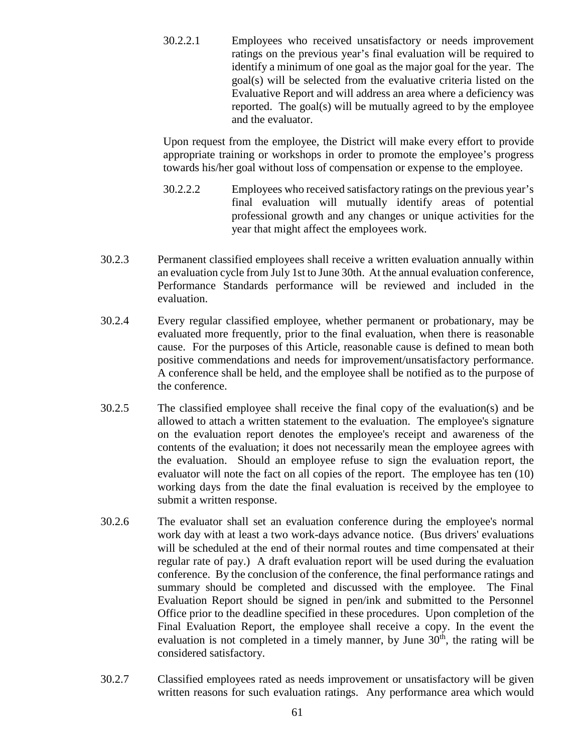30.2.2.1 Employees who received unsatisfactory or needs improvement ratings on the previous year's final evaluation will be required to identify a minimum of one goal as the major goal for the year. The goal(s) will be selected from the evaluative criteria listed on the Evaluative Report and will address an area where a deficiency was reported. The goal(s) will be mutually agreed to by the employee and the evaluator.

Upon request from the employee, the District will make every effort to provide appropriate training or workshops in order to promote the employee's progress towards his/her goal without loss of compensation or expense to the employee.

30.2.2.2 Employees who received satisfactory ratings on the previous year's final evaluation will mutually identify areas of potential professional growth and any changes or unique activities for the year that might affect the employees work.

30.2.3 Permanent classified employees shall receive a written evaluation annually within an evaluation cycle from July 1st to June 30th. At the annual evaluation conference, Performance Standards performance will be reviewed and included in the evaluation.

30.2.4 Every regular classified employee, whether permanent or probationary, may be evaluated more frequently, prior to the final evaluation, when there is reasonable cause. For the purposes of this Article, reasonable cause is defined to mean both positive commendations and needs for improvement/unsatisfactory performance. A conference shall be held, and the employee shall be notified as to the purpose of the conference.

30.2.5 The classified employee shall receive the final copy of the evaluation(s) and be allowed to attach a written statement to the evaluation. The employee's signature on the evaluation report denotes the employee's receipt and awareness of the contents of the evaluation; it does not necessarily mean the employee agrees with the evaluation. Should an employee refuse to sign the evaluation report, the evaluator will note the fact on all copies of the report. The employee has ten (10) working days from the date the final evaluation is received by the employee to submit a written response.

30.2.6 The evaluator shall set an evaluation conference during the employee's normal work day with at least a two work-days advance notice. (Bus drivers' evaluations will be scheduled at the end of their normal routes and time compensated at their regular rate of pay.) A draft evaluation report will be used during the evaluation conference. By the conclusion of the conference, the final performance ratings and summary should be completed and discussed with the employee. The Final Evaluation Report should be signed in pen/ink and submitted to the Personnel Office prior to the deadline specified in these procedures. Upon completion of the Final Evaluation Report, the employee shall receive a copy. In the event the evaluation is not completed in a timely manner, by June 30th, the rating will be considered satisfactory.

30.2.7 Classified employees rated as needs improvement or unsatisfactory will be given written reasons for such evaluation ratings. Any performance area which would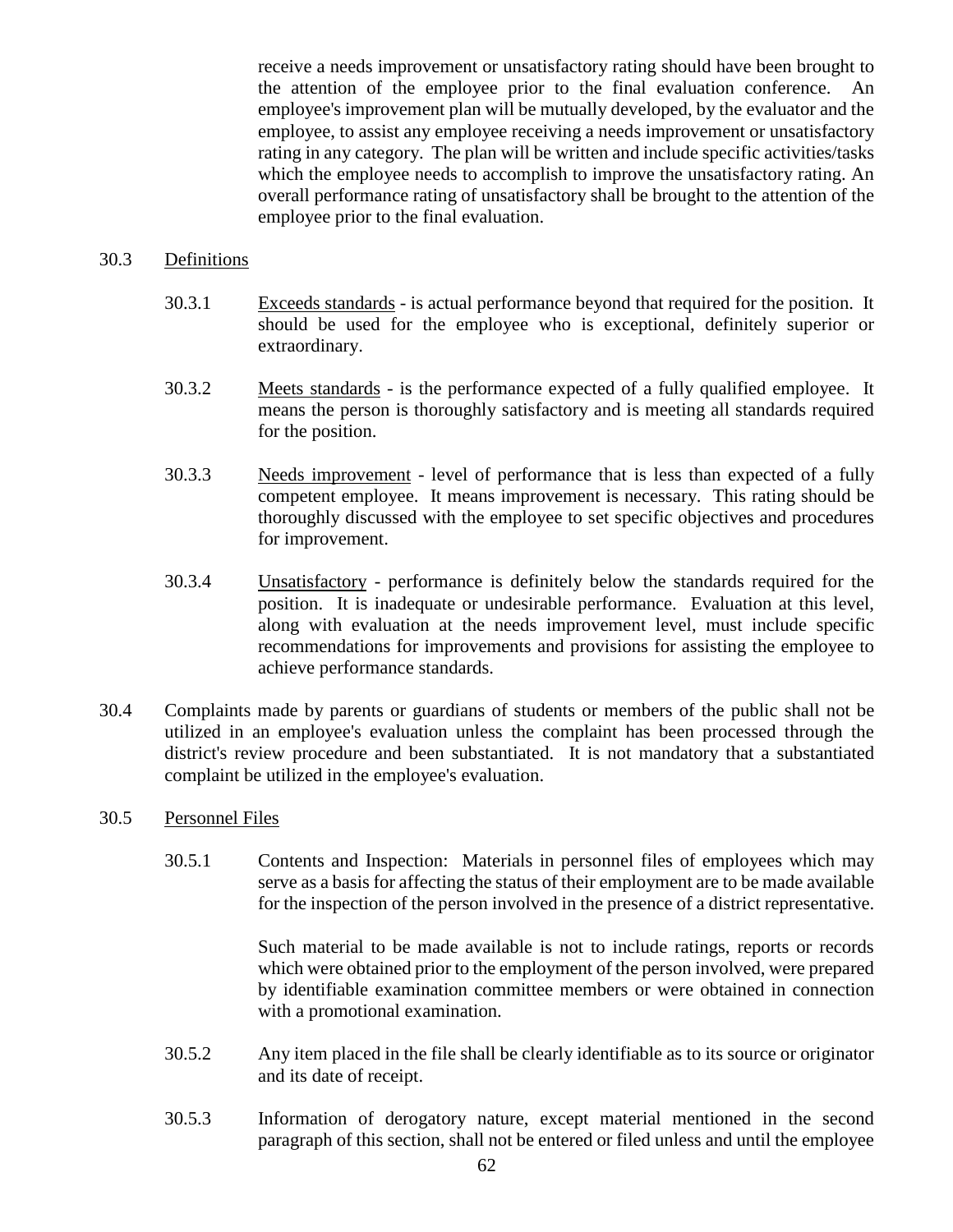receive a needs improvement or unsatisfactory rating should have been brought to the attention of the employee prior to the final evaluation conference. An employee's improvement plan will be mutually developed, by the evaluator and the employee, to assist any employee receiving a needs improvement or unsatisfactory rating in any category. The plan will be written and include specific activities/tasks which the employee needs to accomplish to improve the unsatisfactory rating. An overall performance rating of unsatisfactory shall be brought to the attention of the employee prior to the final evaluation.

30.3 Definitions

30.3.1 Exceeds standards - is actual performance beyond that required for the position. It should be used for the employee who is exceptional, definitely superior or extraordinary.

30.3.2 Meets standards - is the performance expected of a fully qualified employee. It means the person is thoroughly satisfactory and is meeting all standards required for the position.

30.3.3 Needs improvement - level of performance that is less than expected of a fully competent employee. It means improvement is necessary. This rating should be thoroughly discussed with the employee to set specific objectives and procedures for improvement.

30.3.4 Unsatisfactory - performance is definitely below the standards required for the position. It is inadequate or undesirable performance. Evaluation at this level, along with evaluation at the needs improvement level, must include specific recommendations for improvements and provisions for assisting the employee to achieve performance standards.

30.4 Complaints made by parents or guardians of students or members of the public shall not be utilized in an employee's evaluation unless the complaint has been processed through the district's review procedure and been substantiated. It is not mandatory that a substantiated complaint be utilized in the employee's evaluation.

30.5 Personnel Files

30.5.1 Contents and Inspection: Materials in personnel files of employees which may serve as a basis for affecting the status of their employment are to be made available for the inspection of the person involved in the presence of a district representative.

Such material to be made available is not to include ratings, reports or records which were obtained prior to the employment of the person involved, were prepared by identifiable examination committee members or were obtained in connection with a promotional examination.

30.5.2 Any item placed in the file shall be clearly identifiable as to its source or originator and its date of receipt.

30.5.3 Information of derogatory nature, except material mentioned in the second paragraph of this section, shall not be entered or filed unless and until the employee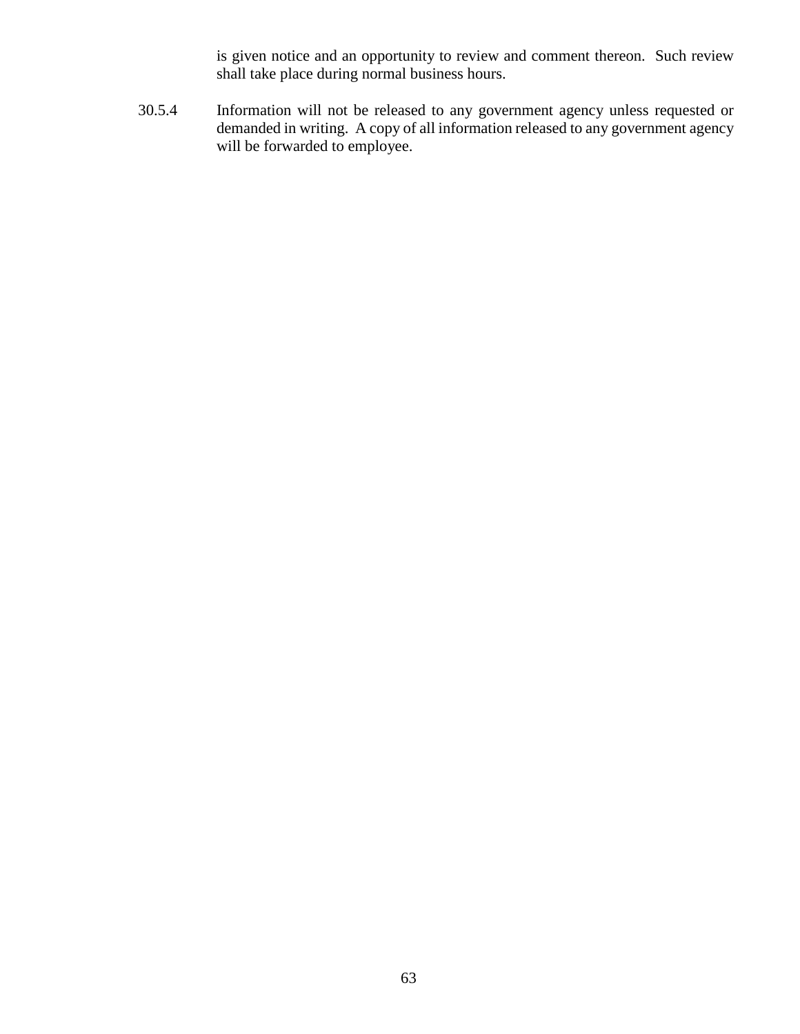is given notice and an opportunity to review and comment thereon. Such review shall take place during normal business hours.

30.5.4 Information will not be released to any government agency unless requested or demanded in writing. A copy of all information released to any government agency will be forwarded to employee.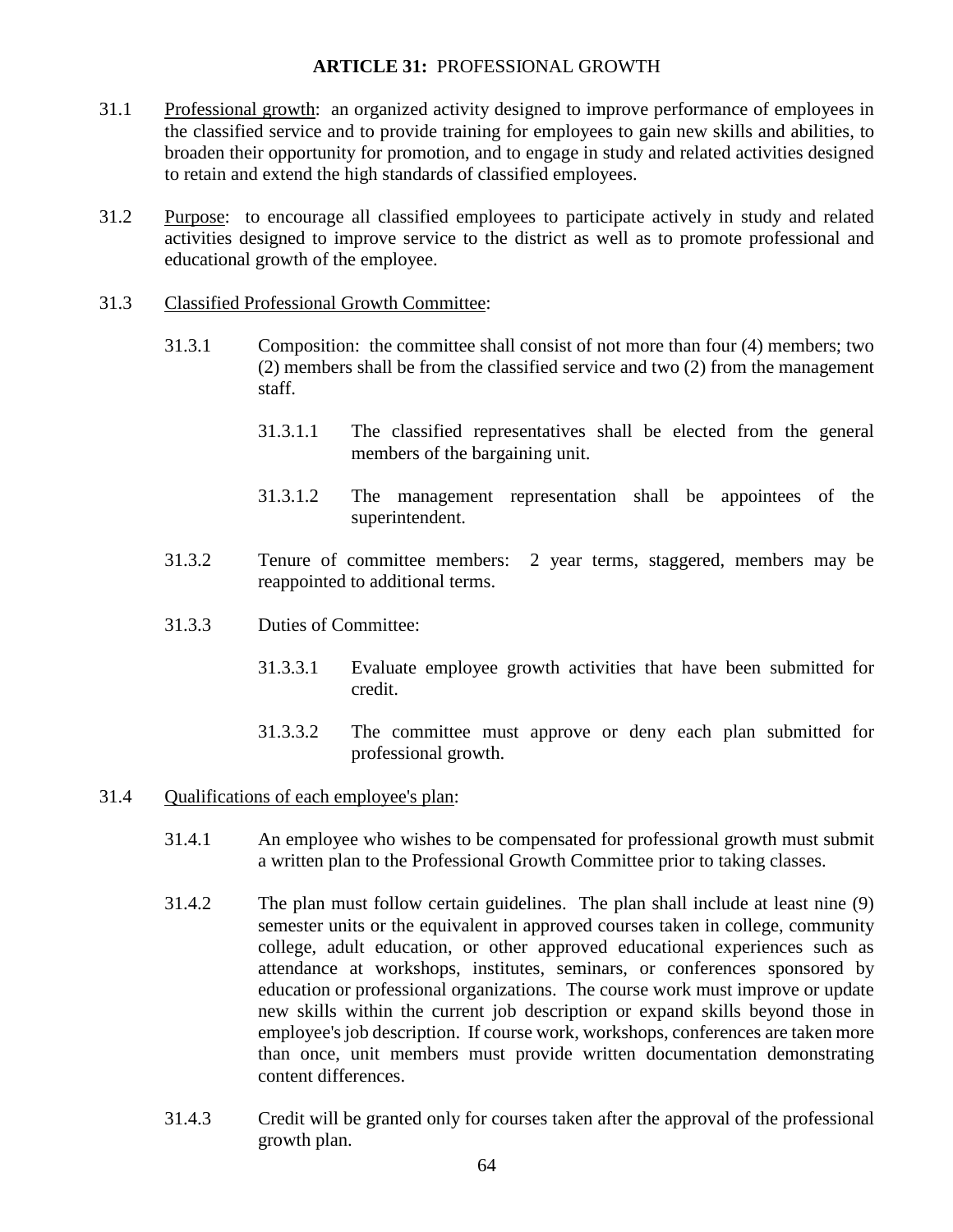## ARTICLE 31: PROFESSIONAL GROWTH

31.1 Professional growth: an organized activity designed to improve performance of employees in the classified service and to provide training for employees to gain new skills and abilities, to broaden their opportunity for promotion, and to engage in study and related activities designed to retain and extend the high standards of classified employees.

31.2 Purpose: to encourage all classified employees to participate actively in study and related activities designed to improve service to the district as well as to promote professional and educational growth of the employee.

31.3 Classified Professional Growth Committee:

31.3.1 Composition: the committee shall consist of not more than four (4) members; two (2) members shall be from the classified service and two (2) from the management staff.

31.3.1.1 The classified representatives shall be elected from the general members of the bargaining unit.

31.3.1.2 The management representation shall be appointees of the superintendent.

31.3.2 Tenure of committee members: 2 year terms, staggered, members may be reappointed to additional terms.

31.3.3 Duties of Committee:

31.3.3.1 Evaluate employee growth activities that have been submitted for credit.

31.3.3.2 The committee must approve or deny each plan submitted for professional growth.

31.4 Qualifications of each employee's plan:

31.4.1 An employee who wishes to be compensated for professional growth must submit a written plan to the Professional Growth Committee prior to taking classes.

31.4.2 The plan must follow certain guidelines. The plan shall include at least nine (9) semester units or the equivalent in approved courses taken in college, community college, adult education, or other approved educational experiences such as attendance at workshops, institutes, seminars, or conferences sponsored by education or professional organizations. The course work must improve or update new skills within the current job description or expand skills beyond those in employee's job description. If course work, workshops, conferences are taken more than once, unit members must provide written documentation demonstrating content differences.

31.4.3 Credit will be granted only for courses taken after the approval of the professional growth plan.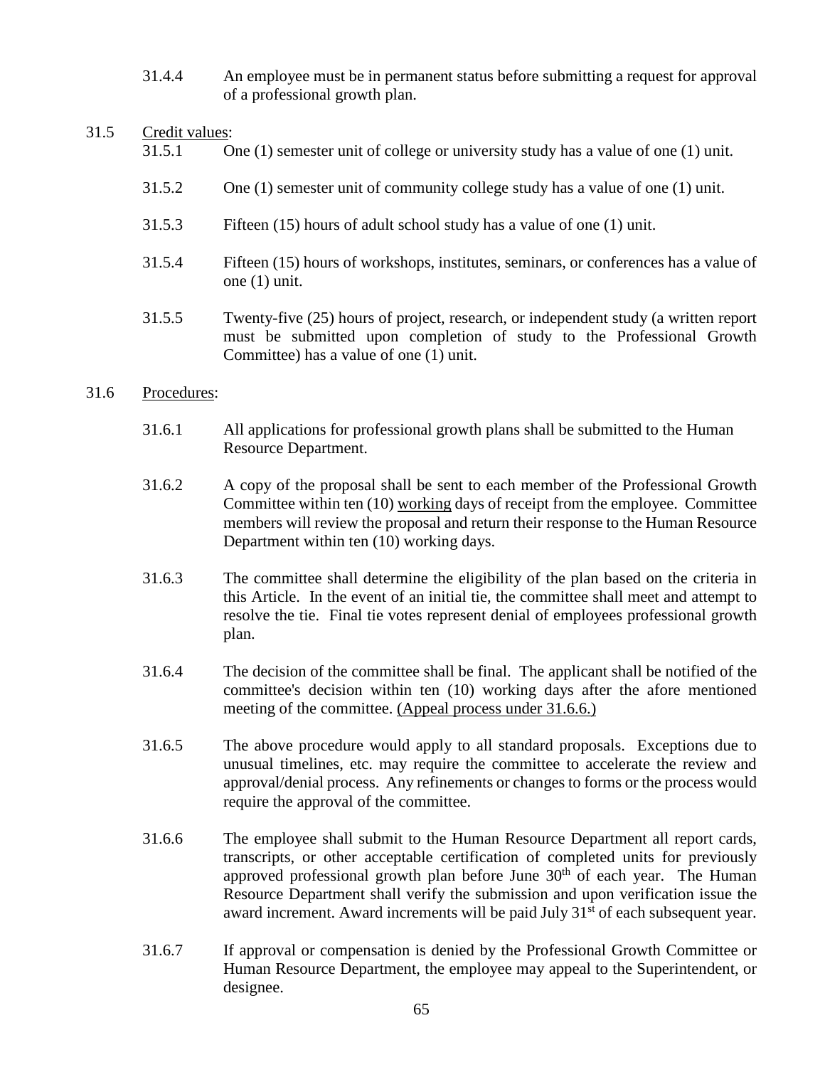31.4.4 An employee must be in permanent status before submitting a request for approval of a professional growth plan.

31.5 <u>Credit values</u>:

31.5.1 One (1) semester unit of college or university study has a value of one (1) unit.

31.5.2 One (1) semester unit of community college study has a value of one (1) unit.

31.5.3 Fifteen (15) hours of adult school study has a value of one (1) unit.

31.5.4 Fifteen (15) hours of workshops, institutes, seminars, or conferences has a value of one (1) unit.

31.5.5 Twenty-five (25) hours of project, research, or independent study (a written report must be submitted upon completion of study to the Professional Growth Committee) has a value of one (1) unit.

31.6 <u>Procedures</u>:

31.6.1 All applications for professional growth plans shall be submitted to the Human Resource Department.

31.6.2 A copy of the proposal shall be sent to each member of the Professional Growth Committee within ten (10) <u>working</u> days of receipt from the employee. Committee members will review the proposal and return their response to the Human Resource Department within ten (10) working days.

31.6.3 The committee shall determine the eligibility of the plan based on the criteria in this Article. In the event of an initial tie, the committee shall meet and attempt to resolve the tie. Final tie votes represent denial of employees professional growth plan.

31.6.4 The decision of the committee shall be final. The applicant shall be notified of the committee's decision within ten (10) working days after the afore mentioned meeting of the committee. <u>(Appeal process under 31.6.6.)</u>

31.6.5 The above procedure would apply to all standard proposals. Exceptions due to unusual timelines, etc. may require the committee to accelerate the review and approval/denial process. Any refinements or changes to forms or the process would require the approval of the committee.

31.6.6 The employee shall submit to the Human Resource Department all report cards, transcripts, or other acceptable certification of completed units for previously approved professional growth plan before June 30th of each year. The Human Resource Department shall verify the submission and upon verification issue the award increment. Award increments will be paid July 31st of each subsequent year.

31.6.7 If approval or compensation is denied by the Professional Growth Committee or Human Resource Department, the employee may appeal to the Superintendent, or designee.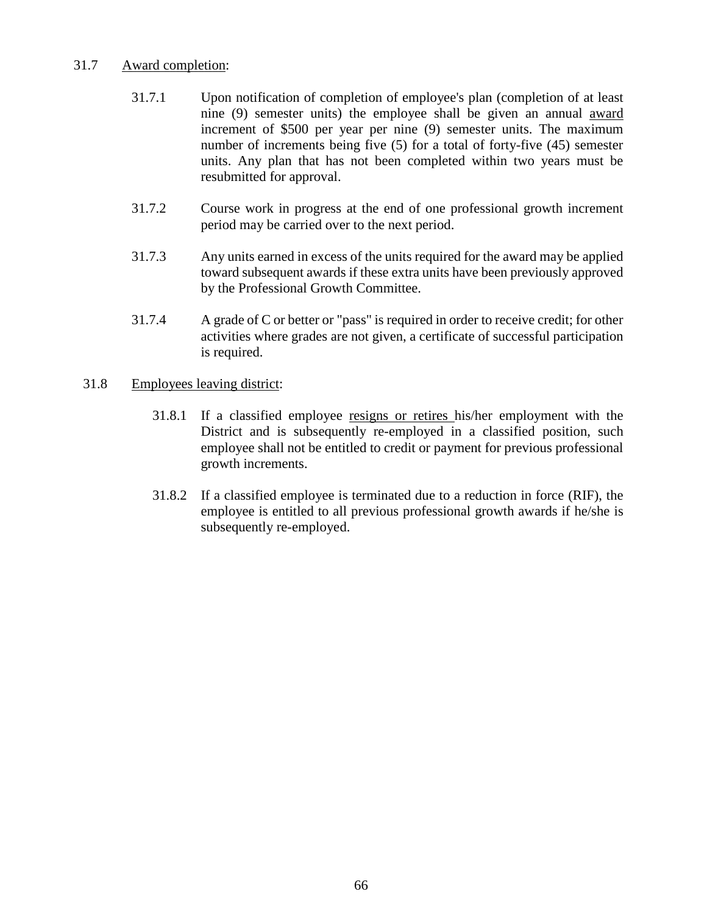31.7 Award completion:

31.7.1 Upon notification of completion of employee's plan (completion of at least nine (9) semester units) the employee shall be given an annual award increment of $500 per year per nine (9) semester units. The maximum number of increments being five (5) for a total of forty-five (45) semester units. Any plan that has not been completed within two years must be resubmitted for approval.

31.7.2 Course work in progress at the end of one professional growth increment period may be carried over to the next period.

31.7.3 Any units earned in excess of the units required for the award may be applied toward subsequent awards if these extra units have been previously approved by the Professional Growth Committee.

31.7.4 A grade of C or better or "pass" is required in order to receive credit; for other activities where grades are not given, a certificate of successful participation is required.

31.8 Employees leaving district:

31.8.1 If a classified employee resigns or retires his/her employment with the District and is subsequently re-employed in a classified position, such employee shall not be entitled to credit or payment for previous professional growth increments.

31.8.2 If a classified employee is terminated due to a reduction in force (RIF), the employee is entitled to all previous professional growth awards if he/she is subsequently re-employed.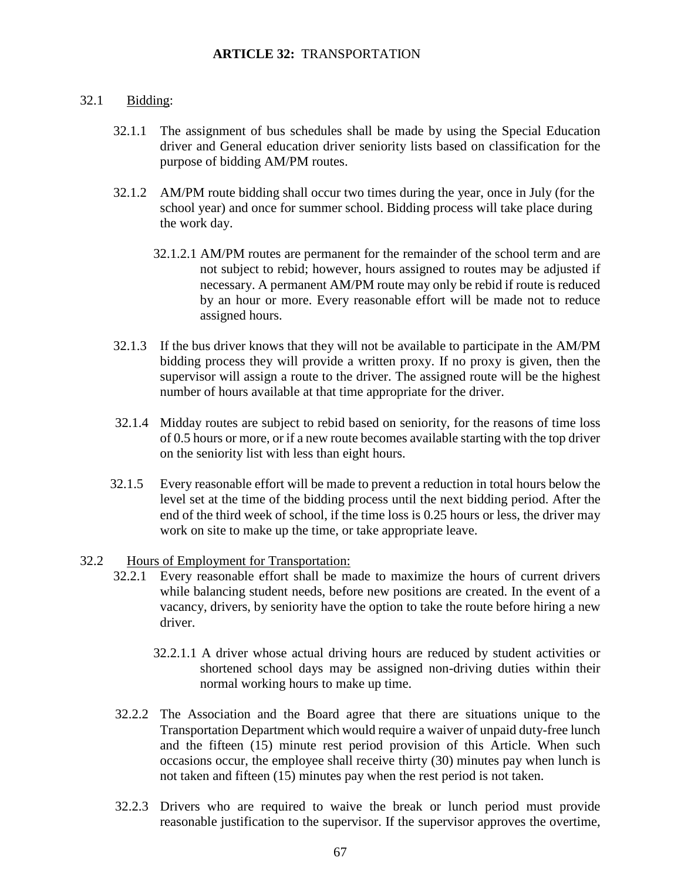## **ARTICLE 32:** TRANSPORTATION

32.1 Bidding:

32.1.1 The assignment of bus schedules shall be made by using the Special Education driver and General education driver seniority lists based on classification for the purpose of bidding AM/PM routes.

32.1.2 AM/PM route bidding shall occur two times during the year, once in July (for the school year) and once for summer school. Bidding process will take place during the work day.

32.1.2.1 AM/PM routes are permanent for the remainder of the school term and are not subject to rebid; however, hours assigned to routes may be adjusted if necessary. A permanent AM/PM route may only be rebid if route is reduced by an hour or more. Every reasonable effort will be made not to reduce assigned hours.

32.1.3 If the bus driver knows that they will not be available to participate in the AM/PM bidding process they will provide a written proxy. If no proxy is given, then the supervisor will assign a route to the driver. The assigned route will be the highest number of hours available at that time appropriate for the driver.

32.1.4 Midday routes are subject to rebid based on seniority, for the reasons of time loss of 0.5 hours or more, or if a new route becomes available starting with the top driver on the seniority list with less than eight hours.

32.1.5 Every reasonable effort will be made to prevent a reduction in total hours below the level set at the time of the bidding process until the next bidding period. After the end of the third week of school, if the time loss is 0.25 hours or less, the driver may work on site to make up the time, or take appropriate leave.

32.2 Hours of Employment for Transportation:

32.2.1 Every reasonable effort shall be made to maximize the hours of current drivers while balancing student needs, before new positions are created. In the event of a vacancy, drivers, by seniority have the option to take the route before hiring a new driver.

32.2.1.1 A driver whose actual driving hours are reduced by student activities or shortened school days may be assigned non-driving duties within their normal working hours to make up time.

32.2.2 The Association and the Board agree that there are situations unique to the Transportation Department which would require a waiver of unpaid duty-free lunch and the fifteen (15) minute rest period provision of this Article. When such occasions occur, the employee shall receive thirty (30) minutes pay when lunch is not taken and fifteen (15) minutes pay when the rest period is not taken.

32.2.3 Drivers who are required to waive the break or lunch period must provide reasonable justification to the supervisor. If the supervisor approves the overtime,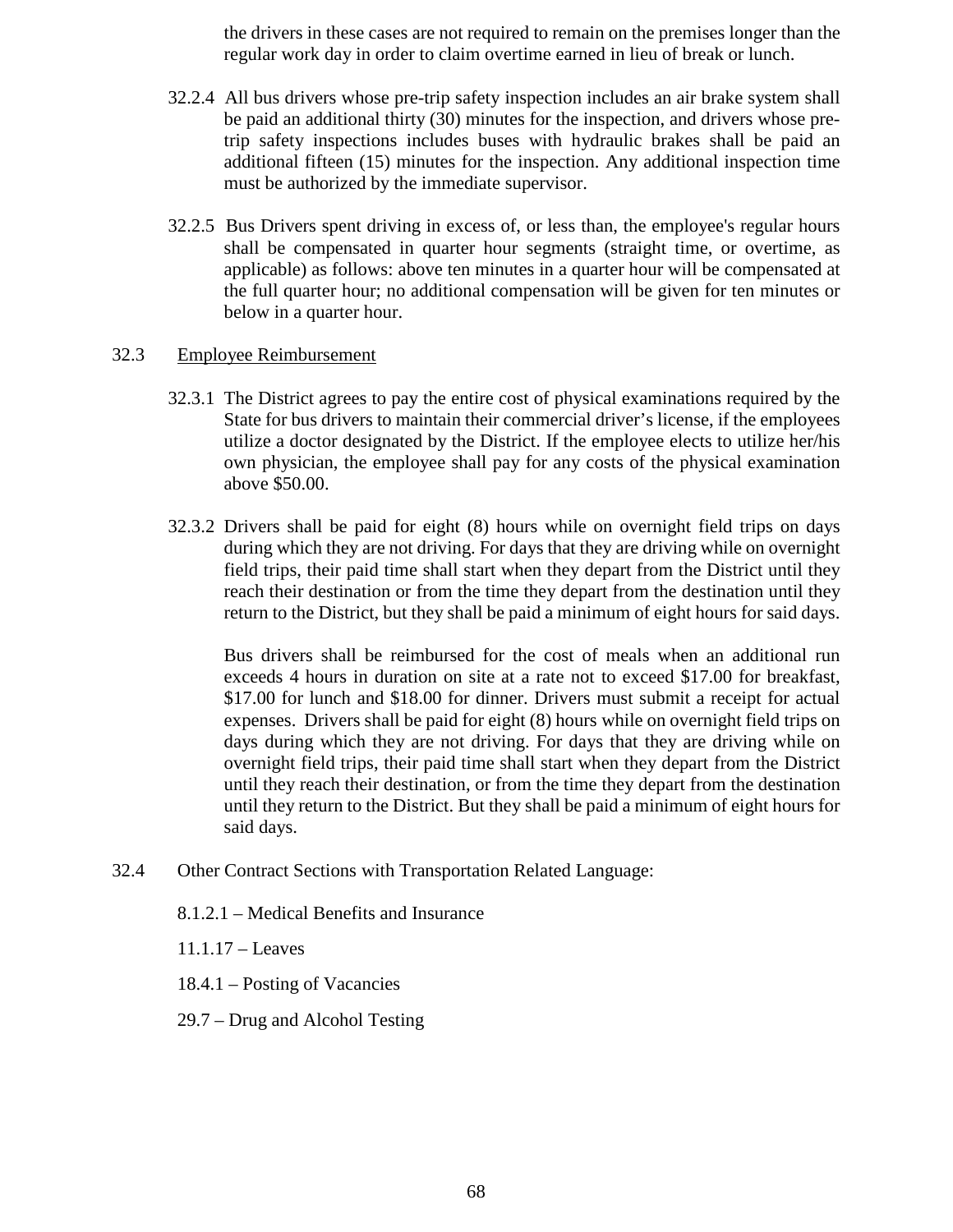the drivers in these cases are not required to remain on the premises longer than the regular work day in order to claim overtime earned in lieu of break or lunch.

32.2.4 All bus drivers whose pre-trip safety inspection includes an air brake system shall be paid an additional thirty (30) minutes for the inspection, and drivers whose pre-trip safety inspections includes buses with hydraulic brakes shall be paid an additional fifteen (15) minutes for the inspection. Any additional inspection time must be authorized by the immediate supervisor.

32.2.5 Bus Drivers spent driving in excess of, or less than, the employee's regular hours shall be compensated in quarter hour segments (straight time, or overtime, as applicable) as follows: above ten minutes in a quarter hour will be compensated at the full quarter hour; no additional compensation will be given for ten minutes or below in a quarter hour.

32.3 Employee Reimbursement

32.3.1 The District agrees to pay the entire cost of physical examinations required by the State for bus drivers to maintain their commercial driver's license, if the employees utilize a doctor designated by the District. If the employee elects to utilize her/his own physician, the employee shall pay for any costs of the physical examination above $50.00.

32.3.2 Drivers shall be paid for eight (8) hours while on overnight field trips on days during which they are not driving. For days that they are driving while on overnight field trips, their paid time shall start when they depart from the District until they reach their destination or from the time they depart from the destination until they return to the District, but they shall be paid a minimum of eight hours for said days.

Bus drivers shall be reimbursed for the cost of meals when an additional run exceeds 4 hours in duration on site at a rate not to exceed $17.00 for breakfast, $17.00 for lunch and $18.00 for dinner. Drivers must submit a receipt for actual expenses. Drivers shall be paid for eight (8) hours while on overnight field trips on days during which they are not driving. For days that they are driving while on overnight field trips, their paid time shall start when they depart from the District until they reach their destination, or from the time they depart from the destination until they return to the District. But they shall be paid a minimum of eight hours for said days.

32.4 Other Contract Sections with Transportation Related Language:

8.1.2.1 – Medical Benefits and Insurance

11.1.17 – Leaves

18.4.1 – Posting of Vacancies

29.7 – Drug and Alcohol Testing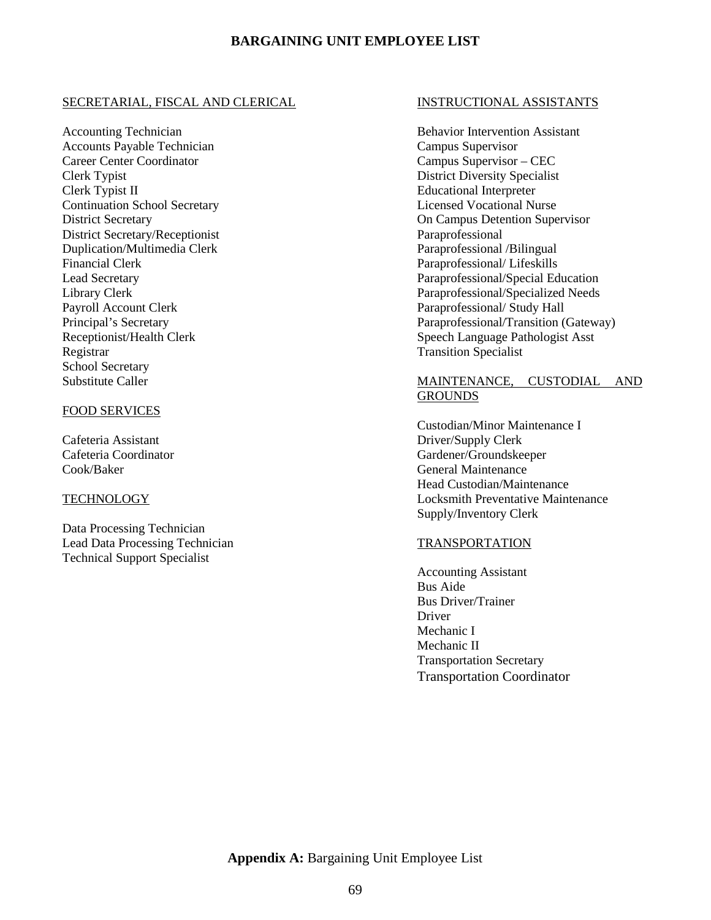# BARGAINING UNIT EMPLOYEE LIST

## SECRETARIAL, FISCAL AND CLERICAL

Accounting Technician
Accounts Payable Technician
Career Center Coordinator
Clerk Typist
Clerk Typist II
Continuation School Secretary
District Secretary
District Secretary/Receptionist
Duplication/Multimedia Clerk
Financial Clerk
Lead Secretary
Library Clerk
Payroll Account Clerk
Principal's Secretary
Receptionist/Health Clerk
Registrar
School Secretary
Substitute Caller

## FOOD SERVICES

Cafeteria Assistant
Cafeteria Coordinator
Cook/Baker

## TECHNOLOGY

Data Processing Technician
Lead Data Processing Technician
Technical Support Specialist

## INSTRUCTIONAL ASSISTANTS

Behavior Intervention Assistant
Campus Supervisor
Campus Supervisor – CEC
District Diversity Specialist
Educational Interpreter
Licensed Vocational Nurse
On Campus Detention Supervisor
Paraprofessional
Paraprofessional /Bilingual
Paraprofessional/ Lifeskills
Paraprofessional/Special Education
Paraprofessional/Specialized Needs
Paraprofessional/ Study Hall
Paraprofessional/Transition (Gateway)
Speech Language Pathologist Asst
Transition Specialist

## MAINTENANCE, CUSTODIAL AND GROUNDS

Custodian/Minor Maintenance I
Driver/Supply Clerk
Gardener/Groundskeeper
General Maintenance
Head Custodian/Maintenance
Locksmith Preventative Maintenance
Supply/Inventory Clerk

## TRANSPORTATION

Accounting Assistant
Bus Aide
Bus Driver/Trainer
Driver
Mechanic I
Mechanic II
Transportation Secretary
Transportation Coordinator

**Appendix A:** Bargaining Unit Employee List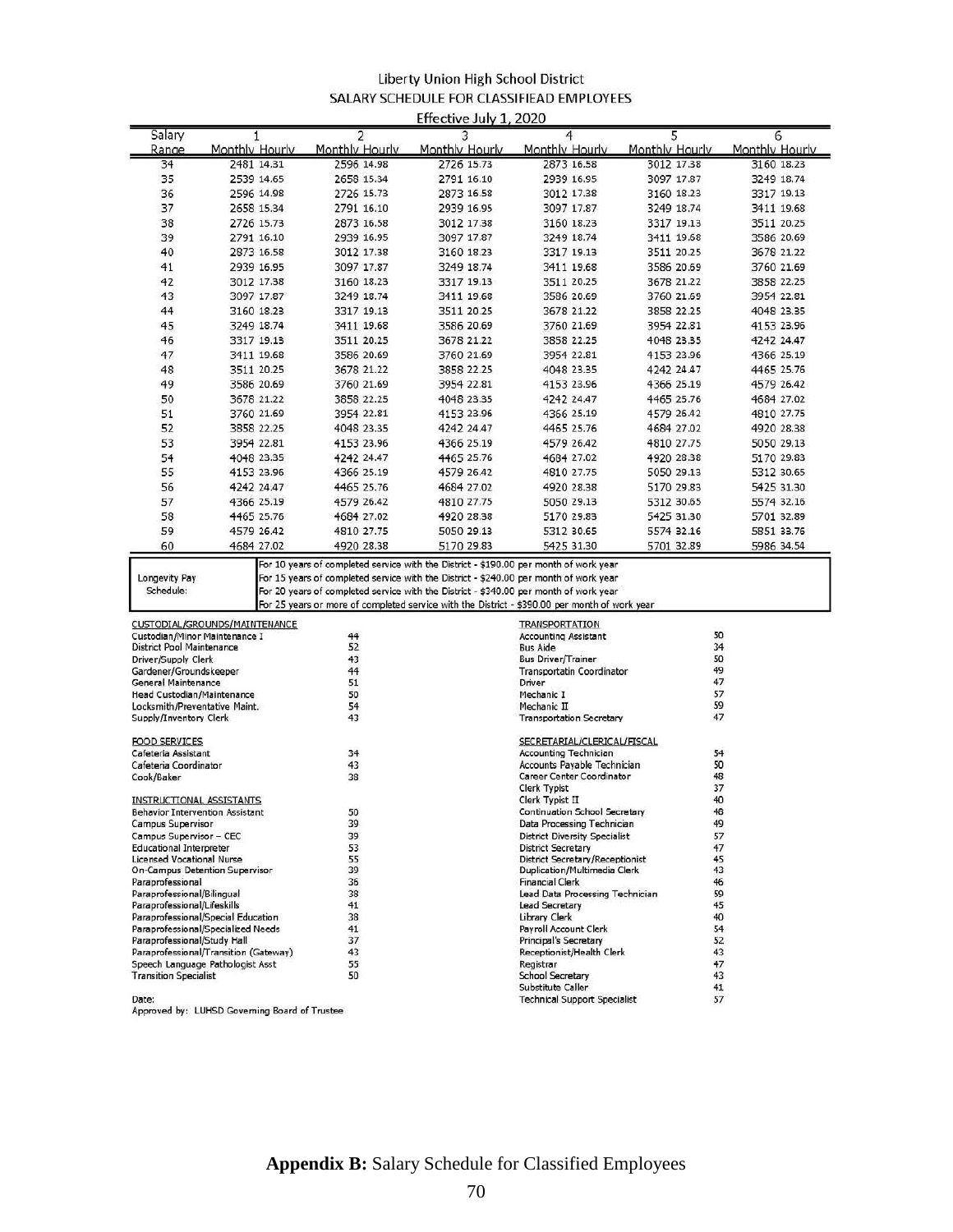# Liberty Union High School District
## SALARY SCHEDULE FOR CLASSIFIEAD EMPLOYEES
### Effective July 1, 2020

| Salary Range | 1 Monthly | 1 Hourly | 2 Monthly | 2 Hourly | 3 Monthly | 3 Hourly | 4 Monthly | 4 Hourly | 5 Monthly | 5 Hourly | 6 Monthly | 6 Hourly |
|---|---|---|---|---|---|---|---|---|---|---|---|---|
| 34 | 2481 | 14.31 | 2596 | 14.98 | 2726 | 15.73 | 2873 | 16.58 | 3012 | 17.38 | 3160 | 18.23 |
| 35 | 2539 | 14.65 | 2658 | 15.34 | 2791 | 16.10 | 2939 | 16.95 | 3097 | 17.87 | 3249 | 18.74 |
| 36 | 2596 | 14.98 | 2726 | 15.73 | 2873 | 16.58 | 3012 | 17.38 | 3160 | 18.23 | 3317 | 19.13 |
| 37 | 2658 | 15.34 | 2791 | 16.10 | 2939 | 16.95 | 3097 | 17.87 | 3249 | 18.74 | 3411 | 19.68 |
| 38 | 2726 | 15.73 | 2873 | 16.58 | 3012 | 17.38 | 3160 | 18.23 | 3317 | 19.13 | 3511 | 20.25 |
| 39 | 2791 | 16.10 | 2939 | 16.95 | 3097 | 17.87 | 3249 | 18.74 | 3411 | 19.68 | 3586 | 20.69 |
| 40 | 2873 | 16.58 | 3012 | 17.38 | 3160 | 18.23 | 3317 | 19.13 | 3511 | 20.25 | 3678 | 21.22 |
| 41 | 2939 | 16.95 | 3097 | 17.87 | 3249 | 18.74 | 3411 | 19.68 | 3586 | 20.69 | 3760 | 21.69 |
| 42 | 3012 | 17.38 | 3160 | 18.23 | 3317 | 19.13 | 3511 | 20.25 | 3678 | 21.22 | 3858 | 22.25 |
| 43 | 3097 | 17.87 | 3249 | 18.74 | 3411 | 19.68 | 3586 | 20.69 | 3760 | 21.69 | 3954 | 22.81 |
| 44 | 3160 | 18.23 | 3317 | 19.13 | 3511 | 20.25 | 3678 | 21.22 | 3858 | 22.25 | 4048 | 23.35 |
| 45 | 3249 | 18.74 | 3411 | 19.68 | 3586 | 20.69 | 3760 | 21.69 | 3954 | 22.81 | 4153 | 23.96 |
| 46 | 3317 | 19.13 | 3511 | 20.25 | 3678 | 21.22 | 3858 | 22.25 | 4048 | 23.35 | 4242 | 24.47 |
| 47 | 3411 | 19.68 | 3586 | 20.69 | 3760 | 21.69 | 3954 | 22.81 | 4153 | 23.96 | 4366 | 25.19 |
| 48 | 3511 | 20.25 | 3678 | 21.22 | 3858 | 22.25 | 4048 | 23.35 | 4242 | 24.47 | 4465 | 25.76 |
| 49 | 3586 | 20.69 | 3760 | 21.69 | 3954 | 22.81 | 4153 | 23.96 | 4366 | 25.19 | 4579 | 26.42 |
| 50 | 3678 | 21.22 | 3858 | 22.25 | 4048 | 23.35 | 4242 | 24.47 | 4465 | 25.76 | 4684 | 27.02 |
| 51 | 3760 | 21.69 | 3954 | 22.81 | 4153 | 23.96 | 4366 | 25.19 | 4579 | 26.42 | 4810 | 27.75 |
| 52 | 3858 | 22.25 | 4048 | 23.35 | 4242 | 24.47 | 4465 | 25.76 | 4684 | 27.02 | 4920 | 28.38 |
| 53 | 3954 | 22.81 | 4153 | 23.96 | 4366 | 25.19 | 4579 | 26.42 | 4810 | 27.75 | 5050 | 29.13 |
| 54 | 4048 | 23.35 | 4242 | 24.47 | 4465 | 25.76 | 4684 | 27.02 | 4920 | 28.38 | 5170 | 29.83 |
| 55 | 4153 | 23.96 | 4366 | 25.19 | 4579 | 26.42 | 4810 | 27.75 | 5050 | 29.13 | 5312 | 30.65 |
| 56 | 4242 | 24.47 | 4465 | 25.76 | 4684 | 27.02 | 4920 | 28.38 | 5170 | 29.83 | 5425 | 31.30 |
| 57 | 4366 | 25.19 | 4579 | 26.42 | 4810 | 27.75 | 5050 | 29.13 | 5312 | 30.65 | 5574 | 32.16 |
| 58 | 4465 | 25.76 | 4684 | 27.02 | 4920 | 28.38 | 5170 | 29.83 | 5425 | 31.30 | 5701 | 32.89 |
| 59 | 4579 | 26.42 | 4810 | 27.75 | 5050 | 29.13 | 5312 | 30.65 | 5574 | 32.16 | 5851 | 33.76 |
| 60 | 4684 | 27.02 | 4920 | 28.38 | 5170 | 29.83 | 5425 | 31.30 | 5701 | 32.89 | 5986 | 34.54 |

**Longevity Pay Schedule:**
- For 10 years of completed service with the District - $190.00 per month of work year
- For 15 years of completed service with the District - $240.00 per month of work year
- For 20 years of completed service with the District - $340.00 per month of work year
- For 25 years or more of completed service with the District - $390.00 per month of work year

| CUSTODIAL/GROUNDS/MAINTENANCE | |
|---|---|
| Custodian/Minor Maintenance I | 44 |
| District Pool Maintenance | 52 |
| Driver/Supply Clerk | 43 |
| Gardener/Groundskeeper | 44 |
| General Maintenance | 51 |
| Head Custodian/Maintenance | 50 |
| Locksmith/Preventative Maint. | 54 |
| Supply/Inventory Clerk | 43 |

| FOOD SERVICES | |
|---|---|
| Cafeteria Assistant | 34 |
| Cafeteria Coordinator | 43 |
| Cook/Baker | 38 |

| INSTRUCTIONAL ASSISTANTS | |
|---|---|
| Behavior Intervention Assistant | 50 |
| Campus Supervisor | 39 |
| Campus Supervisor – CEC | 39 |
| Educational Interpreter | 53 |
| Licensed Vocational Nurse | 55 |
| On-Campus Detention Supervisor | 39 |
| Paraprofessional | 36 |
| Paraprofessional/Bilingual | 38 |
| Paraprofessional/Lifeskills | 41 |
| Paraprofessional/Special Education | 38 |
| Paraprofessional/Specialized Needs | 41 |
| Paraprofessional/Study Hall | 37 |
| Paraprofessional/Transition (Gateway) | 43 |
| Speech Language Pathologist Asst | 55 |
| Transition Specialist | 50 |

| TRANSPORTATION | |
|---|---|
| Accounting Assistant | 50 |
| Bus Aide | 34 |
| Bus Driver/Trainer | 50 |
| Transportatin Coordinator | 49 |
| Driver | 47 |
| Mechanic I | 57 |
| Mechanic II | 59 |
| Transportation Secretary | 47 |

| SECRETARIAL/CLERICAL/FISCAL | |
|---|---|
| Accounting Technician | 54 |
| Accounts Payable Technician | 50 |
| Career Center Coordinator | 48 |
| Clerk Typist | 37 |
| Clerk Typist II | 40 |
| Continuation School Secretary | 48 |
| Data Processing Technician | 49 |
| District Diversity Specialist | 57 |
| District Secretary | 47 |
| District Secretary/Receptionist | 45 |
| Duplication/Multimedia Clerk | 43 |
| Financial Clerk | 46 |
| Lead Data Processing Technician | 59 |
| Lead Secretary | 45 |
| Library Clerk | 40 |
| Payroll Account Clerk | 54 |
| Principal's Secretary | 52 |
| Receptionist/Health Clerk | 43 |
| Registrar | 47 |
| School Secretary | 43 |
| Substitute Caller | 41 |
| Technical Support Specialist | 57 |

Date:

Approved by: LUHSD Governing Board of Trustee

**Appendix B:** Salary Schedule for Classified Employees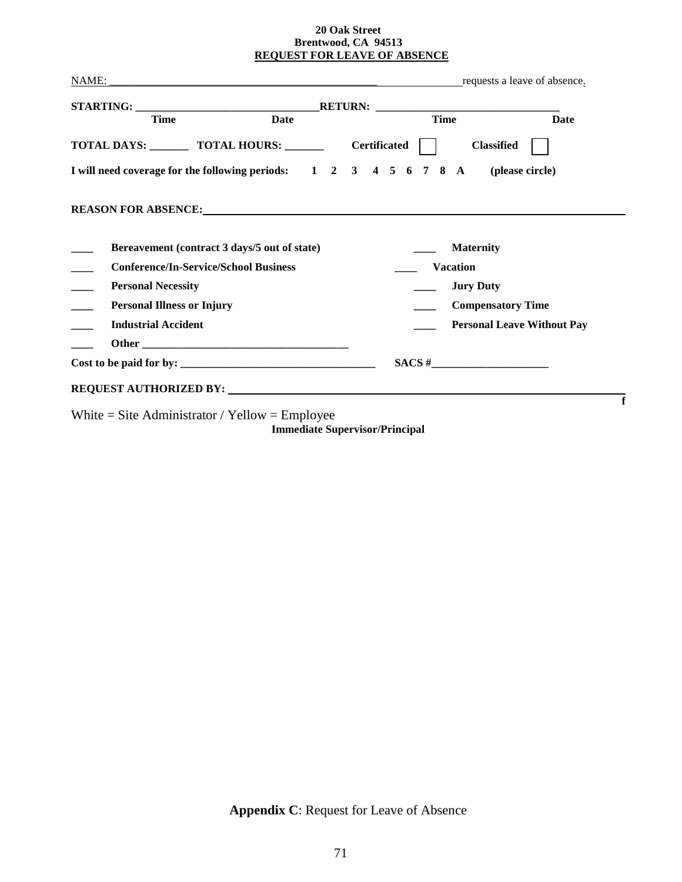**20 Oak Street**
**Brentwood, CA 94513**
**REQUEST FOR LEAVE OF ABSENCE**

NAME: ______________________________________________________ requests a leave of absence.

**STARTING: _________________________________ RETURN: _________________________________**
**Time Date Time Date**

**TOTAL DAYS: _______ TOTAL HOURS: _______ Certificated ☐ Classified ☐**

**I will need coverage for the following periods: 1 2 3 4 5 6 7 8 A (please circle)**

**REASON FOR ABSENCE:** ____________________________________________________________

____ **Bereavement (contract 3 days/5 out of state)**

____ **Conference/In-Service/School Business**

____ **Personal Necessity**

____ **Personal Illness or Injury**

____ **Industrial Accident**

____ **Other** ______________________________________

____ **Maternity**

____ **Vacation**

____ **Jury Duty**

____ **Compensatory Time**

____ **Personal Leave Without Pay**

**Cost to be paid for by:** ___________________________________ **SACS #**_____________________

**REQUEST AUTHORIZED BY:** ____________________________________________________________

**Immediate Supervisor/Principal**

White = Site Administrator / Yellow = Employee

**Appendix C**: Request for Leave of Absence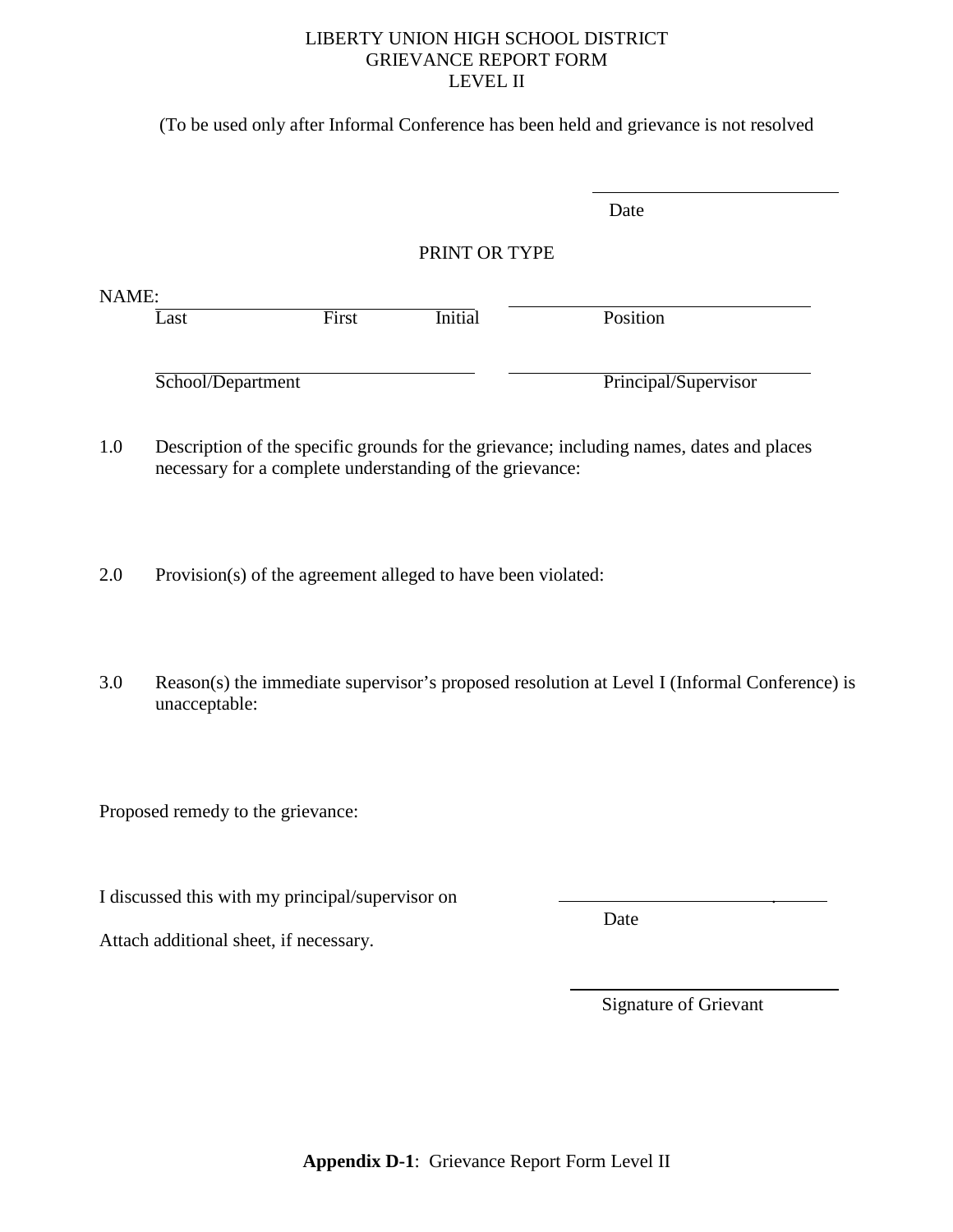LIBERTY UNION HIGH SCHOOL DISTRICT
GRIEVANCE REPORT FORM
LEVEL II

(To be used only after Informal Conference has been held and grievance is not resolved

\_\_\_\_\_\_\_\_\_\_\_\_\_\_\_\_\_\_\_\_\_\_\_\_\_\_
Date

PRINT OR TYPE

NAME: \_\_\_\_\_\_\_\_\_\_\_\_\_\_\_\_\_\_\_\_\_\_\_\_\_\_\_\_\_\_\_\_\_\_ \_\_\_\_\_\_\_\_\_\_\_\_\_\_\_\_\_\_\_\_\_\_\_\_\_\_
Last First Initial Position

\_\_\_\_\_\_\_\_\_\_\_\_\_\_\_\_\_\_\_\_\_\_\_\_\_\_\_\_\_\_\_\_\_\_ \_\_\_\_\_\_\_\_\_\_\_\_\_\_\_\_\_\_\_\_\_\_\_\_\_\_
School/Department Principal/Supervisor

1.0 Description of the specific grounds for the grievance; including names, dates and places necessary for a complete understanding of the grievance:

2.0 Provision(s) of the agreement alleged to have been violated:

3.0 Reason(s) the immediate supervisor's proposed resolution at Level I (Informal Conference) is unacceptable:

Proposed remedy to the grievance:

I discussed this with my principal/supervisor on \_\_\_\_\_\_\_\_\_\_\_\_\_\_\_\_\_\_\_\_\_\_\_\_\_\_
Date

Attach additional sheet, if necessary.

\_\_\_\_\_\_\_\_\_\_\_\_\_\_\_\_\_\_\_\_\_\_\_\_\_\_
Signature of Grievant

**Appendix D-1**: Grievance Report Form Level II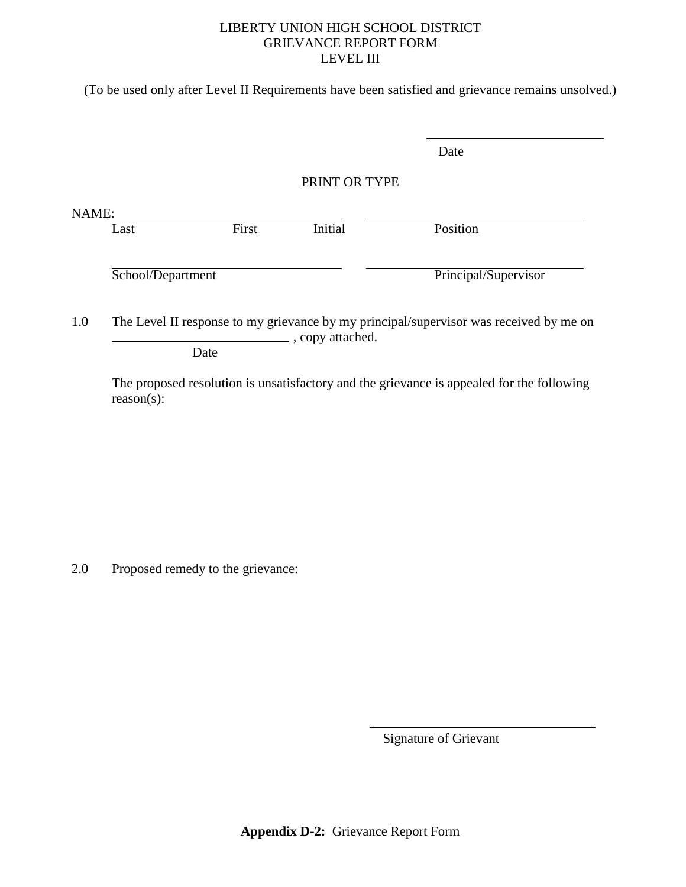LIBERTY UNION HIGH SCHOOL DISTRICT
GRIEVANCE REPORT FORM
LEVEL III

(To be used only after Level II Requirements have been satisfied and grievance remains unsolved.)

\_\_\_\_\_\_\_\_\_\_\_\_\_\_\_\_\_\_\_\_\_\_\_\_\_\_\_\_
Date

PRINT OR TYPE

NAME: \_\_\_\_\_\_\_\_\_\_\_\_\_\_\_\_\_\_\_\_\_\_\_\_\_\_\_\_\_\_\_\_\_\_\_\_ \_\_\_\_\_\_\_\_\_\_\_\_\_\_\_\_\_\_\_\_\_\_\_\_\_\_\_\_\_\_\_\_\_\_
Last First Initial Position

\_\_\_\_\_\_\_\_\_\_\_\_\_\_\_\_\_\_\_\_\_\_\_\_\_\_\_\_\_\_\_\_\_\_\_\_ \_\_\_\_\_\_\_\_\_\_\_\_\_\_\_\_\_\_\_\_\_\_\_\_\_\_\_\_\_\_\_\_\_\_
School/Department Principal/Supervisor

1.0 The Level II response to my grievance by my principal/supervisor was received by me on \_\_\_\_\_\_\_\_\_\_\_\_\_\_\_\_\_\_\_\_\_\_\_\_\_\_\_\_ , copy attached.
Date

The proposed resolution is unsatisfactory and the grievance is appealed for the following reason(s):

2.0 Proposed remedy to the grievance:

\_\_\_\_\_\_\_\_\_\_\_\_\_\_\_\_\_\_\_\_\_\_\_\_\_\_\_\_\_\_\_\_\_\_
Signature of Grievant

**Appendix D-2:** Grievance Report Form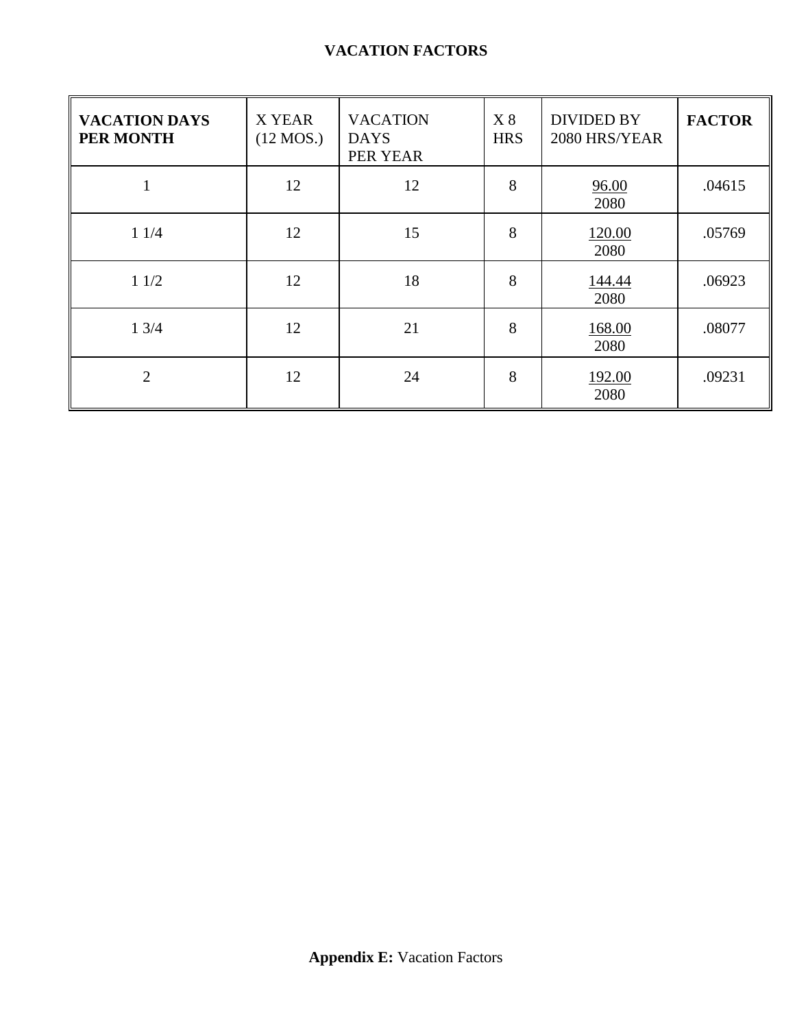# VACATION FACTORS

| **VACATION DAYS PER MONTH** | X YEAR (12 MOS.) | VACATION DAYS PER YEAR | X 8 HRS | DIVIDED BY 2080 HRS/YEAR | **FACTOR** |
|---|---|---|---|---|---|
| 1 | 12 | 12 | 8 | 96.00 / 2080 | .04615 |
| 1 1/4 | 12 | 15 | 8 | 120.00 / 2080 | .05769 |
| 1 1/2 | 12 | 18 | 8 | 144.44 / 2080 | .06923 |
| 1 3/4 | 12 | 21 | 8 | 168.00 / 2080 | .08077 |
| 2 | 12 | 24 | 8 | 192.00 / 2080 | .09231 |

**Appendix E:** Vacation Factors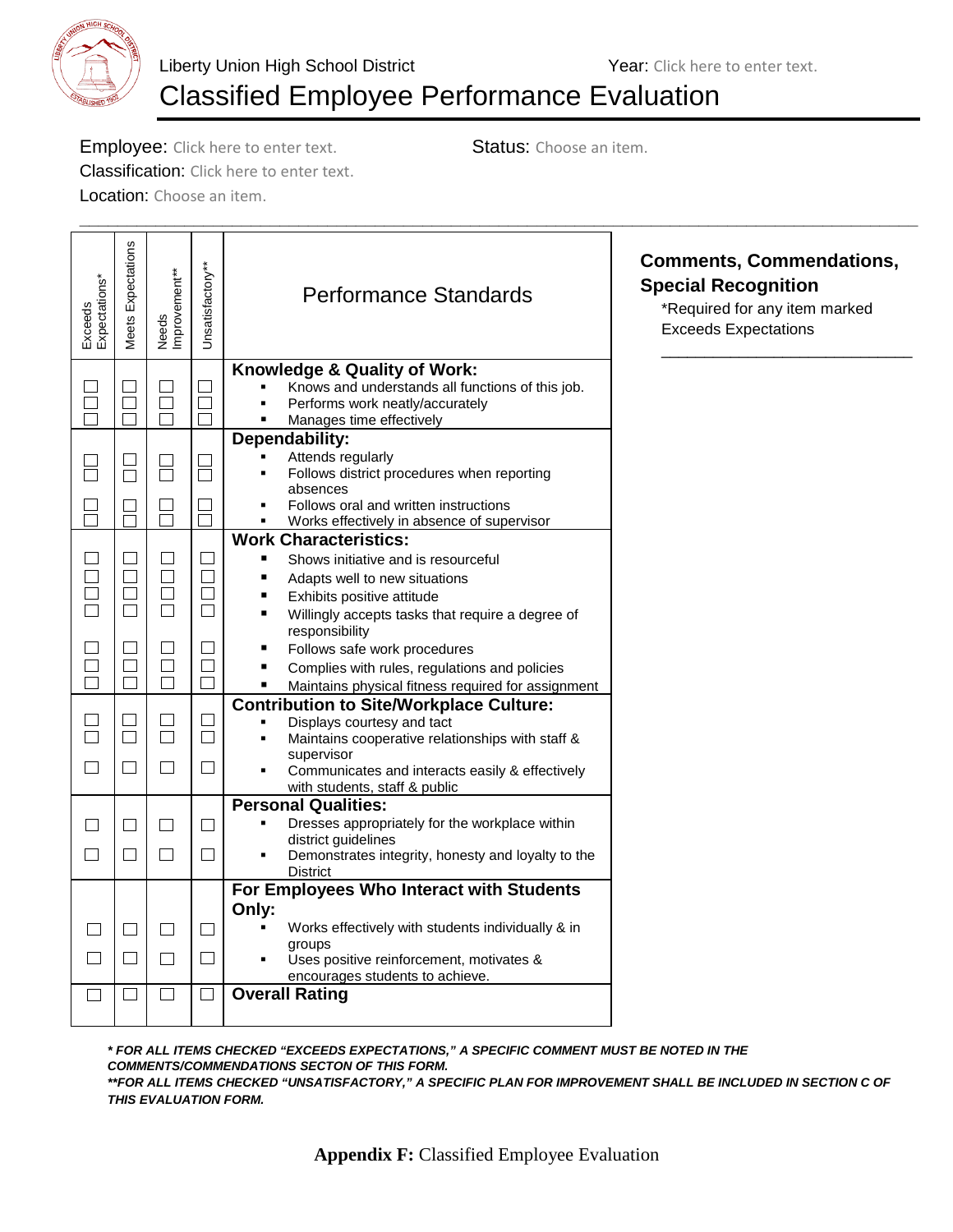Liberty Union High School District Year: Click here to enter text.

# Classified Employee Performance Evaluation

Employee: Click here to enter text. Status: Choose an item.

Classification: Click here to enter text.

Location: Choose an item.

| Exceeds Expectations* | Meets Expectations | Needs Improvement** | Unsatisfactory** | Performance Standards |
|---|---|---|---|---|
| | | | | **Knowledge & Quality of Work:** |
| ☐ | ☐ | ☐ | ☐ | ▪ Knows and understands all functions of this job. |
| ☐ | ☐ | ☐ | ☐ | ▪ Performs work neatly/accurately |
| ☐ | ☐ | ☐ | ☐ | ▪ Manages time effectively |
| | | | | **Dependability:** |
| ☐ | ☐ | ☐ | ☐ | ▪ Attends regularly |
| ☐ | ☐ | ☐ | ☐ | ▪ Follows district procedures when reporting absences |
| ☐ | ☐ | ☐ | ☐ | ▪ Follows oral and written instructions |
| ☐ | ☐ | ☐ | ☐ | ▪ Works effectively in absence of supervisor |
| | | | | **Work Characteristics:** |
| ☐ | ☐ | ☐ | ☐ | ▪ Shows initiative and is resourceful |
| ☐ | ☐ | ☐ | ☐ | ▪ Adapts well to new situations |
| ☐ | ☐ | ☐ | ☐ | ▪ Exhibits positive attitude |
| ☐ | ☐ | ☐ | ☐ | ▪ Willingly accepts tasks that require a degree of responsibility |
| ☐ | ☐ | ☐ | ☐ | ▪ Follows safe work procedures |
| ☐ | ☐ | ☐ | ☐ | ▪ Complies with rules, regulations and policies |
| ☐ | ☐ | ☐ | ☐ | ▪ Maintains physical fitness required for assignment |
| | | | | **Contribution to Site/Workplace Culture:** |
| ☐ | ☐ | ☐ | ☐ | ▪ Displays courtesy and tact |
| ☐ | ☐ | ☐ | ☐ | ▪ Maintains cooperative relationships with staff & supervisor |
| ☐ | ☐ | ☐ | ☐ | ▪ Communicates and interacts easily & effectively with students, staff & public |
| | | | | **Personal Qualities:** |
| ☐ | ☐ | ☐ | ☐ | ▪ Dresses appropriately for the workplace within district guidelines |
| ☐ | ☐ | ☐ | ☐ | ▪ Demonstrates integrity, honesty and loyalty to the District |
| | | | | **For Employees Who Interact with Students Only:** |
| ☐ | ☐ | ☐ | ☐ | ▪ Works effectively with students individually & in groups |
| ☐ | ☐ | ☐ | ☐ | ▪ Uses positive reinforcement, motivates & encourages students to achieve. |
| ☐ | ☐ | ☐ | ☐ | **Overall Rating** |

**Comments, Commendations, Special Recognition**

*Required for any item marked Exceeds Expectations

______________________________

***\* FOR ALL ITEMS CHECKED "EXCEEDS EXPECTATIONS," A SPECIFIC COMMENT MUST BE NOTED IN THE COMMENTS/COMMENDATIONS SECTON OF THIS FORM.***

***\*\*FOR ALL ITEMS CHECKED "UNSATISFACTORY," A SPECIFIC PLAN FOR IMPROVEMENT SHALL BE INCLUDED IN SECTION C OF THIS EVALUATION FORM.***

**Appendix F:** Classified Employee Evaluation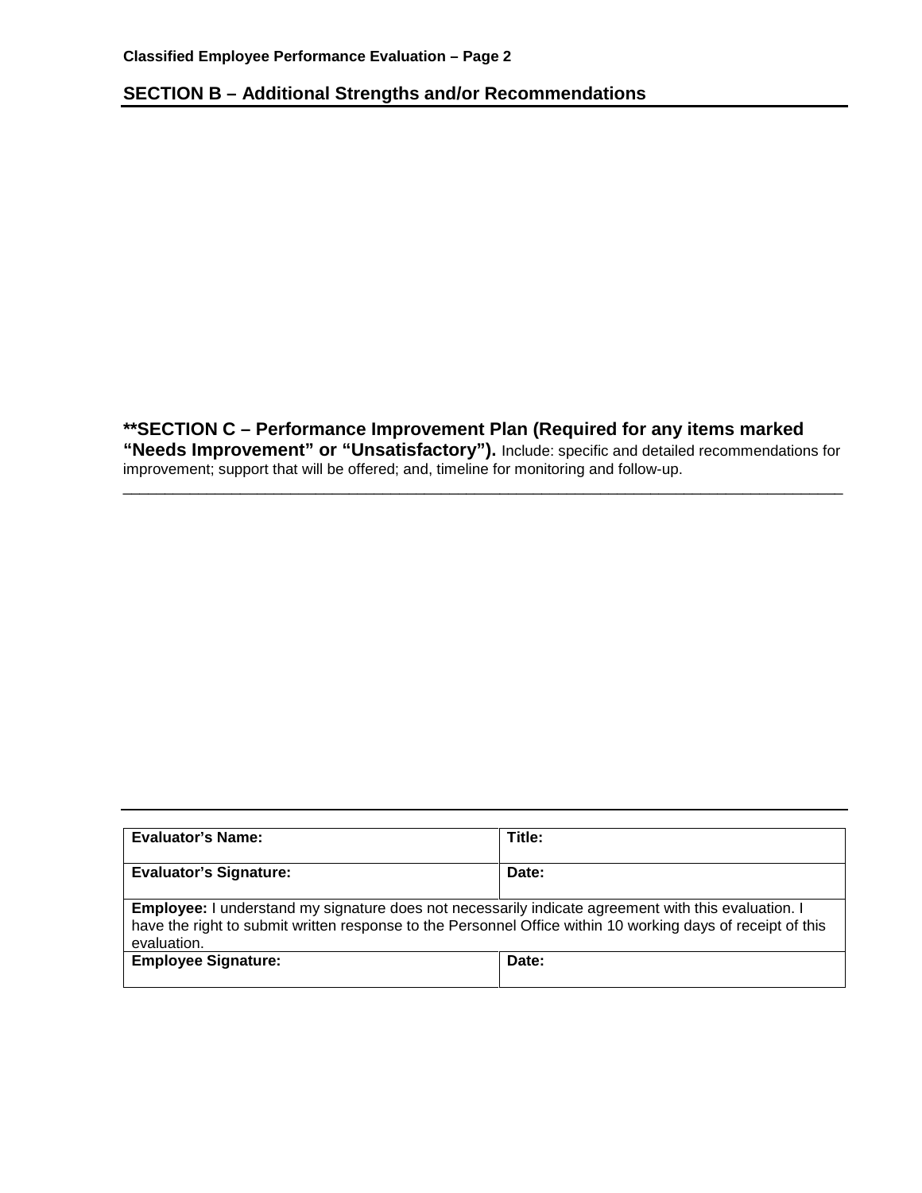**Classified Employee Performance Evaluation – Page 2**

## SECTION B – Additional Strengths and/or Recommendations

## **SECTION C – Performance Improvement Plan (Required for any items marked "Needs Improvement" or "Unsatisfactory").

Include: specific and detailed recommendations for improvement; support that will be offered; and, timeline for monitoring and follow-up.

_______________________________________________________________________________________

| **Evaluator's Name:** | **Title:** |
|---|---|
| **Evaluator's Signature:** | **Date:** |
| **Employee:** I understand my signature does not necessarily indicate agreement with this evaluation. I have the right to submit written response to the Personnel Office within 10 working days of receipt of this evaluation. | |
| **Employee Signature:** | **Date:** |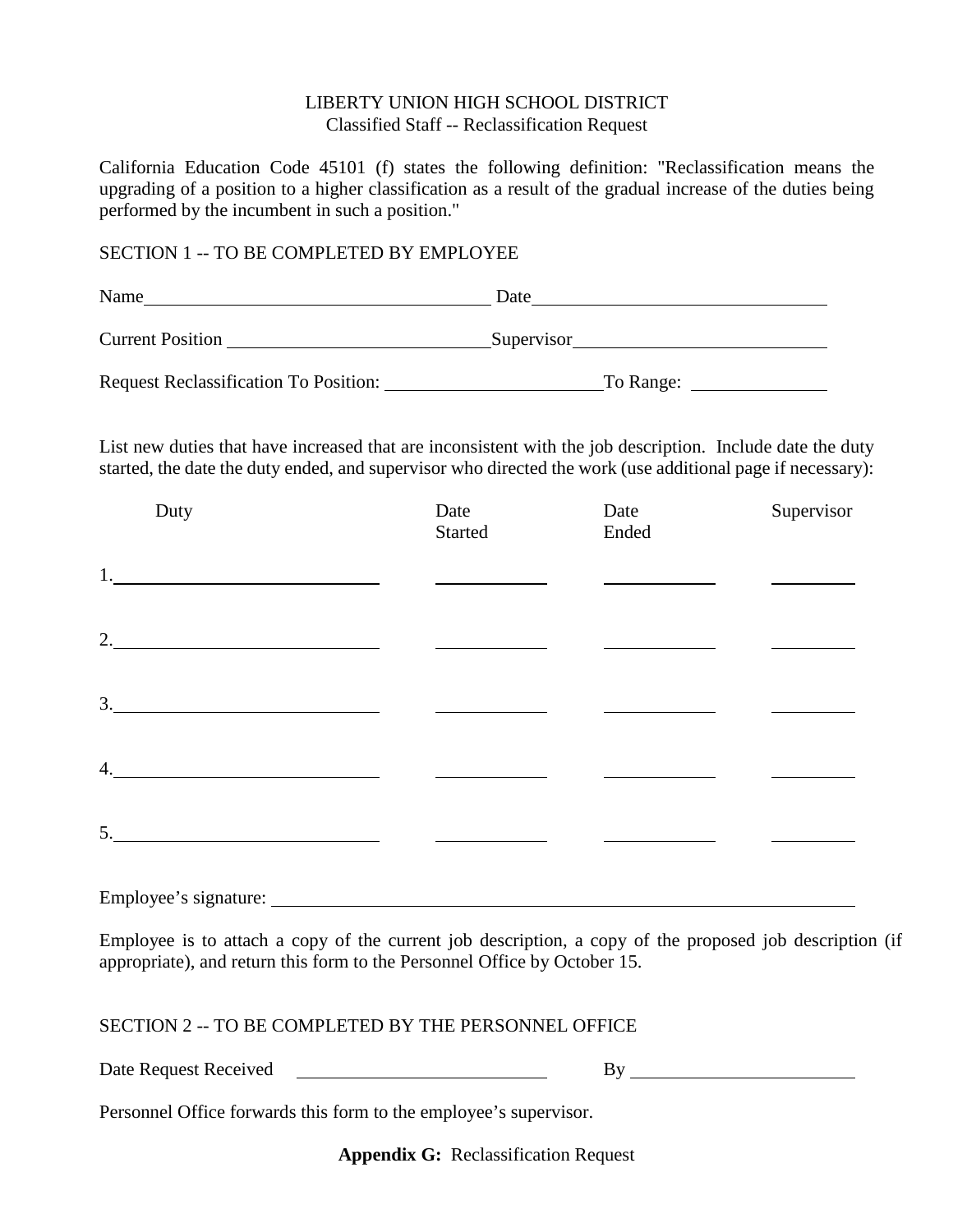LIBERTY UNION HIGH SCHOOL DISTRICT
Classified Staff -- Reclassification Request

California Education Code 45101 (f) states the following definition: "Reclassification means the upgrading of a position to a higher classification as a result of the gradual increase of the duties being performed by the incumbent in such a position."

SECTION 1 -- TO BE COMPLETED BY EMPLOYEE

Name________________________________ Date____________________________

Current Position ________________________ Supervisor________________________

Request Reclassification To Position: ____________________ To Range: ____________

List new duties that have increased that are inconsistent with the job description. Include date the duty started, the date the duty ended, and supervisor who directed the work (use additional page if necessary):

| Duty | Date Started | Date Ended | Supervisor |
|---|---|---|---|
| 1.________________________ | __________ | __________ | ________ |
| 2.________________________ | __________ | __________ | ________ |
| 3.________________________ | __________ | __________ | ________ |
| 4.________________________ | __________ | __________ | ________ |
| 5.________________________ | __________ | __________ | ________ |

Employee's signature: ____________________________________________________

Employee is to attach a copy of the current job description, a copy of the proposed job description (if appropriate), and return this form to the Personnel Office by October 15.

SECTION 2 -- TO BE COMPLETED BY THE PERSONNEL OFFICE

Date Request Received ________________________ By ____________________

Personnel Office forwards this form to the employee's supervisor.

**Appendix G:** Reclassification Request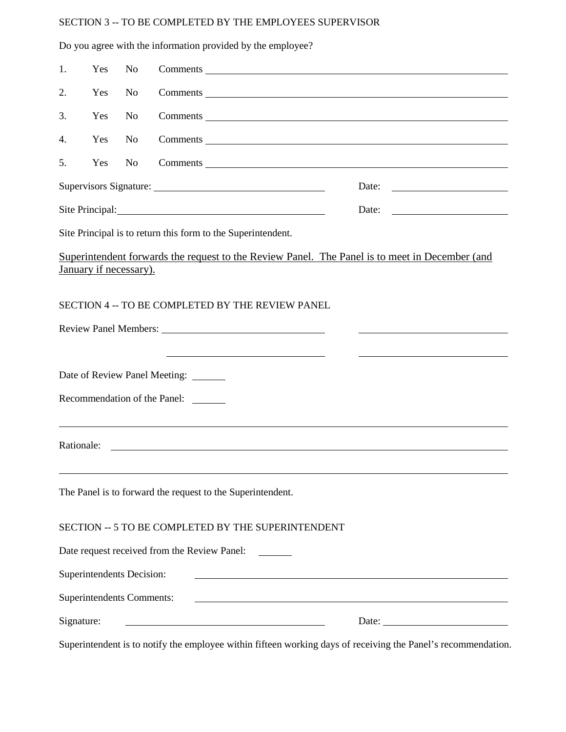SECTION 3 -- TO BE COMPLETED BY THE EMPLOYEES SUPERVISOR

Do you agree with the information provided by the employee?

1. Yes No Comments ______________________________________________

2. Yes No Comments ______________________________________________

3. Yes No Comments ______________________________________________

4. Yes No Comments ______________________________________________

5. Yes No Comments ______________________________________________

Supervisors Signature: ______________________________ Date: ____________________

Site Principal: ______________________________ Date: ____________________

Site Principal is to return this form to the Superintendent.

<u>Superintendent forwards the request to the Review Panel. The Panel is to meet in December (and January if necessary).</u>

SECTION 4 -- TO BE COMPLETED BY THE REVIEW PANEL

Review Panel Members: ______________________________ ______________________________

______________________________ ______________________________

Date of Review Panel Meeting: ______

Recommendation of the Panel: ______

______________________________________________________________________

Rationale: ______________________________________________________________

______________________________________________________________________

The Panel is to forward the request to the Superintendent.

SECTION -- 5 TO BE COMPLETED BY THE SUPERINTENDENT

Date request received from the Review Panel: ______

Superintendents Decision: ______________________________________________

Superintendents Comments: ______________________________________________

Signature: ______________________________ Date: ____________________

Superintendent is to notify the employee within fifteen working days of receiving the Panel's recommendation.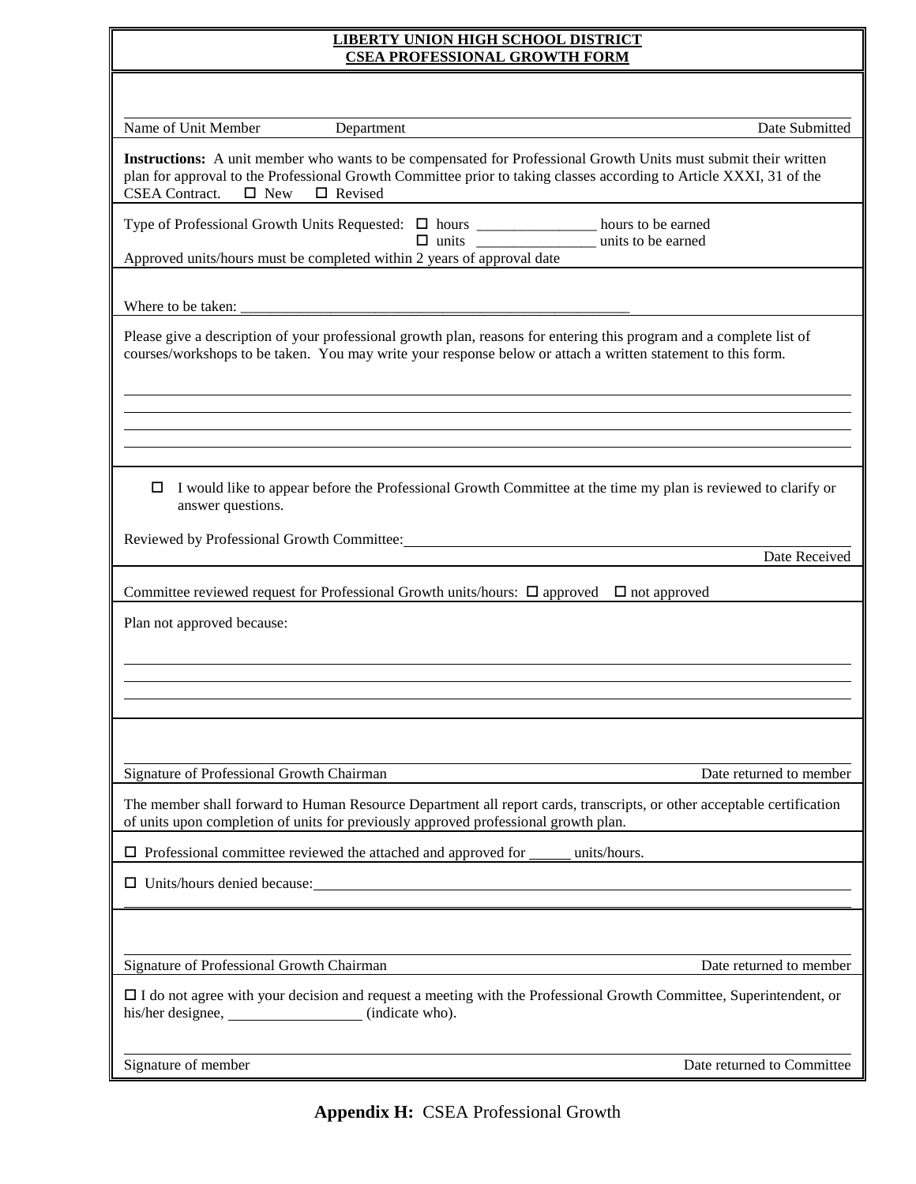**LIBERTY UNION HIGH SCHOOL DISTRICT**
**CSEA PROFESSIONAL GROWTH FORM**

_______________________________________________________________

Name of Unit Member  Department  Date Submitted

**Instructions:** A unit member who wants to be compensated for Professional Growth Units must submit their written plan for approval to the Professional Growth Committee prior to taking classes according to Article XXXI, 31 of the CSEA Contract. ☐ New ☐ Revised

Type of Professional Growth Units Requested: ☐ hours ________________ hours to be earned
☐ units ________________ units to be earned

Approved units/hours must be completed within 2 years of approval date

Where to be taken: ______________________________________________________

Please give a description of your professional growth plan, reasons for entering this program and a complete list of courses/workshops to be taken. You may write your response below or attach a written statement to this form.

_______________________________________________________________

_______________________________________________________________

_______________________________________________________________

_______________________________________________________________

☐ I would like to appear before the Professional Growth Committee at the time my plan is reviewed to clarify or answer questions.

Reviewed by Professional Growth Committee: ______________________________________

Date Received

Committee reviewed request for Professional Growth units/hours: ☐ approved ☐ not approved

Plan not approved because:

_______________________________________________________________

_______________________________________________________________

_______________________________________________________________

_______________________________________________________________

Signature of Professional Growth Chairman  Date returned to member

The member shall forward to Human Resource Department all report cards, transcripts, or other acceptable certification of units upon completion of units for previously approved professional growth plan.

☐ Professional committee reviewed the attached and approved for ______ units/hours.

☐ Units/hours denied because: ______________________________________________________

_______________________________________________________________

_______________________________________________________________

Signature of Professional Growth Chairman  Date returned to member

☐ I do not agree with your decision and request a meeting with the Professional Growth Committee, Superintendent, or his/her designee, __________________ (indicate who).

_______________________________________________________________

Signature of member  Date returned to Committee

**Appendix H:** CSEA Professional Growth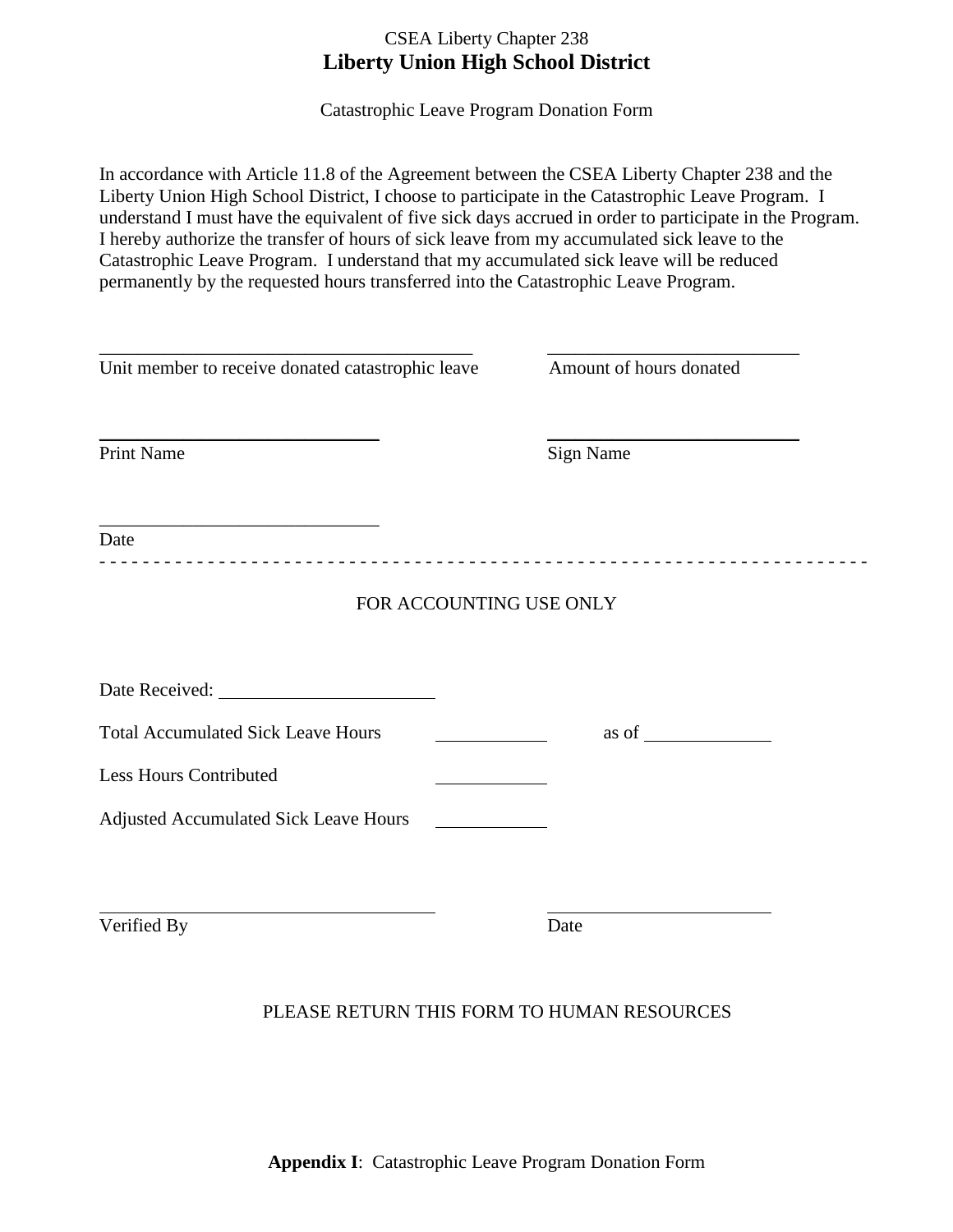CSEA Liberty Chapter 238

# Liberty Union High School District

Catastrophic Leave Program Donation Form

In accordance with Article 11.8 of the Agreement between the CSEA Liberty Chapter 238 and the Liberty Union High School District, I choose to participate in the Catastrophic Leave Program. I understand I must have the equivalent of five sick days accrued in order to participate in the Program. I hereby authorize the transfer of hours of sick leave from my accumulated sick leave to the Catastrophic Leave Program. I understand that my accumulated sick leave will be reduced permanently by the requested hours transferred into the Catastrophic Leave Program.

\_\_\_\_\_\_\_\_\_\_\_\_\_\_\_\_\_\_\_\_\_\_\_\_\_\_\_\_\_\_\_\_\_\_\_\_\_\_\_\_ \_\_\_\_\_\_\_\_\_\_\_\_\_\_\_\_\_\_\_\_\_\_\_\_\_\_\_

Unit member to receive donated catastrophic leave | Amount of hours donated

\_\_\_\_\_\_\_\_\_\_\_\_\_\_\_\_\_\_\_\_\_\_\_\_\_\_\_\_\_\_ \_\_\_\_\_\_\_\_\_\_\_\_\_\_\_\_\_\_\_\_\_\_\_\_\_\_\_

Print Name | Sign Name

\_\_\_\_\_\_\_\_\_\_\_\_\_\_\_\_\_\_\_\_\_\_\_\_\_\_\_\_\_\_

Date

- - - - - - - - - - - - - - - - - - - - - - - - - - - - - - - - - - - - - - - - - - - - - - - - - - - - - - - - - - - - - - - - - - - - - - -

FOR ACCOUNTING USE ONLY

Date Received: \_\_\_\_\_\_\_\_\_\_\_\_\_\_\_\_\_\_\_\_\_\_

Total Accumulated Sick Leave Hours \_\_\_\_\_\_\_\_\_\_\_\_ as of \_\_\_\_\_\_\_\_\_\_\_\_\_

Less Hours Contributed \_\_\_\_\_\_\_\_\_\_\_\_

Adjusted Accumulated Sick Leave Hours \_\_\_\_\_\_\_\_\_\_\_\_

\_\_\_\_\_\_\_\_\_\_\_\_\_\_\_\_\_\_\_\_\_\_\_\_\_\_\_\_\_\_\_\_\_\_\_\_ \_\_\_\_\_\_\_\_\_\_\_\_\_\_\_\_\_\_\_\_\_\_\_\_

Verified By | Date

PLEASE RETURN THIS FORM TO HUMAN RESOURCES

**Appendix I**: Catastrophic Leave Program Donation Form